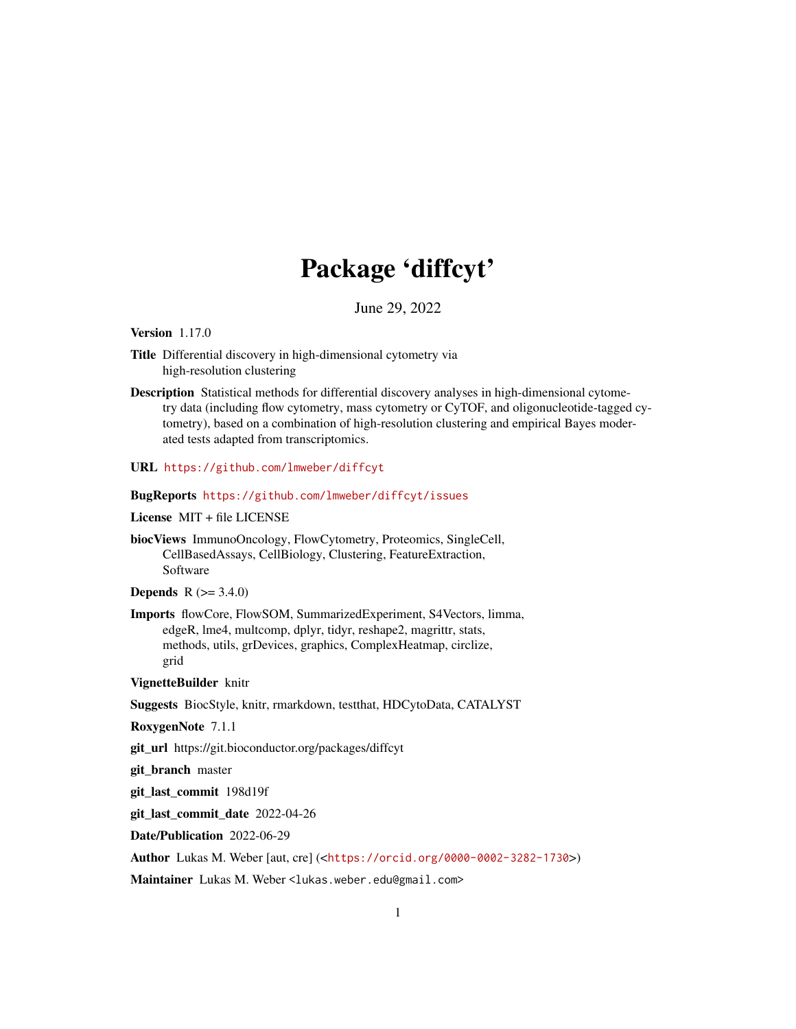# Package 'diffcyt'

June 29, 2022

**Version** 1.17.0

**Title** Differential discovery in high-dimensional cytometry via high-resolution clustering

**Description** Statistical methods for differential discovery analyses in high-dimensional cytometry data (including flow cytometry, mass cytometry or CyTOF, and oligonucleotide-tagged cytometry), based on a combination of high-resolution clustering and empirical Bayes moderated tests adapted from transcriptomics.

**URL** https://github.com/lmweber/diffcyt

**BugReports** https://github.com/lmweber/diffcyt/issues

**License** MIT + file LICENSE

**biocViews** ImmunoOncology, FlowCytometry, Proteomics, SingleCell, CellBasedAssays, CellBiology, Clustering, FeatureExtraction, Software

**Depends** R (>= 3.4.0)

**Imports** flowCore, FlowSOM, SummarizedExperiment, S4Vectors, limma, edgeR, lme4, multcomp, dplyr, tidyr, reshape2, magrittr, stats, methods, utils, grDevices, graphics, ComplexHeatmap, circlize, grid

**VignetteBuilder** knitr

**Suggests** BiocStyle, knitr, rmarkdown, testthat, HDCytoData, CATALYST

**RoxygenNote** 7.1.1

**git_url** https://git.bioconductor.org/packages/diffcyt

**git_branch** master

**git_last_commit** 198d19f

**git_last_commit_date** 2022-04-26

**Date/Publication** 2022-06-29

**Author** Lukas M. Weber [aut, cre] (<https://orcid.org/0000-0002-3282-1730>)

**Maintainer** Lukas M. Weber <lukas.weber.edu@gmail.com>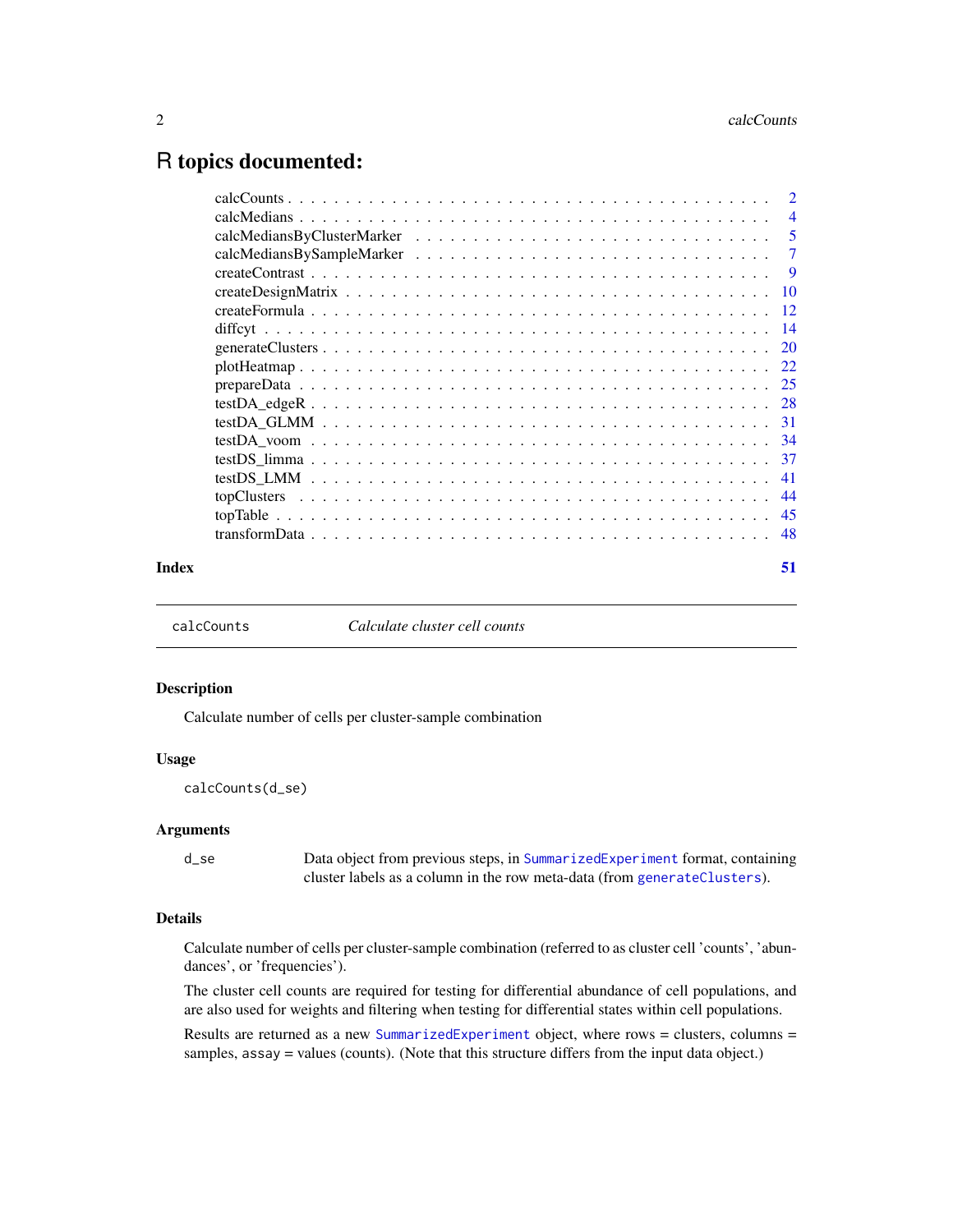# R topics documented:

| | |
|---|---|
| calcCounts | 2 |
| calcMedians | 4 |
| calcMediansByClusterMarker | 5 |
| calcMediansBySampleMarker | 7 |
| createContrast | 9 |
| createDesignMatrix | 10 |
| createFormula | 12 |
| diffcyt | 14 |
| generateClusters | 20 |
| plotHeatmap | 22 |
| prepareData | 25 |
| testDA_edgeR | 28 |
| testDA_GLMM | 31 |
| testDA_voom | 34 |
| testDS_limma | 37 |
| testDS_LMM | 41 |
| topClusters | 44 |
| topTable | 45 |
| transformData | 48 |
| **Index** | **51** |

---

`calcCounts` *Calculate cluster cell counts*

---

## Description

Calculate number of cells per cluster-sample combination

## Usage

```
calcCounts(d_se)
```

## Arguments

| | |
|---|---|
| `d_se` | Data object from previous steps, in `SummarizedExperiment` format, containing cluster labels as a column in the row meta-data (from `generateClusters`). |

## Details

Calculate number of cells per cluster-sample combination (referred to as cluster cell 'counts', 'abundances', or 'frequencies').

The cluster cell counts are required for testing for differential abundance of cell populations, and are also used for weights and filtering when testing for differential states within cell populations.

Results are returned as a new `SummarizedExperiment` object, where rows = clusters, columns = samples, `assay` = values (counts). (Note that this structure differs from the input data object.)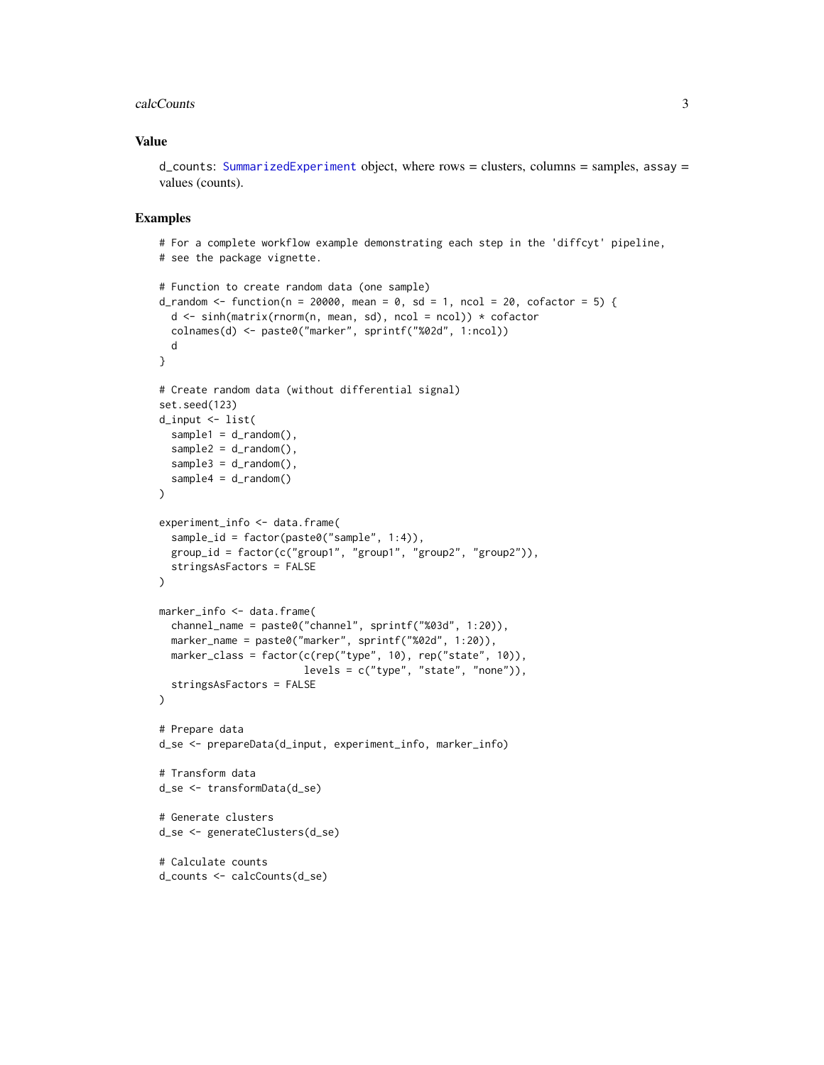## Value

d_counts: SummarizedExperiment object, where rows = clusters, columns = samples, assay = values (counts).

## Examples

```
# For a complete workflow example demonstrating each step in the 'diffcyt' pipeline,
# see the package vignette.

# Function to create random data (one sample)
d_random <- function(n = 20000, mean = 0, sd = 1, ncol = 20, cofactor = 5) {
  d <- sinh(matrix(rnorm(n, mean, sd), ncol = ncol)) * cofactor
  colnames(d) <- paste0("marker", sprintf("%02d", 1:ncol))
  d
}

# Create random data (without differential signal)
set.seed(123)
d_input <- list(
  sample1 = d_random(),
  sample2 = d_random(),
  sample3 = d_random(),
  sample4 = d_random()
)

experiment_info <- data.frame(
  sample_id = factor(paste0("sample", 1:4)),
  group_id = factor(c("group1", "group1", "group2", "group2")),
  stringsAsFactors = FALSE
)

marker_info <- data.frame(
  channel_name = paste0("channel", sprintf("%03d", 1:20)),
  marker_name = paste0("marker", sprintf("%02d", 1:20)),
  marker_class = factor(c(rep("type", 10), rep("state", 10)),
                        levels = c("type", "state", "none")),
  stringsAsFactors = FALSE
)

# Prepare data
d_se <- prepareData(d_input, experiment_info, marker_info)

# Transform data
d_se <- transformData(d_se)

# Generate clusters
d_se <- generateClusters(d_se)

# Calculate counts
d_counts <- calcCounts(d_se)
```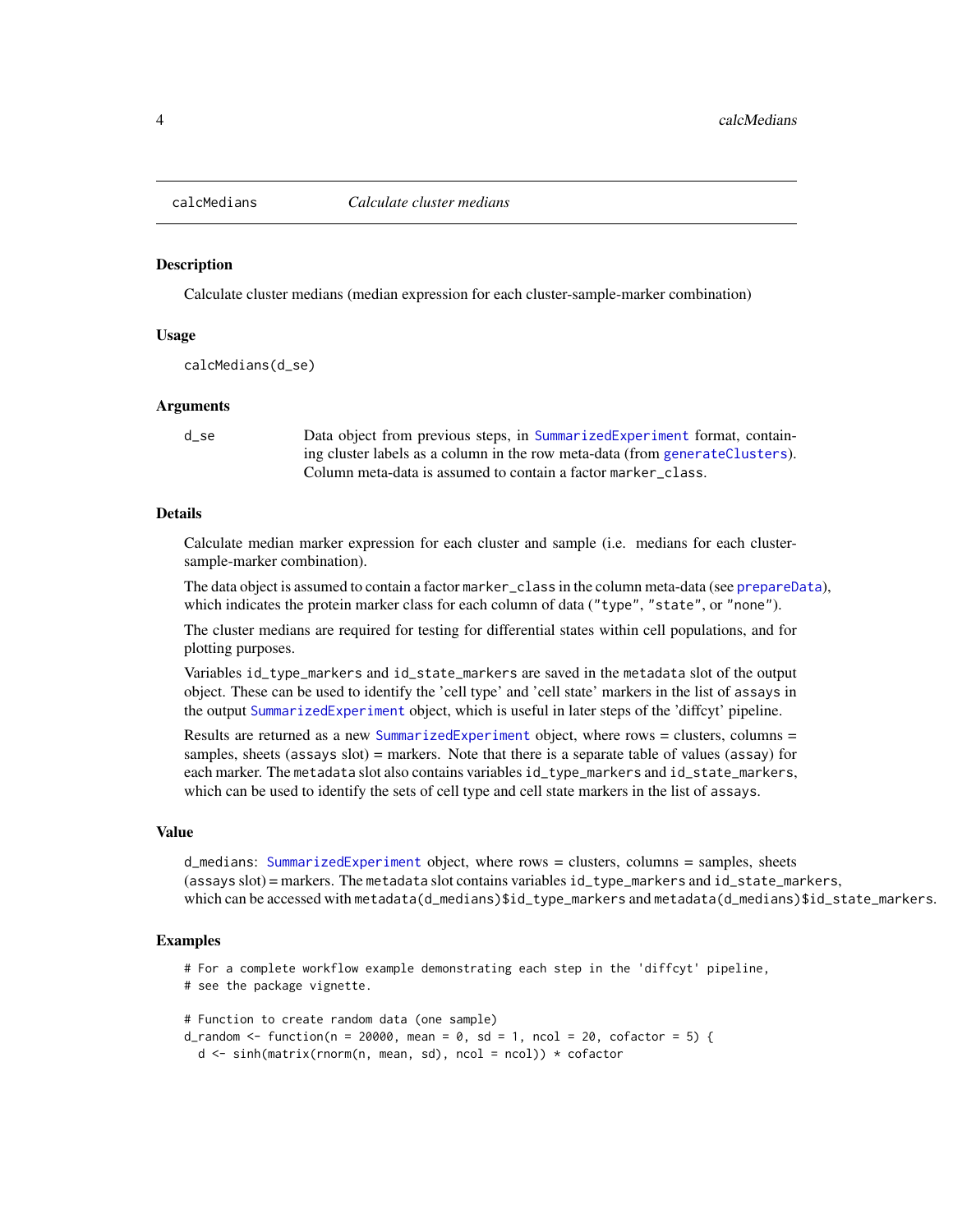calcMedians *Calculate cluster medians*

## Description

Calculate cluster medians (median expression for each cluster-sample-marker combination)

## Usage

```
calcMedians(d_se)
```

## Arguments

| | |
|---|---|
| d_se | Data object from previous steps, in SummarizedExperiment format, containing cluster labels as a column in the row meta-data (from generateClusters). Column meta-data is assumed to contain a factor marker_class. |

## Details

Calculate median marker expression for each cluster and sample (i.e. medians for each cluster-sample-marker combination).

The data object is assumed to contain a factor marker_class in the column meta-data (see prepareData), which indicates the protein marker class for each column of data ("type", "state", or "none").

The cluster medians are required for testing for differential states within cell populations, and for plotting purposes.

Variables id_type_markers and id_state_markers are saved in the metadata slot of the output object. These can be used to identify the 'cell type' and 'cell state' markers in the list of assays in the output SummarizedExperiment object, which is useful in later steps of the 'diffcyt' pipeline.

Results are returned as a new SummarizedExperiment object, where rows = clusters, columns = samples, sheets (assays slot) = markers. Note that there is a separate table of values (assay) for each marker. The metadata slot also contains variables id_type_markers and id_state_markers, which can be used to identify the sets of cell type and cell state markers in the list of assays.

## Value

d_medians: SummarizedExperiment object, where rows = clusters, columns = samples, sheets (assays slot) = markers. The metadata slot contains variables id_type_markers and id_state_markers, which can be accessed with metadata(d_medians)$id_type_markers and metadata(d_medians)$id_state_markers.

## Examples

```
# For a complete workflow example demonstrating each step in the 'diffcyt' pipeline,
# see the package vignette.

# Function to create random data (one sample)
d_random <- function(n = 20000, mean = 0, sd = 1, ncol = 20, cofactor = 5) {
  d <- sinh(matrix(rnorm(n, mean, sd), ncol = ncol)) * cofactor
```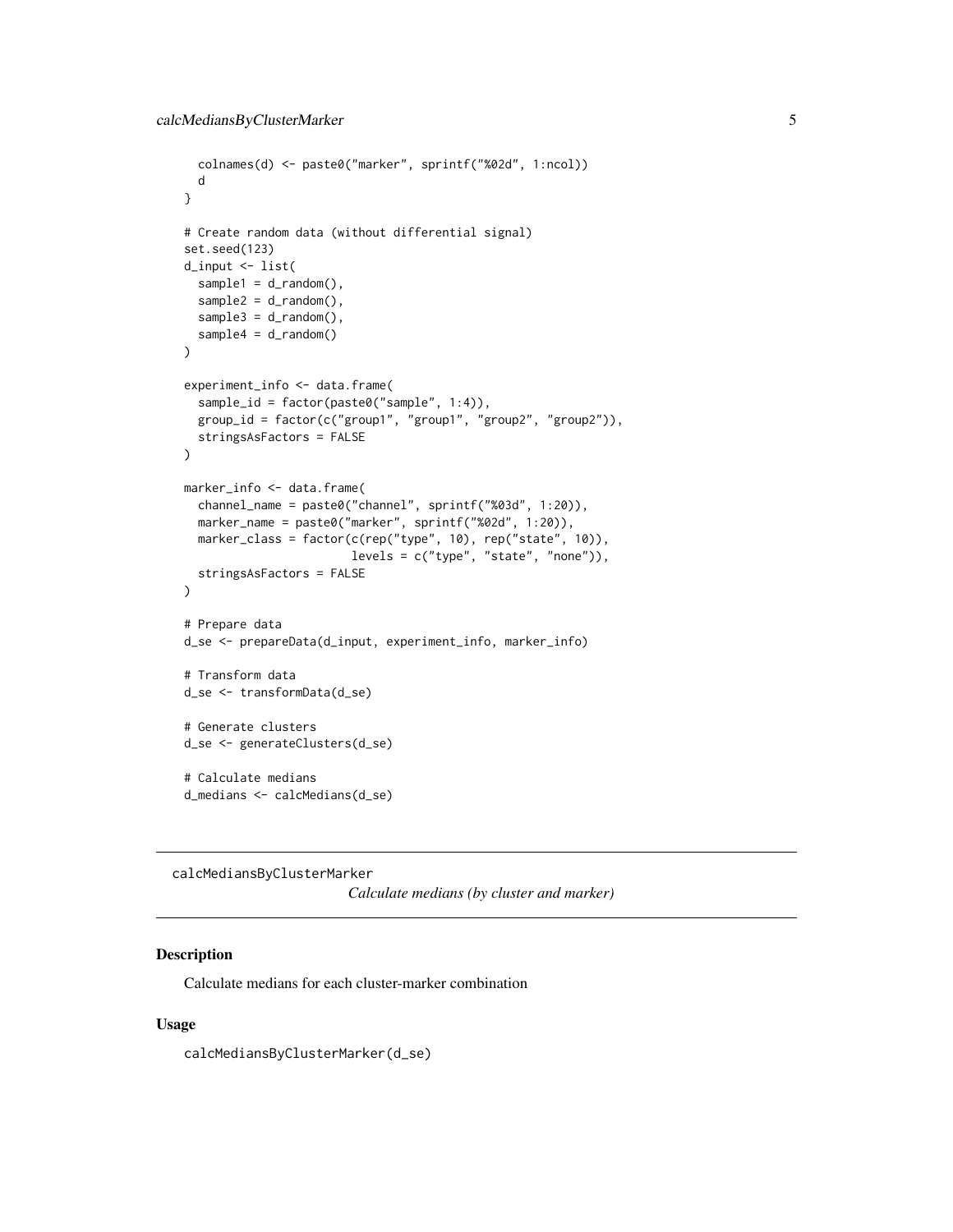```
  colnames(d) <- paste0("marker", sprintf("%02d", 1:ncol))
  d
}

# Create random data (without differential signal)
set.seed(123)
d_input <- list(
  sample1 = d_random(),
  sample2 = d_random(),
  sample3 = d_random(),
  sample4 = d_random()
)

experiment_info <- data.frame(
  sample_id = factor(paste0("sample", 1:4)),
  group_id = factor(c("group1", "group1", "group2", "group2")),
  stringsAsFactors = FALSE
)

marker_info <- data.frame(
  channel_name = paste0("channel", sprintf("%03d", 1:20)),
  marker_name = paste0("marker", sprintf("%02d", 1:20)),
  marker_class = factor(c(rep("type", 10), rep("state", 10)),
                        levels = c("type", "state", "none")),
  stringsAsFactors = FALSE
)

# Prepare data
d_se <- prepareData(d_input, experiment_info, marker_info)

# Transform data
d_se <- transformData(d_se)

# Generate clusters
d_se <- generateClusters(d_se)

# Calculate medians
d_medians <- calcMedians(d_se)
```

---

## calcMediansByClusterMarker

*Calculate medians (by cluster and marker)*

---

### Description

Calculate medians for each cluster-marker combination

### Usage

```
calcMediansByClusterMarker(d_se)
```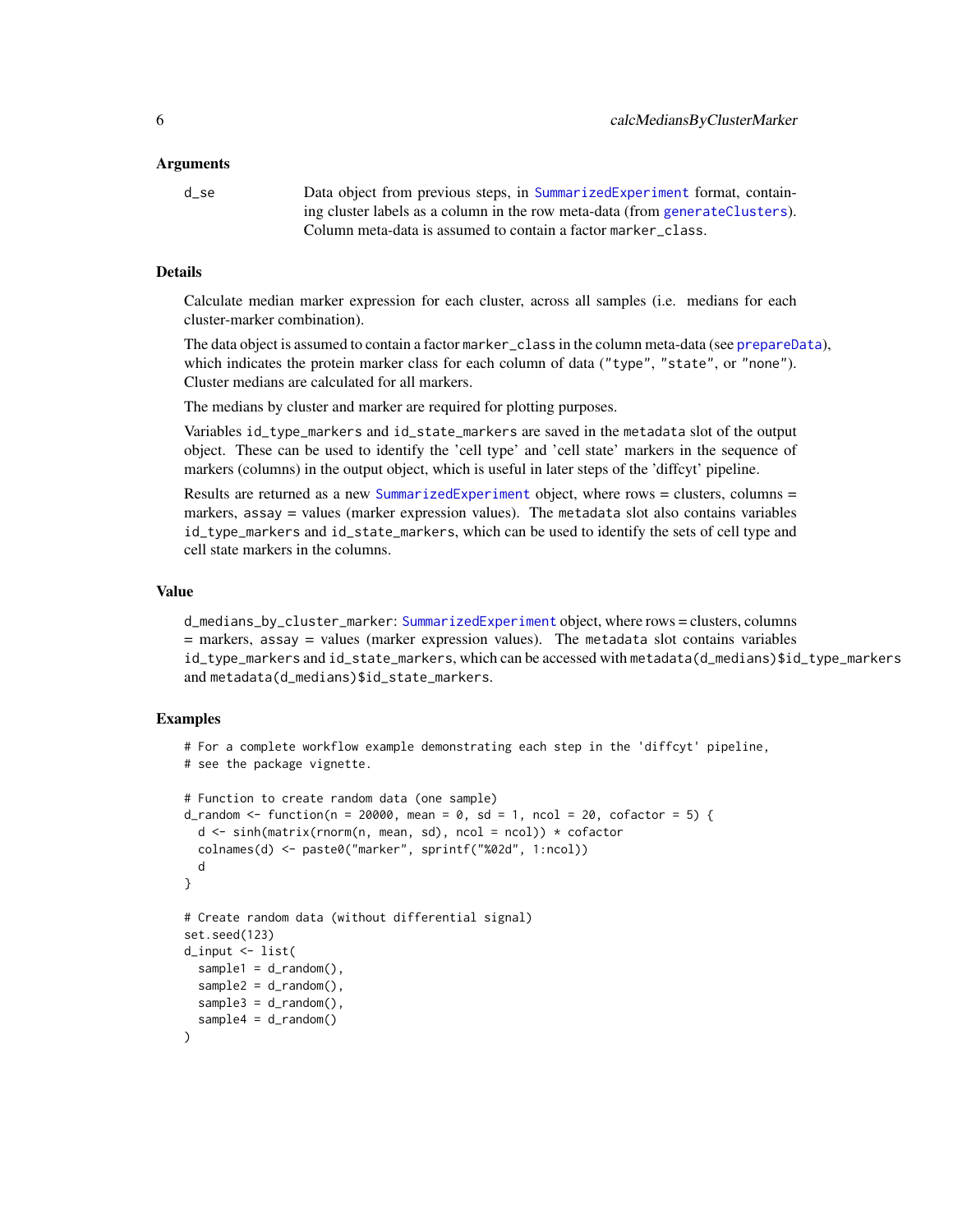### Arguments

**d_se** Data object from previous steps, in SummarizedExperiment format, containing cluster labels as a column in the row meta-data (from generateClusters). Column meta-data is assumed to contain a factor marker_class.

### Details

Calculate median marker expression for each cluster, across all samples (i.e. medians for each cluster-marker combination).

The data object is assumed to contain a factor marker_class in the column meta-data (see prepareData), which indicates the protein marker class for each column of data ("type", "state", or "none"). Cluster medians are calculated for all markers.

The medians by cluster and marker are required for plotting purposes.

Variables id_type_markers and id_state_markers are saved in the metadata slot of the output object. These can be used to identify the 'cell type' and 'cell state' markers in the sequence of markers (columns) in the output object, which is useful in later steps of the 'diffcyt' pipeline.

Results are returned as a new SummarizedExperiment object, where rows = clusters, columns = markers, assay = values (marker expression values). The metadata slot also contains variables id_type_markers and id_state_markers, which can be used to identify the sets of cell type and cell state markers in the columns.

### Value

d_medians_by_cluster_marker: SummarizedExperiment object, where rows = clusters, columns = markers, assay = values (marker expression values). The metadata slot contains variables id_type_markers and id_state_markers, which can be accessed with metadata(d_medians)$id_type_markers and metadata(d_medians)$id_state_markers.

### Examples

```
# For a complete workflow example demonstrating each step in the 'diffcyt' pipeline,
# see the package vignette.

# Function to create random data (one sample)
d_random <- function(n = 20000, mean = 0, sd = 1, ncol = 20, cofactor = 5) {
  d <- sinh(matrix(rnorm(n, mean, sd), ncol = ncol)) * cofactor
  colnames(d) <- paste0("marker", sprintf("%02d", 1:ncol))
  d
}

# Create random data (without differential signal)
set.seed(123)
d_input <- list(
  sample1 = d_random(),
  sample2 = d_random(),
  sample3 = d_random(),
  sample4 = d_random()
)
```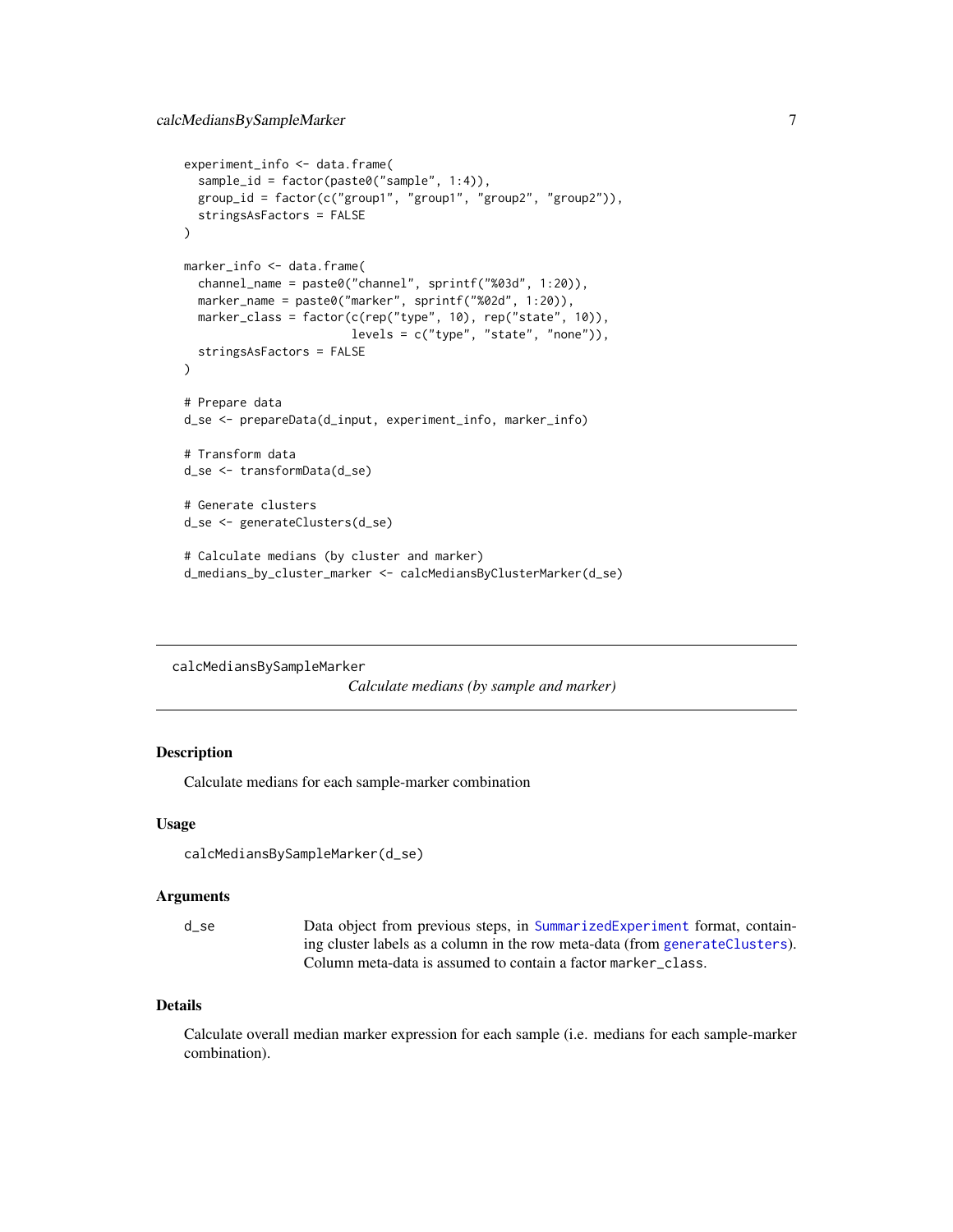```
experiment_info <- data.frame(
  sample_id = factor(paste0("sample", 1:4)),
  group_id = factor(c("group1", "group1", "group2", "group2")),
  stringsAsFactors = FALSE
)

marker_info <- data.frame(
  channel_name = paste0("channel", sprintf("%03d", 1:20)),
  marker_name = paste0("marker", sprintf("%02d", 1:20)),
  marker_class = factor(c(rep("type", 10), rep("state", 10)),
                        levels = c("type", "state", "none")),
  stringsAsFactors = FALSE
)

# Prepare data
d_se <- prepareData(d_input, experiment_info, marker_info)

# Transform data
d_se <- transformData(d_se)

# Generate clusters
d_se <- generateClusters(d_se)

# Calculate medians (by cluster and marker)
d_medians_by_cluster_marker <- calcMediansByClusterMarker(d_se)
```

---

## calcMediansBySampleMarker *Calculate medians (by sample and marker)*

---

### Description

Calculate medians for each sample-marker combination

### Usage

```
calcMediansBySampleMarker(d_se)
```

### Arguments

| | |
|---|---|
| d_se | Data object from previous steps, in SummarizedExperiment format, containing cluster labels as a column in the row meta-data (from generateClusters). Column meta-data is assumed to contain a factor marker_class. |

### Details

Calculate overall median marker expression for each sample (i.e. medians for each sample-marker combination).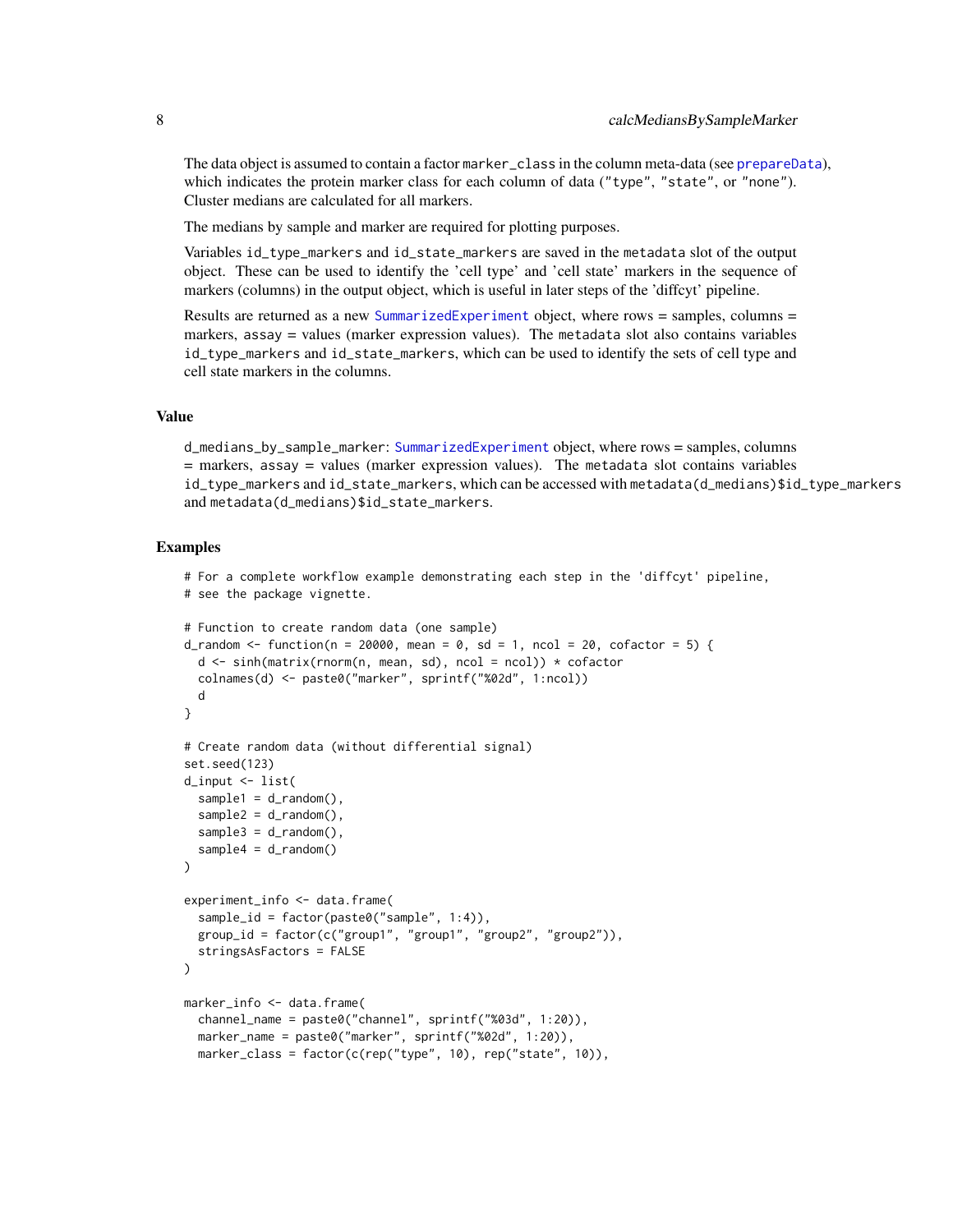The data object is assumed to contain a factor `marker_class` in the column meta-data (see `prepareData`), which indicates the protein marker class for each column of data ("type", "state", or "none"). Cluster medians are calculated for all markers.

The medians by sample and marker are required for plotting purposes.

Variables `id_type_markers` and `id_state_markers` are saved in the `metadata` slot of the output object. These can be used to identify the 'cell type' and 'cell state' markers in the sequence of markers (columns) in the output object, which is useful in later steps of the 'diffcyt' pipeline.

Results are returned as a new `SummarizedExperiment` object, where rows = samples, columns = markers, `assay` = values (marker expression values). The `metadata` slot also contains variables `id_type_markers` and `id_state_markers`, which can be used to identify the sets of cell type and cell state markers in the columns.

## Value

`d_medians_by_sample_marker`: `SummarizedExperiment` object, where rows = samples, columns = markers, assay = values (marker expression values). The `metadata` slot contains variables `id_type_markers` and `id_state_markers`, which can be accessed with `metadata(d_medians)$id_type_markers` and `metadata(d_medians)$id_state_markers`.

## Examples

```
# For a complete workflow example demonstrating each step in the 'diffcyt' pipeline,
# see the package vignette.

# Function to create random data (one sample)
d_random <- function(n = 20000, mean = 0, sd = 1, ncol = 20, cofactor = 5) {
  d <- sinh(matrix(rnorm(n, mean, sd), ncol = ncol)) * cofactor
  colnames(d) <- paste0("marker", sprintf("%02d", 1:ncol))
  d
}

# Create random data (without differential signal)
set.seed(123)
d_input <- list(
  sample1 = d_random(),
  sample2 = d_random(),
  sample3 = d_random(),
  sample4 = d_random()
)

experiment_info <- data.frame(
  sample_id = factor(paste0("sample", 1:4)),
  group_id = factor(c("group1", "group1", "group2", "group2")),
  stringsAsFactors = FALSE
)

marker_info <- data.frame(
  channel_name = paste0("channel", sprintf("%03d", 1:20)),
  marker_name = paste0("marker", sprintf("%02d", 1:20)),
  marker_class = factor(c(rep("type", 10), rep("state", 10)),
```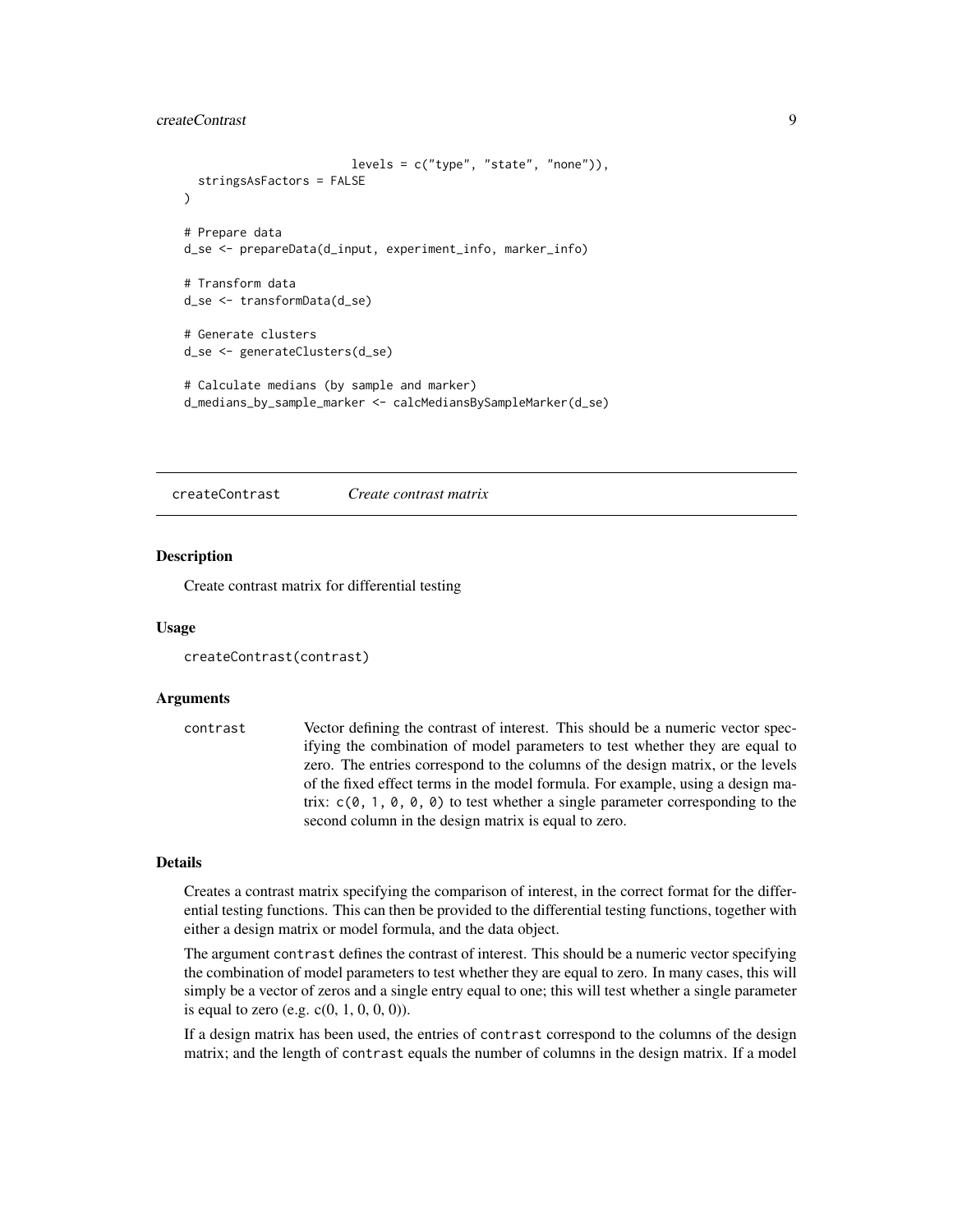```
                        levels = c("type", "state", "none")),
  stringsAsFactors = FALSE
)

# Prepare data
d_se <- prepareData(d_input, experiment_info, marker_info)

# Transform data
d_se <- transformData(d_se)

# Generate clusters
d_se <- generateClusters(d_se)

# Calculate medians (by sample and marker)
d_medians_by_sample_marker <- calcMediansBySampleMarker(d_se)
```

## createContrast *Create contrast matrix*

### Description

Create contrast matrix for differential testing

### Usage

```
createContrast(contrast)
```

### Arguments

| | |
|---|---|
| contrast | Vector defining the contrast of interest. This should be a numeric vector specifying the combination of model parameters to test whether they are equal to zero. The entries correspond to the columns of the design matrix, or the levels of the fixed effect terms in the model formula. For example, using a design matrix: `c(0, 1, 0, 0, 0)` to test whether a single parameter corresponding to the second column in the design matrix is equal to zero. |

### Details

Creates a contrast matrix specifying the comparison of interest, in the correct format for the differential testing functions. This can then be provided to the differential testing functions, together with either a design matrix or model formula, and the data object.

The argument `contrast` defines the contrast of interest. This should be a numeric vector specifying the combination of model parameters to test whether they are equal to zero. In many cases, this will simply be a vector of zeros and a single entry equal to one; this will test whether a single parameter is equal to zero (e.g. c(0, 1, 0, 0, 0)).

If a design matrix has been used, the entries of `contrast` correspond to the columns of the design matrix; and the length of `contrast` equals the number of columns in the design matrix. If a model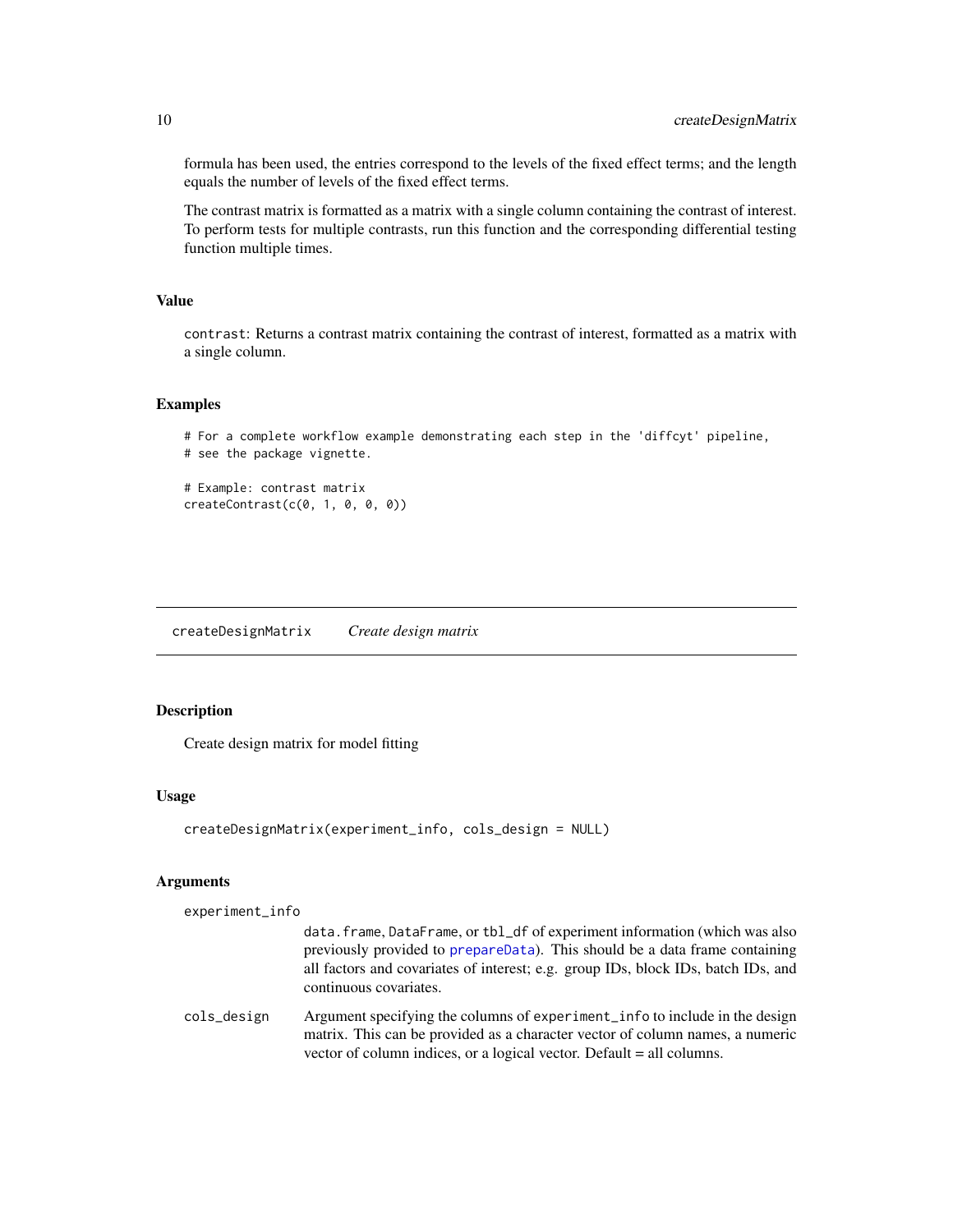formula has been used, the entries correspond to the levels of the fixed effect terms; and the length equals the number of levels of the fixed effect terms.

The contrast matrix is formatted as a matrix with a single column containing the contrast of interest. To perform tests for multiple contrasts, run this function and the corresponding differential testing function multiple times.

### Value

contrast: Returns a contrast matrix containing the contrast of interest, formatted as a matrix with a single column.

### Examples

```
# For a complete workflow example demonstrating each step in the 'diffcyt' pipeline,
# see the package vignette.

# Example: contrast matrix
createContrast(c(0, 1, 0, 0, 0))
```

---

## createDesignMatrix *Create design matrix*

### Description

Create design matrix for model fitting

### Usage

```
createDesignMatrix(experiment_info, cols_design = NULL)
```

### Arguments

`experiment_info`
: data.frame, DataFrame, or tbl_df of experiment information (which was also previously provided to prepareData). This should be a data frame containing all factors and covariates of interest; e.g. group IDs, block IDs, batch IDs, and continuous covariates.

`cols_design`
: Argument specifying the columns of experiment_info to include in the design matrix. This can be provided as a character vector of column names, a numeric vector of column indices, or a logical vector. Default = all columns.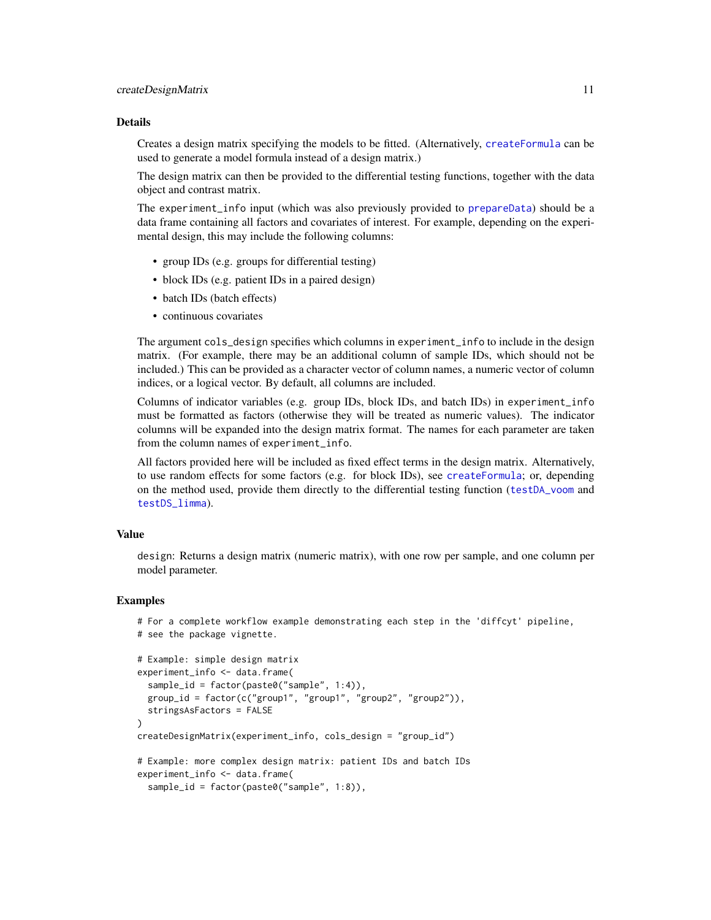## Details

Creates a design matrix specifying the models to be fitted. (Alternatively, `createFormula` can be used to generate a model formula instead of a design matrix.)

The design matrix can then be provided to the differential testing functions, together with the data object and contrast matrix.

The `experiment_info` input (which was also previously provided to `prepareData`) should be a data frame containing all factors and covariates of interest. For example, depending on the experimental design, this may include the following columns:

- group IDs (e.g. groups for differential testing)
- block IDs (e.g. patient IDs in a paired design)
- batch IDs (batch effects)
- continuous covariates

The argument `cols_design` specifies which columns in `experiment_info` to include in the design matrix. (For example, there may be an additional column of sample IDs, which should not be included.) This can be provided as a character vector of column names, a numeric vector of column indices, or a logical vector. By default, all columns are included.

Columns of indicator variables (e.g. group IDs, block IDs, and batch IDs) in `experiment_info` must be formatted as factors (otherwise they will be treated as numeric values). The indicator columns will be expanded into the design matrix format. The names for each parameter are taken from the column names of `experiment_info`.

All factors provided here will be included as fixed effect terms in the design matrix. Alternatively, to use random effects for some factors (e.g. for block IDs), see `createFormula`; or, depending on the method used, provide them directly to the differential testing function (`testDA_voom` and `testDS_limma`).

## Value

`design`: Returns a design matrix (numeric matrix), with one row per sample, and one column per model parameter.

## Examples

```
# For a complete workflow example demonstrating each step in the 'diffcyt' pipeline,
# see the package vignette.

# Example: simple design matrix
experiment_info <- data.frame(
  sample_id = factor(paste0("sample", 1:4)),
  group_id = factor(c("group1", "group1", "group2", "group2")),
  stringsAsFactors = FALSE
)
createDesignMatrix(experiment_info, cols_design = "group_id")

# Example: more complex design matrix: patient IDs and batch IDs
experiment_info <- data.frame(
  sample_id = factor(paste0("sample", 1:8)),
```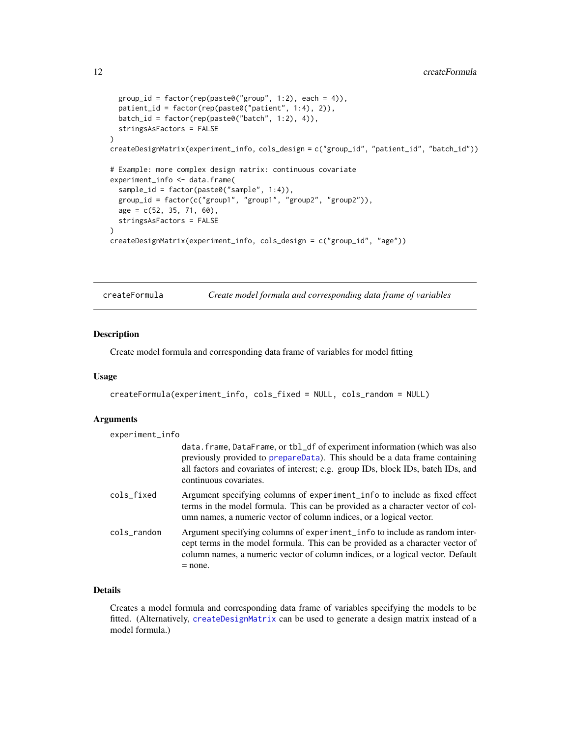```
  group_id = factor(rep(paste0("group", 1:2), each = 4)),
  patient_id = factor(rep(paste0("patient", 1:4), 2)),
  batch_id = factor(rep(paste0("batch", 1:2), 4)),
  stringsAsFactors = FALSE
)
createDesignMatrix(experiment_info, cols_design = c("group_id", "patient_id", "batch_id"))

# Example: more complex design matrix: continuous covariate
experiment_info <- data.frame(
  sample_id = factor(paste0("sample", 1:4)),
  group_id = factor(c("group1", "group1", "group2", "group2")),
  age = c(52, 35, 71, 60),
  stringsAsFactors = FALSE
)
createDesignMatrix(experiment_info, cols_design = c("group_id", "age"))
```

## createFormula *Create model formula and corresponding data frame of variables*

### Description

Create model formula and corresponding data frame of variables for model fitting

### Usage

```
createFormula(experiment_info, cols_fixed = NULL, cols_random = NULL)
```

### Arguments

`experiment_info`
: data.frame, DataFrame, or tbl_df of experiment information (which was also previously provided to prepareData). This should be a data frame containing all factors and covariates of interest; e.g. group IDs, block IDs, batch IDs, and continuous covariates.

`cols_fixed`
: Argument specifying columns of experiment_info to include as fixed effect terms in the model formula. This can be provided as a character vector of column names, a numeric vector of column indices, or a logical vector.

`cols_random`
: Argument specifying columns of experiment_info to include as random intercept terms in the model formula. This can be provided as a character vector of column names, a numeric vector of column indices, or a logical vector. Default = none.

### Details

Creates a model formula and corresponding data frame of variables specifying the models to be fitted. (Alternatively, createDesignMatrix can be used to generate a design matrix instead of a model formula.)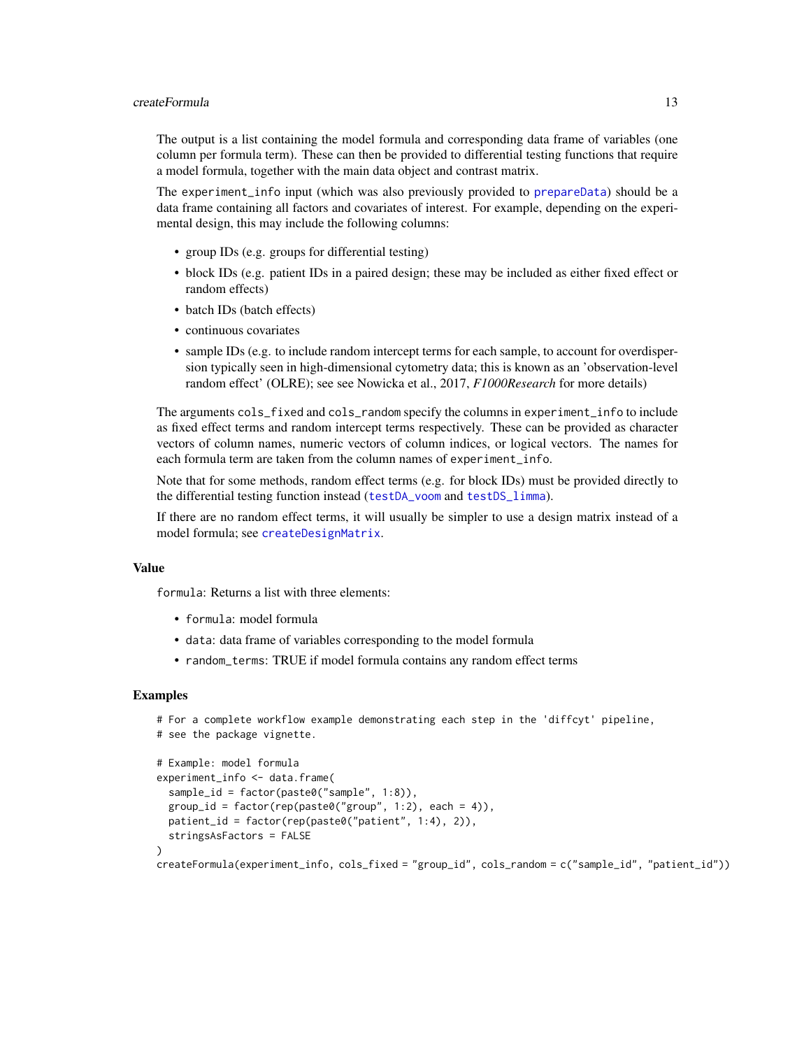The output is a list containing the model formula and corresponding data frame of variables (one column per formula term). These can then be provided to differential testing functions that require a model formula, together with the main data object and contrast matrix.

The `experiment_info` input (which was also previously provided to `prepareData`) should be a data frame containing all factors and covariates of interest. For example, depending on the experimental design, this may include the following columns:

- group IDs (e.g. groups for differential testing)
- block IDs (e.g. patient IDs in a paired design; these may be included as either fixed effect or random effects)
- batch IDs (batch effects)
- continuous covariates
- sample IDs (e.g. to include random intercept terms for each sample, to account for overdispersion typically seen in high-dimensional cytometry data; this is known as an 'observation-level random effect' (OLRE); see see Nowicka et al., 2017, *F1000Research* for more details)

The arguments `cols_fixed` and `cols_random` specify the columns in `experiment_info` to include as fixed effect terms and random intercept terms respectively. These can be provided as character vectors of column names, numeric vectors of column indices, or logical vectors. The names for each formula term are taken from the column names of `experiment_info`.

Note that for some methods, random effect terms (e.g. for block IDs) must be provided directly to the differential testing function instead (`testDA_voom` and `testDS_limma`).

If there are no random effect terms, it will usually be simpler to use a design matrix instead of a model formula; see `createDesignMatrix`.

## Value

`formula`: Returns a list with three elements:

- `formula`: model formula
- `data`: data frame of variables corresponding to the model formula
- `random_terms`: TRUE if model formula contains any random effect terms

## Examples

```
# For a complete workflow example demonstrating each step in the 'diffcyt' pipeline,
# see the package vignette.

# Example: model formula
experiment_info <- data.frame(
  sample_id = factor(paste0("sample", 1:8)),
  group_id = factor(rep(paste0("group", 1:2), each = 4)),
  patient_id = factor(rep(paste0("patient", 1:4), 2)),
  stringsAsFactors = FALSE
)
createFormula(experiment_info, cols_fixed = "group_id", cols_random = c("sample_id", "patient_id"))
```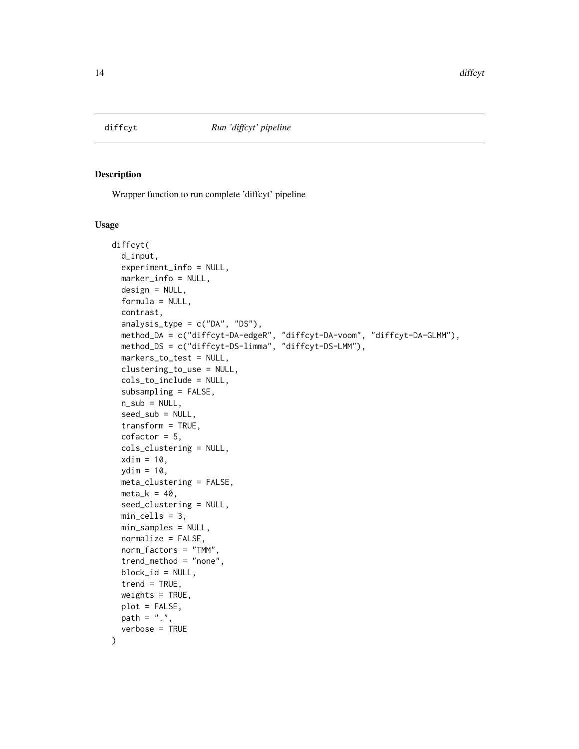diffcyt *Run 'diffcyt' pipeline*

## Description

Wrapper function to run complete 'diffcyt' pipeline

## Usage

```
diffcyt(
  d_input,
  experiment_info = NULL,
  marker_info = NULL,
  design = NULL,
  formula = NULL,
  contrast,
  analysis_type = c("DA", "DS"),
  method_DA = c("diffcyt-DA-edgeR", "diffcyt-DA-voom", "diffcyt-DA-GLMM"),
  method_DS = c("diffcyt-DS-limma", "diffcyt-DS-LMM"),
  markers_to_test = NULL,
  clustering_to_use = NULL,
  cols_to_include = NULL,
  subsampling = FALSE,
  n_sub = NULL,
  seed_sub = NULL,
  transform = TRUE,
  cofactor = 5,
  cols_clustering = NULL,
  xdim = 10,
  ydim = 10,
  meta_clustering = FALSE,
  meta_k = 40,
  seed_clustering = NULL,
  min_cells = 3,
  min_samples = NULL,
  normalize = FALSE,
  norm_factors = "TMM",
  trend_method = "none",
  block_id = NULL,
  trend = TRUE,
  weights = TRUE,
  plot = FALSE,
  path = ".",
  verbose = TRUE
)
```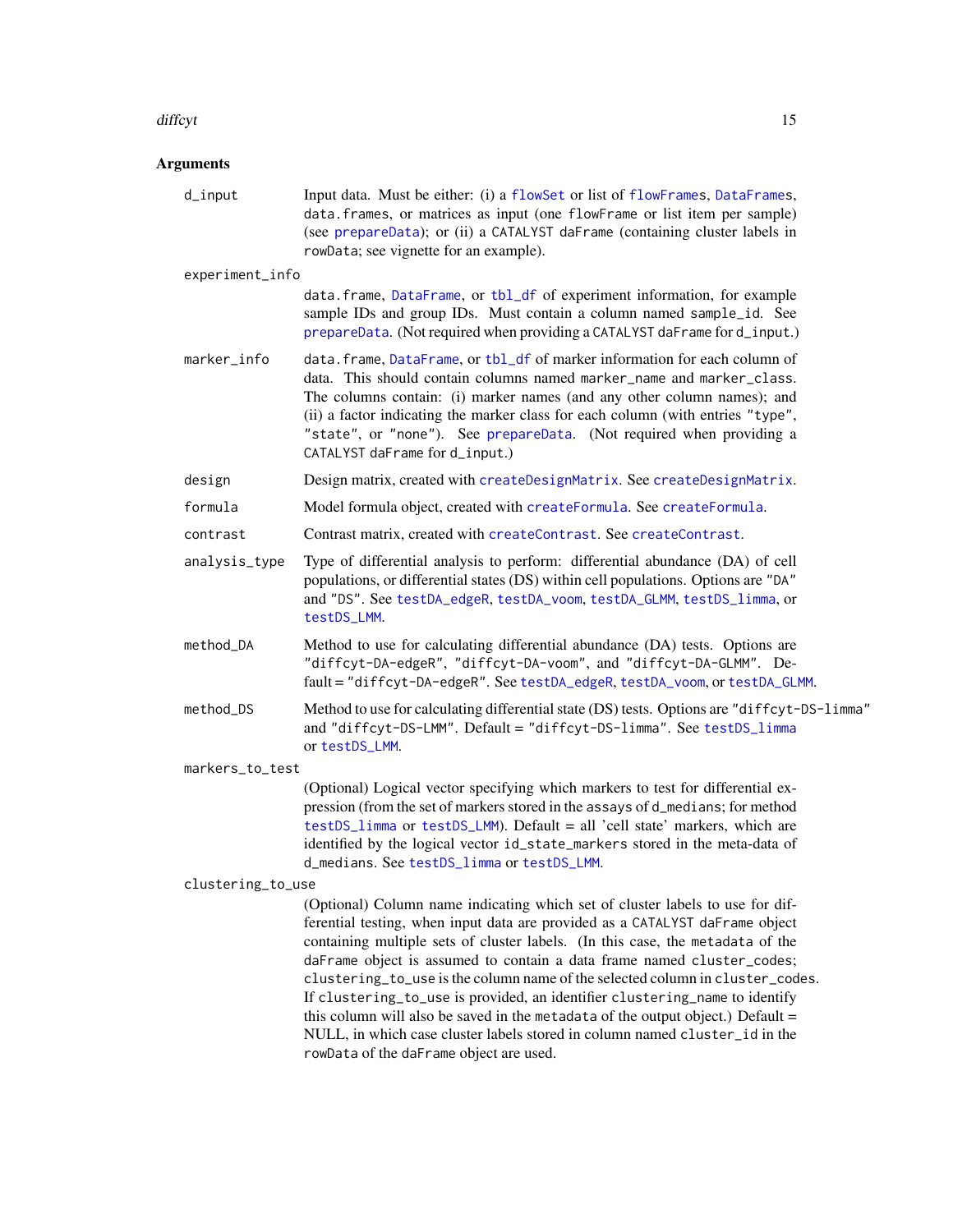## Arguments

**d_input**
Input data. Must be either: (i) a flowSet or list of flowFrames, DataFrames, data.frames, or matrices as input (one flowFrame or list item per sample) (see prepareData); or (ii) a CATALYST daFrame (containing cluster labels in rowData; see vignette for an example).

**experiment_info**
data.frame, DataFrame, or tbl_df of experiment information, for example sample IDs and group IDs. Must contain a column named sample_id. See prepareData. (Not required when providing a CATALYST daFrame for d_input.)

**marker_info**
data.frame, DataFrame, or tbl_df of marker information for each column of data. This should contain columns named marker_name and marker_class. The columns contain: (i) marker names (and any other column names); and (ii) a factor indicating the marker class for each column (with entries "type", "state", or "none"). See prepareData. (Not required when providing a CATALYST daFrame for d_input.)

**design**
Design matrix, created with createDesignMatrix. See createDesignMatrix.

**formula**
Model formula object, created with createFormula. See createFormula.

**contrast**
Contrast matrix, created with createContrast. See createContrast.

**analysis_type**
Type of differential analysis to perform: differential abundance (DA) of cell populations, or differential states (DS) within cell populations. Options are "DA" and "DS". See testDA_edgeR, testDA_voom, testDA_GLMM, testDS_limma, or testDS_LMM.

**method_DA**
Method to use for calculating differential abundance (DA) tests. Options are "diffcyt-DA-edgeR", "diffcyt-DA-voom", and "diffcyt-DA-GLMM". Default = "diffcyt-DA-edgeR". See testDA_edgeR, testDA_voom, or testDA_GLMM.

**method_DS**
Method to use for calculating differential state (DS) tests. Options are "diffcyt-DS-limma" and "diffcyt-DS-LMM". Default = "diffcyt-DS-limma". See testDS_limma or testDS_LMM.

**markers_to_test**
(Optional) Logical vector specifying which markers to test for differential expression (from the set of markers stored in the assays of d_medians; for method testDS_limma or testDS_LMM). Default = all 'cell state' markers, which are identified by the logical vector id_state_markers stored in the meta-data of d_medians. See testDS_limma or testDS_LMM.

**clustering_to_use**
(Optional) Column name indicating which set of cluster labels to use for differential testing, when input data are provided as a CATALYST daFrame object containing multiple sets of cluster labels. (In this case, the metadata of the daFrame object is assumed to contain a data frame named cluster_codes; clustering_to_use is the column name of the selected column in cluster_codes. If clustering_to_use is provided, an identifier clustering_name to identify this column will also be saved in the metadata of the output object.) Default = NULL, in which case cluster labels stored in column named cluster_id in the rowData of the daFrame object are used.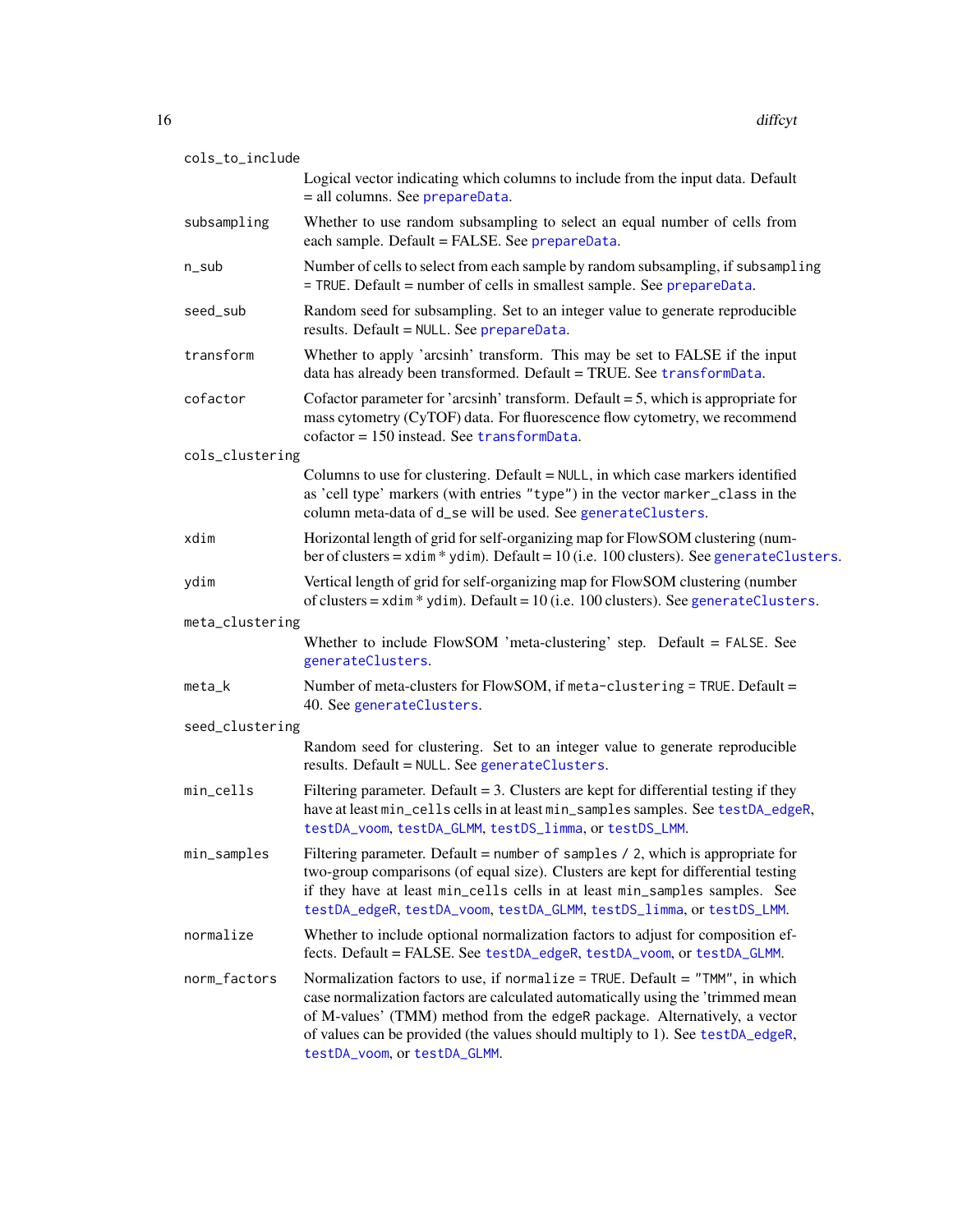`cols_to_include`
: Logical vector indicating which columns to include from the input data. Default = all columns. See `prepareData`.

`subsampling`
: Whether to use random subsampling to select an equal number of cells from each sample. Default = FALSE. See `prepareData`.

`n_sub`
: Number of cells to select from each sample by random subsampling, if `subsampling = TRUE`. Default = number of cells in smallest sample. See `prepareData`.

`seed_sub`
: Random seed for subsampling. Set to an integer value to generate reproducible results. Default = `NULL`. See `prepareData`.

`transform`
: Whether to apply 'arcsinh' transform. This may be set to FALSE if the input data has already been transformed. Default = TRUE. See `transformData`.

`cofactor`
: Cofactor parameter for 'arcsinh' transform. Default = 5, which is appropriate for mass cytometry (CyTOF) data. For fluorescence flow cytometry, we recommend cofactor = 150 instead. See `transformData`.

`cols_clustering`
: Columns to use for clustering. Default = `NULL`, in which case markers identified as 'cell type' markers (with entries `"type"`) in the vector `marker_class` in the column meta-data of `d_se` will be used. See `generateClusters`.

`xdim`
: Horizontal length of grid for self-organizing map for FlowSOM clustering (number of clusters = `xdim` * `ydim`). Default = 10 (i.e. 100 clusters). See `generateClusters`.

`ydim`
: Vertical length of grid for self-organizing map for FlowSOM clustering (number of clusters = `xdim` * `ydim`). Default = 10 (i.e. 100 clusters). See `generateClusters`.

`meta_clustering`
: Whether to include FlowSOM 'meta-clustering' step. Default = `FALSE`. See `generateClusters`.

`meta_k`
: Number of meta-clusters for FlowSOM, if `meta-clustering = TRUE`. Default = 40. See `generateClusters`.

`seed_clustering`
: Random seed for clustering. Set to an integer value to generate reproducible results. Default = `NULL`. See `generateClusters`.

`min_cells`
: Filtering parameter. Default = 3. Clusters are kept for differential testing if they have at least `min_cells` cells in at least `min_samples` samples. See `testDA_edgeR`, `testDA_voom`, `testDA_GLMM`, `testDS_limma`, or `testDS_LMM`.

`min_samples`
: Filtering parameter. Default = `number of samples / 2`, which is appropriate for two-group comparisons (of equal size). Clusters are kept for differential testing if they have at least `min_cells` cells in at least `min_samples` samples. See `testDA_edgeR`, `testDA_voom`, `testDA_GLMM`, `testDS_limma`, or `testDS_LMM`.

`normalize`
: Whether to include optional normalization factors to adjust for composition effects. Default = FALSE. See `testDA_edgeR`, `testDA_voom`, or `testDA_GLMM`.

`norm_factors`
: Normalization factors to use, if `normalize = TRUE`. Default = `"TMM"`, in which case normalization factors are calculated automatically using the 'trimmed mean of M-values' (TMM) method from the `edgeR` package. Alternatively, a vector of values can be provided (the values should multiply to 1). See `testDA_edgeR`, `testDA_voom`, or `testDA_GLMM`.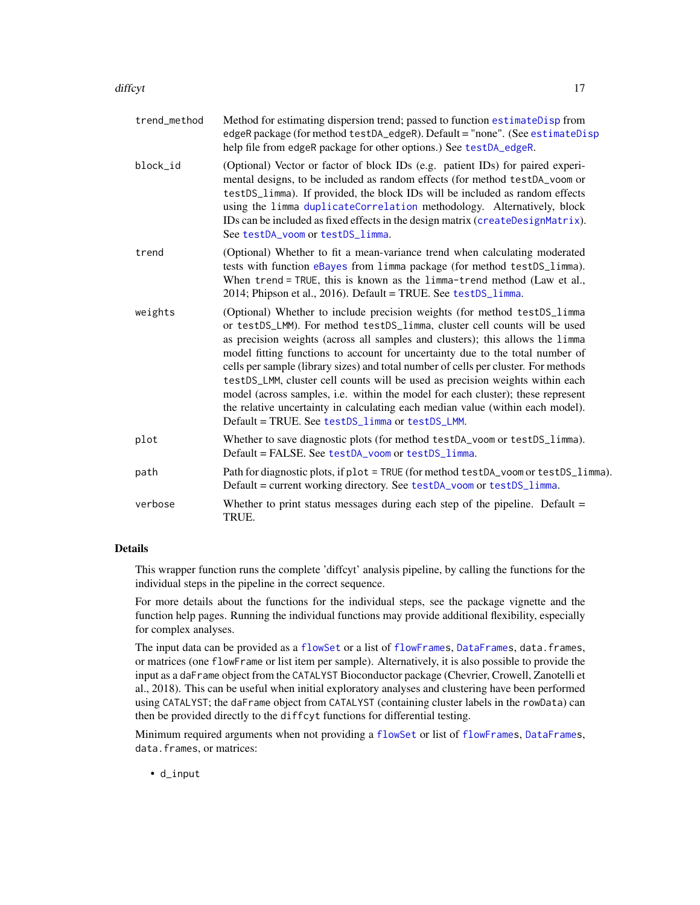| | |
|---|---|
| trend_method | Method for estimating dispersion trend; passed to function estimateDisp from edgeR package (for method testDA_edgeR). Default = "none". (See estimateDisp help file from edgeR package for other options.) See testDA_edgeR. |
| block_id | (Optional) Vector or factor of block IDs (e.g. patient IDs) for paired experimental designs, to be included as random effects (for method testDA_voom or testDS_limma). If provided, the block IDs will be included as random effects using the limma duplicateCorrelation methodology. Alternatively, block IDs can be included as fixed effects in the design matrix (createDesignMatrix). See testDA_voom or testDS_limma. |
| trend | (Optional) Whether to fit a mean-variance trend when calculating moderated tests with function eBayes from limma package (for method testDS_limma). When trend = TRUE, this is known as the limma-trend method (Law et al., 2014; Phipson et al., 2016). Default = TRUE. See testDS_limma. |
| weights | (Optional) Whether to include precision weights (for method testDS_limma or testDS_LMM). For method testDS_limma, cluster cell counts will be used as precision weights (across all samples and clusters); this allows the limma model fitting functions to account for uncertainty due to the total number of cells per sample (library sizes) and total number of cells per cluster. For methods testDS_LMM, cluster cell counts will be used as precision weights within each model (across samples, i.e. within the model for each cluster); these represent the relative uncertainty in calculating each median value (within each model). Default = TRUE. See testDS_limma or testDS_LMM. |
| plot | Whether to save diagnostic plots (for method testDA_voom or testDS_limma). Default = FALSE. See testDA_voom or testDS_limma. |
| path | Path for diagnostic plots, if plot = TRUE (for method testDA_voom or testDS_limma). Default = current working directory. See testDA_voom or testDS_limma. |
| verbose | Whether to print status messages during each step of the pipeline. Default = TRUE. |

## Details

This wrapper function runs the complete 'diffcyt' analysis pipeline, by calling the functions for the individual steps in the pipeline in the correct sequence.

For more details about the functions for the individual steps, see the package vignette and the function help pages. Running the individual functions may provide additional flexibility, especially for complex analyses.

The input data can be provided as a flowSet or a list of flowFrames, DataFrames, data.frames, or matrices (one flowFrame or list item per sample). Alternatively, it is also possible to provide the input as a daFrame object from the CATALYST Bioconductor package (Chevrier, Crowell, Zanotelli et al., 2018). This can be useful when initial exploratory analyses and clustering have been performed using CATALYST; the daFrame object from CATALYST (containing cluster labels in the rowData) can then be provided directly to the diffcyt functions for differential testing.

Minimum required arguments when not providing a flowSet or list of flowFrames, DataFrames, data.frames, or matrices:

- d_input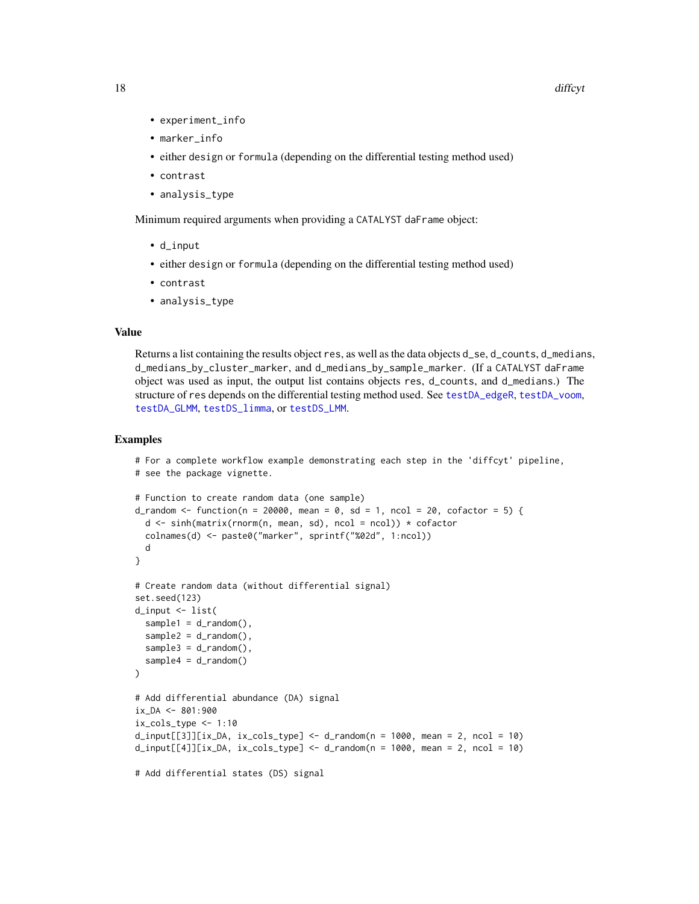- experiment_info
- marker_info
- either design or formula (depending on the differential testing method used)
- contrast
- analysis_type

Minimum required arguments when providing a CATALYST daFrame object:

- d_input
- either design or formula (depending on the differential testing method used)
- contrast
- analysis_type

## Value

Returns a list containing the results object res, as well as the data objects d_se, d_counts, d_medians, d_medians_by_cluster_marker, and d_medians_by_sample_marker. (If a CATALYST daFrame object was used as input, the output list contains objects res, d_counts, and d_medians.) The structure of res depends on the differential testing method used. See testDA_edgeR, testDA_voom, testDA_GLMM, testDS_limma, or testDS_LMM.

## Examples

```
# For a complete workflow example demonstrating each step in the 'diffcyt' pipeline,
# see the package vignette.

# Function to create random data (one sample)
d_random <- function(n = 20000, mean = 0, sd = 1, ncol = 20, cofactor = 5) {
  d <- sinh(matrix(rnorm(n, mean, sd), ncol = ncol)) * cofactor
  colnames(d) <- paste0("marker", sprintf("%02d", 1:ncol))
  d
}

# Create random data (without differential signal)
set.seed(123)
d_input <- list(
  sample1 = d_random(),
  sample2 = d_random(),
  sample3 = d_random(),
  sample4 = d_random()
)

# Add differential abundance (DA) signal
ix_DA <- 801:900
ix_cols_type <- 1:10
d_input[[3]][ix_DA, ix_cols_type] <- d_random(n = 1000, mean = 2, ncol = 10)
d_input[[4]][ix_DA, ix_cols_type] <- d_random(n = 1000, mean = 2, ncol = 10)

# Add differential states (DS) signal
```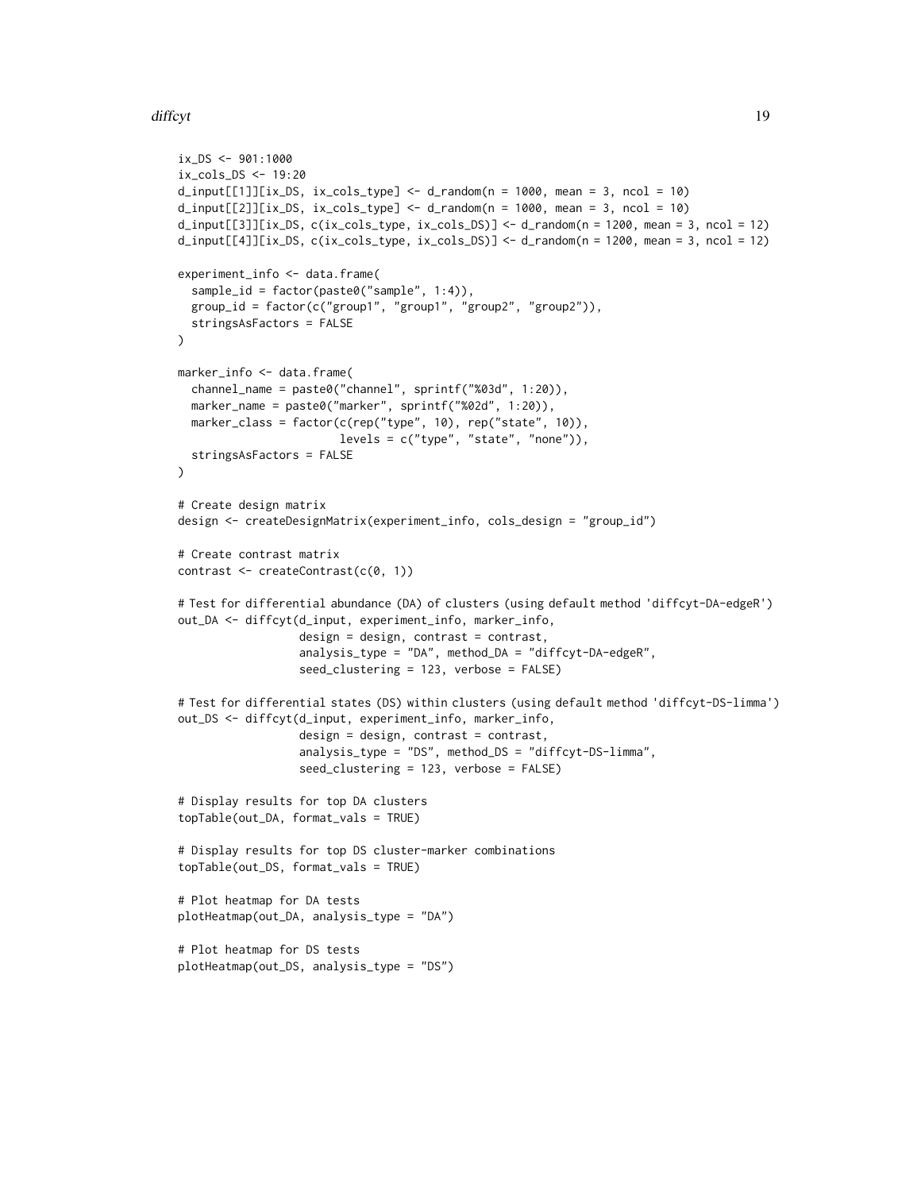```
ix_DS <- 901:1000
ix_cols_DS <- 19:20
d_input[[1]][ix_DS, ix_cols_type] <- d_random(n = 1000, mean = 3, ncol = 10)
d_input[[2]][ix_DS, ix_cols_type] <- d_random(n = 1000, mean = 3, ncol = 10)
d_input[[3]][ix_DS, c(ix_cols_type, ix_cols_DS)] <- d_random(n = 1200, mean = 3, ncol = 12)
d_input[[4]][ix_DS, c(ix_cols_type, ix_cols_DS)] <- d_random(n = 1200, mean = 3, ncol = 12)

experiment_info <- data.frame(
  sample_id = factor(paste0("sample", 1:4)),
  group_id = factor(c("group1", "group1", "group2", "group2")),
  stringsAsFactors = FALSE
)

marker_info <- data.frame(
  channel_name = paste0("channel", sprintf("%03d", 1:20)),
  marker_name = paste0("marker", sprintf("%02d", 1:20)),
  marker_class = factor(c(rep("type", 10), rep("state", 10)),
                        levels = c("type", "state", "none")),
  stringsAsFactors = FALSE
)

# Create design matrix
design <- createDesignMatrix(experiment_info, cols_design = "group_id")

# Create contrast matrix
contrast <- createContrast(c(0, 1))

# Test for differential abundance (DA) of clusters (using default method 'diffcyt-DA-edgeR')
out_DA <- diffcyt(d_input, experiment_info, marker_info,
                  design = design, contrast = contrast,
                  analysis_type = "DA", method_DA = "diffcyt-DA-edgeR",
                  seed_clustering = 123, verbose = FALSE)

# Test for differential states (DS) within clusters (using default method 'diffcyt-DS-limma')
out_DS <- diffcyt(d_input, experiment_info, marker_info,
                  design = design, contrast = contrast,
                  analysis_type = "DS", method_DS = "diffcyt-DS-limma",
                  seed_clustering = 123, verbose = FALSE)

# Display results for top DA clusters
topTable(out_DA, format_vals = TRUE)

# Display results for top DS cluster-marker combinations
topTable(out_DS, format_vals = TRUE)

# Plot heatmap for DA tests
plotHeatmap(out_DA, analysis_type = "DA")

# Plot heatmap for DS tests
plotHeatmap(out_DS, analysis_type = "DS")
```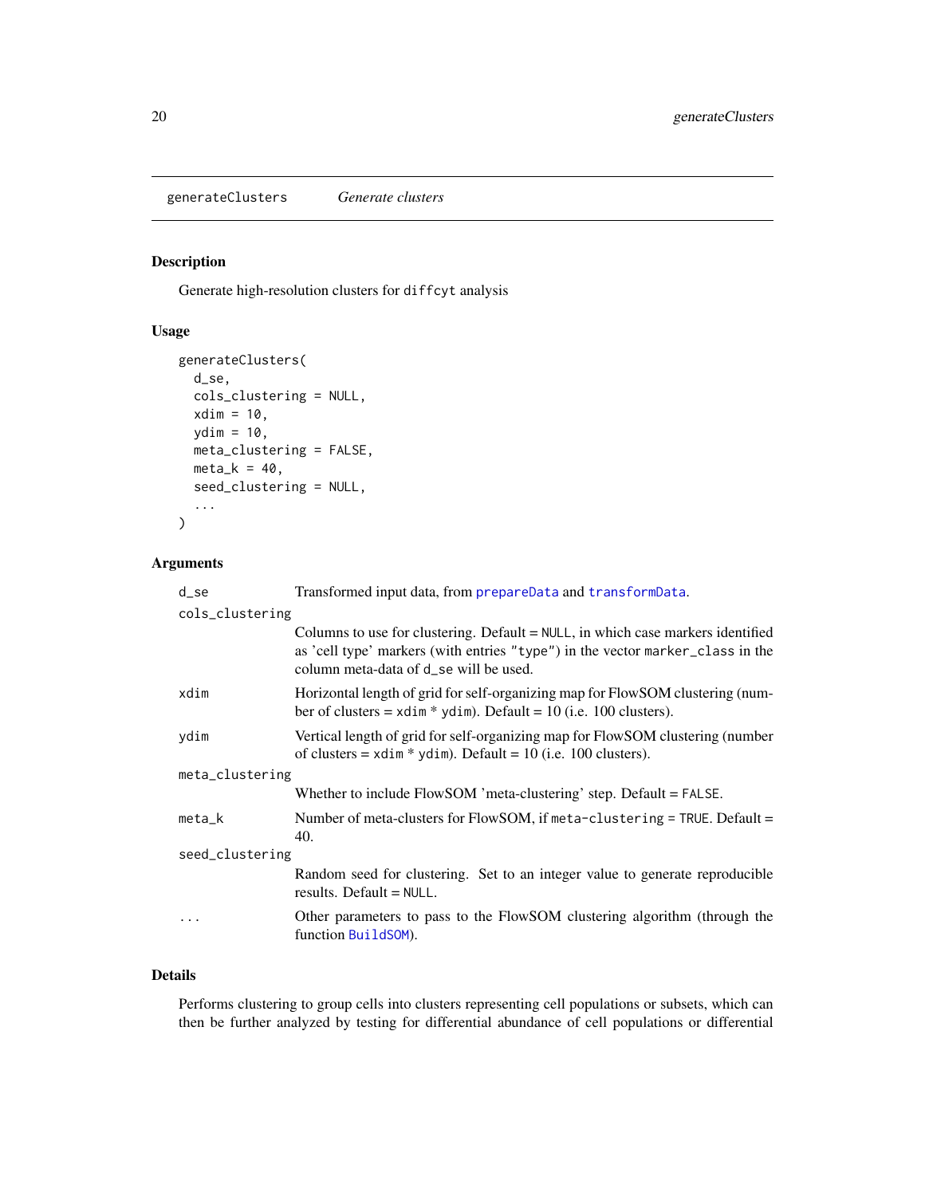# generateClusters *Generate clusters*

## Description

Generate high-resolution clusters for `diffcyt` analysis

## Usage

```
generateClusters(
  d_se,
  cols_clustering = NULL,
  xdim = 10,
  ydim = 10,
  meta_clustering = FALSE,
  meta_k = 40,
  seed_clustering = NULL,
  ...
)
```

## Arguments

- `d_se` Transformed input data, from `prepareData` and `transformData`.
- `cols_clustering` Columns to use for clustering. Default = `NULL`, in which case markers identified as 'cell type' markers (with entries `"type"`) in the vector `marker_class` in the column meta-data of `d_se` will be used.
- `xdim` Horizontal length of grid for self-organizing map for FlowSOM clustering (number of clusters = `xdim * ydim`). Default = 10 (i.e. 100 clusters).
- `ydim` Vertical length of grid for self-organizing map for FlowSOM clustering (number of clusters = `xdim * ydim`). Default = 10 (i.e. 100 clusters).
- `meta_clustering` Whether to include FlowSOM 'meta-clustering' step. Default = `FALSE`.
- `meta_k` Number of meta-clusters for FlowSOM, if `meta-clustering = TRUE`. Default = 40.
- `seed_clustering` Random seed for clustering. Set to an integer value to generate reproducible results. Default = `NULL`.
- `...` Other parameters to pass to the FlowSOM clustering algorithm (through the function `BuildSOM`).

## Details

Performs clustering to group cells into clusters representing cell populations or subsets, which can then be further analyzed by testing for differential abundance of cell populations or differential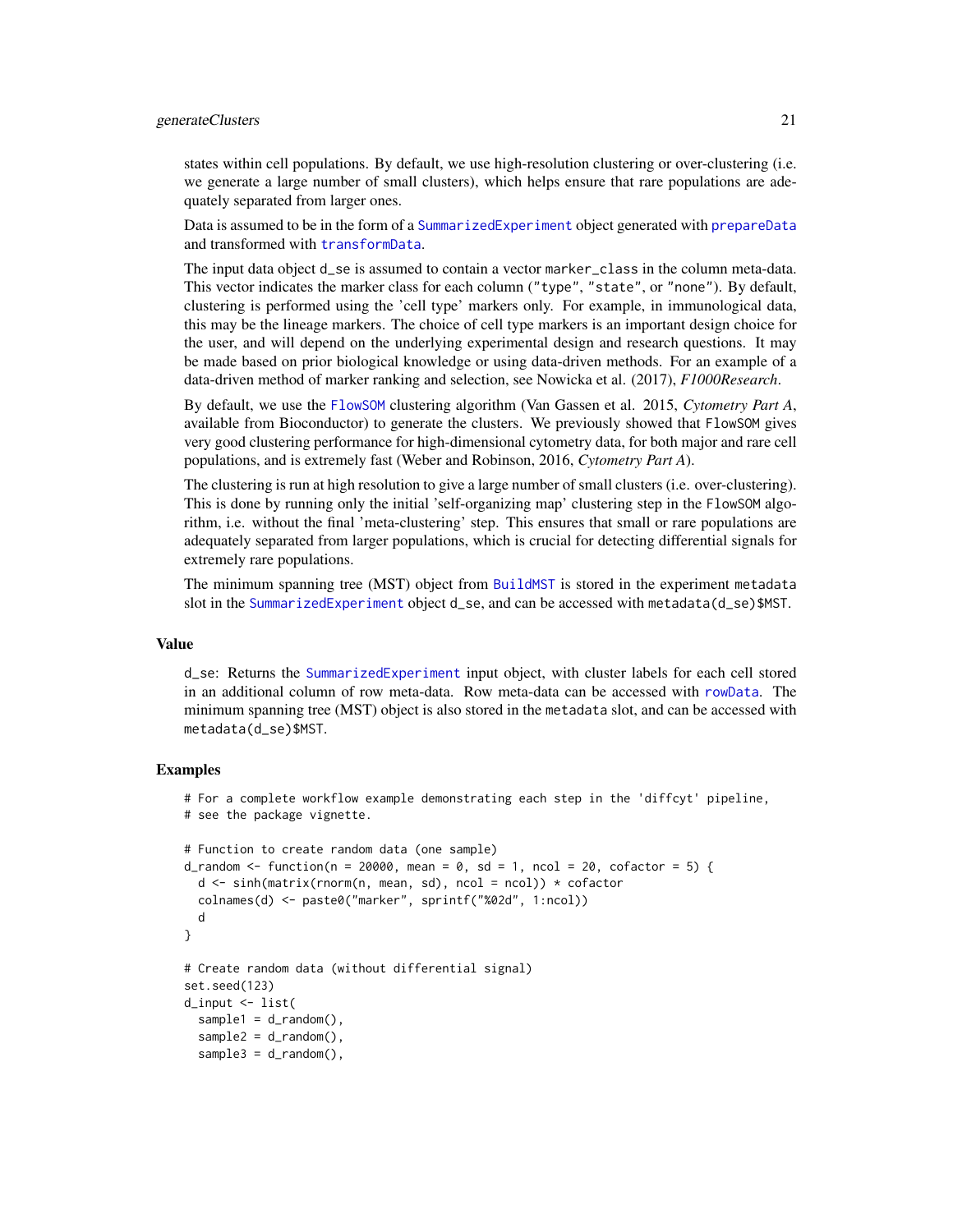states within cell populations. By default, we use high-resolution clustering or over-clustering (i.e. we generate a large number of small clusters), which helps ensure that rare populations are adequately separated from larger ones.

Data is assumed to be in the form of a `SummarizedExperiment` object generated with `prepareData` and transformed with `transformData`.

The input data object `d_se` is assumed to contain a vector `marker_class` in the column meta-data. This vector indicates the marker class for each column (`"type"`, `"state"`, or `"none"`). By default, clustering is performed using the 'cell type' markers only. For example, in immunological data, this may be the lineage markers. The choice of cell type markers is an important design choice for the user, and will depend on the underlying experimental design and research questions. It may be made based on prior biological knowledge or using data-driven methods. For an example of a data-driven method of marker ranking and selection, see Nowicka et al. (2017), *F1000Research*.

By default, we use the `FlowSOM` clustering algorithm (Van Gassen et al. 2015, *Cytometry Part A*, available from Bioconductor) to generate the clusters. We previously showed that `FlowSOM` gives very good clustering performance for high-dimensional cytometry data, for both major and rare cell populations, and is extremely fast (Weber and Robinson, 2016, *Cytometry Part A*).

The clustering is run at high resolution to give a large number of small clusters (i.e. over-clustering). This is done by running only the initial 'self-organizing map' clustering step in the `FlowSOM` algorithm, i.e. without the final 'meta-clustering' step. This ensures that small or rare populations are adequately separated from larger populations, which is crucial for detecting differential signals for extremely rare populations.

The minimum spanning tree (MST) object from `BuildMST` is stored in the experiment `metadata` slot in the `SummarizedExperiment` object `d_se`, and can be accessed with `metadata(d_se)$MST`.

### Value

`d_se`: Returns the `SummarizedExperiment` input object, with cluster labels for each cell stored in an additional column of row meta-data. Row meta-data can be accessed with `rowData`. The minimum spanning tree (MST) object is also stored in the `metadata` slot, and can be accessed with `metadata(d_se)$MST`.

### Examples

```
# For a complete workflow example demonstrating each step in the 'diffcyt' pipeline,
# see the package vignette.

# Function to create random data (one sample)
d_random <- function(n = 20000, mean = 0, sd = 1, ncol = 20, cofactor = 5) {
  d <- sinh(matrix(rnorm(n, mean, sd), ncol = ncol)) * cofactor
  colnames(d) <- paste0("marker", sprintf("%02d", 1:ncol))
  d
}

# Create random data (without differential signal)
set.seed(123)
d_input <- list(
  sample1 = d_random(),
  sample2 = d_random(),
  sample3 = d_random(),
```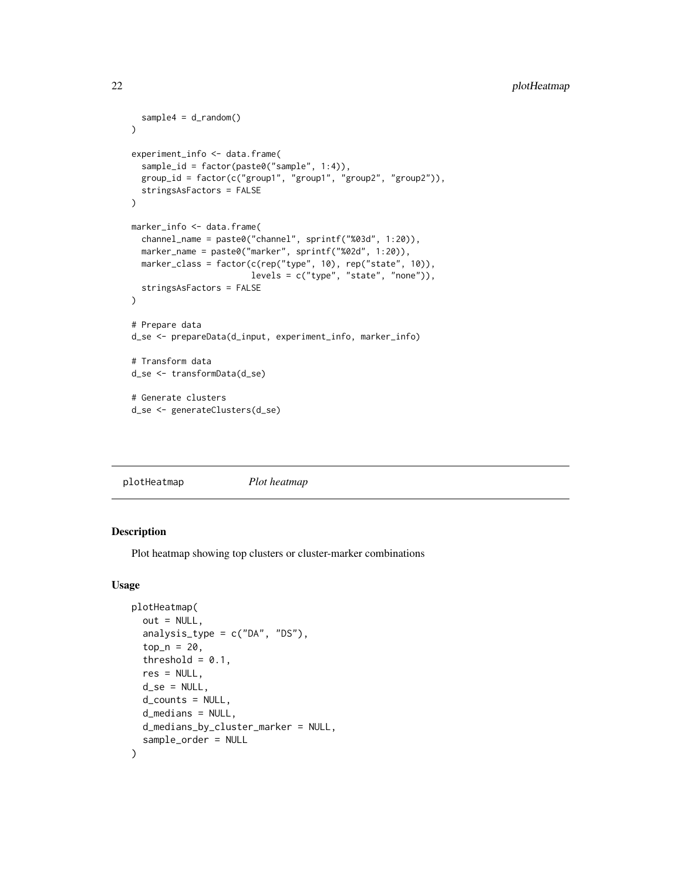```
  sample4 = d_random()
)

experiment_info <- data.frame(
  sample_id = factor(paste0("sample", 1:4)),
  group_id = factor(c("group1", "group1", "group2", "group2")),
  stringsAsFactors = FALSE
)

marker_info <- data.frame(
  channel_name = paste0("channel", sprintf("%03d", 1:20)),
  marker_name = paste0("marker", sprintf("%02d", 1:20)),
  marker_class = factor(c(rep("type", 10), rep("state", 10)),
                        levels = c("type", "state", "none")),
  stringsAsFactors = FALSE
)

# Prepare data
d_se <- prepareData(d_input, experiment_info, marker_info)

# Transform data
d_se <- transformData(d_se)

# Generate clusters
d_se <- generateClusters(d_se)
```

---

## plotHeatmap *Plot heatmap*

---

### Description

Plot heatmap showing top clusters or cluster-marker combinations

### Usage

```
plotHeatmap(
  out = NULL,
  analysis_type = c("DA", "DS"),
  top_n = 20,
  threshold = 0.1,
  res = NULL,
  d_se = NULL,
  d_counts = NULL,
  d_medians = NULL,
  d_medians_by_cluster_marker = NULL,
  sample_order = NULL
)
```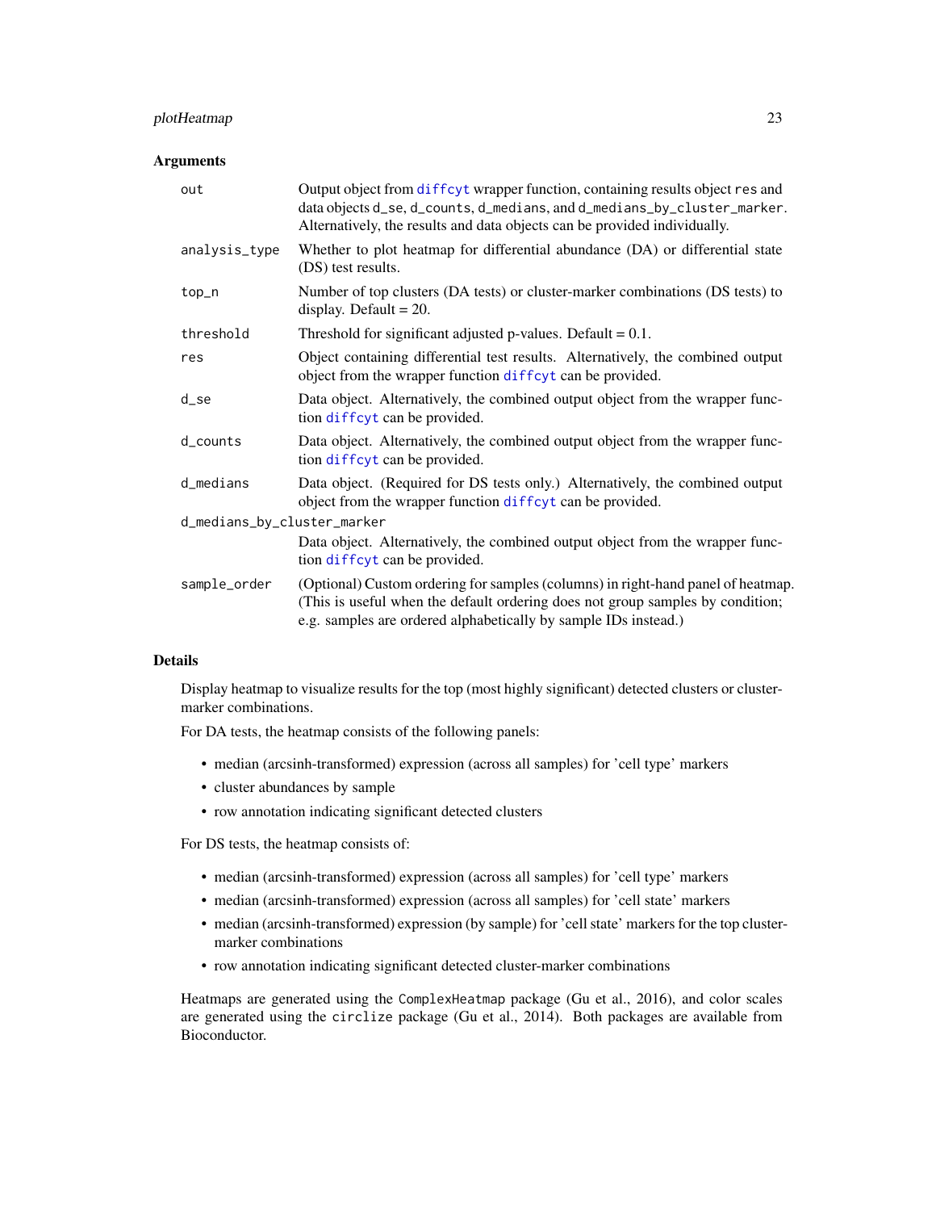### Arguments

| | |
|---|---|
| `out` | Output object from `diffcyt` wrapper function, containing results object `res` and data objects `d_se`, `d_counts`, `d_medians`, and `d_medians_by_cluster_marker`. Alternatively, the results and data objects can be provided individually. |
| `analysis_type` | Whether to plot heatmap for differential abundance (DA) or differential state (DS) test results. |
| `top_n` | Number of top clusters (DA tests) or cluster-marker combinations (DS tests) to display. Default = 20. |
| `threshold` | Threshold for significant adjusted p-values. Default = 0.1. |
| `res` | Object containing differential test results. Alternatively, the combined output object from the wrapper function `diffcyt` can be provided. |
| `d_se` | Data object. Alternatively, the combined output object from the wrapper function `diffcyt` can be provided. |
| `d_counts` | Data object. Alternatively, the combined output object from the wrapper function `diffcyt` can be provided. |
| `d_medians` | Data object. (Required for DS tests only.) Alternatively, the combined output object from the wrapper function `diffcyt` can be provided. |
| `d_medians_by_cluster_marker` | Data object. Alternatively, the combined output object from the wrapper function `diffcyt` can be provided. |
| `sample_order` | (Optional) Custom ordering for samples (columns) in right-hand panel of heatmap. (This is useful when the default ordering does not group samples by condition; e.g. samples are ordered alphabetically by sample IDs instead.) |

### Details

Display heatmap to visualize results for the top (most highly significant) detected clusters or cluster-marker combinations.

For DA tests, the heatmap consists of the following panels:

- median (arcsinh-transformed) expression (across all samples) for 'cell type' markers
- cluster abundances by sample
- row annotation indicating significant detected clusters

For DS tests, the heatmap consists of:

- median (arcsinh-transformed) expression (across all samples) for 'cell type' markers
- median (arcsinh-transformed) expression (across all samples) for 'cell state' markers
- median (arcsinh-transformed) expression (by sample) for 'cell state' markers for the top cluster-marker combinations
- row annotation indicating significant detected cluster-marker combinations

Heatmaps are generated using the `ComplexHeatmap` package (Gu et al., 2016), and color scales are generated using the `circlize` package (Gu et al., 2014). Both packages are available from Bioconductor.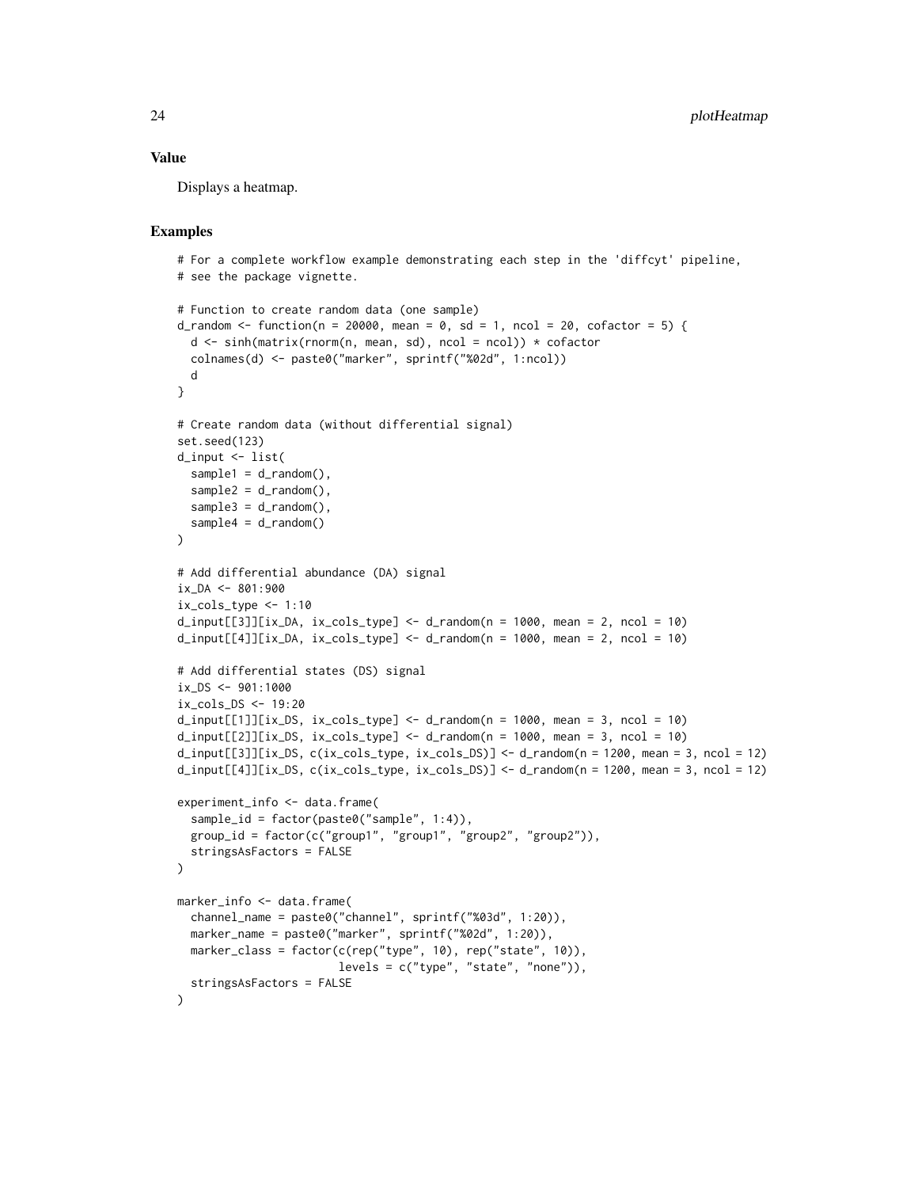## Value

Displays a heatmap.

## Examples

```
# For a complete workflow example demonstrating each step in the 'diffcyt' pipeline,
# see the package vignette.

# Function to create random data (one sample)
d_random <- function(n = 20000, mean = 0, sd = 1, ncol = 20, cofactor = 5) {
  d <- sinh(matrix(rnorm(n, mean, sd), ncol = ncol)) * cofactor
  colnames(d) <- paste0("marker", sprintf("%02d", 1:ncol))
  d
}

# Create random data (without differential signal)
set.seed(123)
d_input <- list(
  sample1 = d_random(),
  sample2 = d_random(),
  sample3 = d_random(),
  sample4 = d_random()
)

# Add differential abundance (DA) signal
ix_DA <- 801:900
ix_cols_type <- 1:10
d_input[[3]][ix_DA, ix_cols_type] <- d_random(n = 1000, mean = 2, ncol = 10)
d_input[[4]][ix_DA, ix_cols_type] <- d_random(n = 1000, mean = 2, ncol = 10)

# Add differential states (DS) signal
ix_DS <- 901:1000
ix_cols_DS <- 19:20
d_input[[1]][ix_DS, ix_cols_type] <- d_random(n = 1000, mean = 3, ncol = 10)
d_input[[2]][ix_DS, ix_cols_type] <- d_random(n = 1000, mean = 3, ncol = 10)
d_input[[3]][ix_DS, c(ix_cols_type, ix_cols_DS)] <- d_random(n = 1200, mean = 3, ncol = 12)
d_input[[4]][ix_DS, c(ix_cols_type, ix_cols_DS)] <- d_random(n = 1200, mean = 3, ncol = 12)

experiment_info <- data.frame(
  sample_id = factor(paste0("sample", 1:4)),
  group_id = factor(c("group1", "group1", "group2", "group2")),
  stringsAsFactors = FALSE
)

marker_info <- data.frame(
  channel_name = paste0("channel", sprintf("%03d", 1:20)),
  marker_name = paste0("marker", sprintf("%02d", 1:20)),
  marker_class = factor(c(rep("type", 10), rep("state", 10)),
                        levels = c("type", "state", "none")),
  stringsAsFactors = FALSE
)
```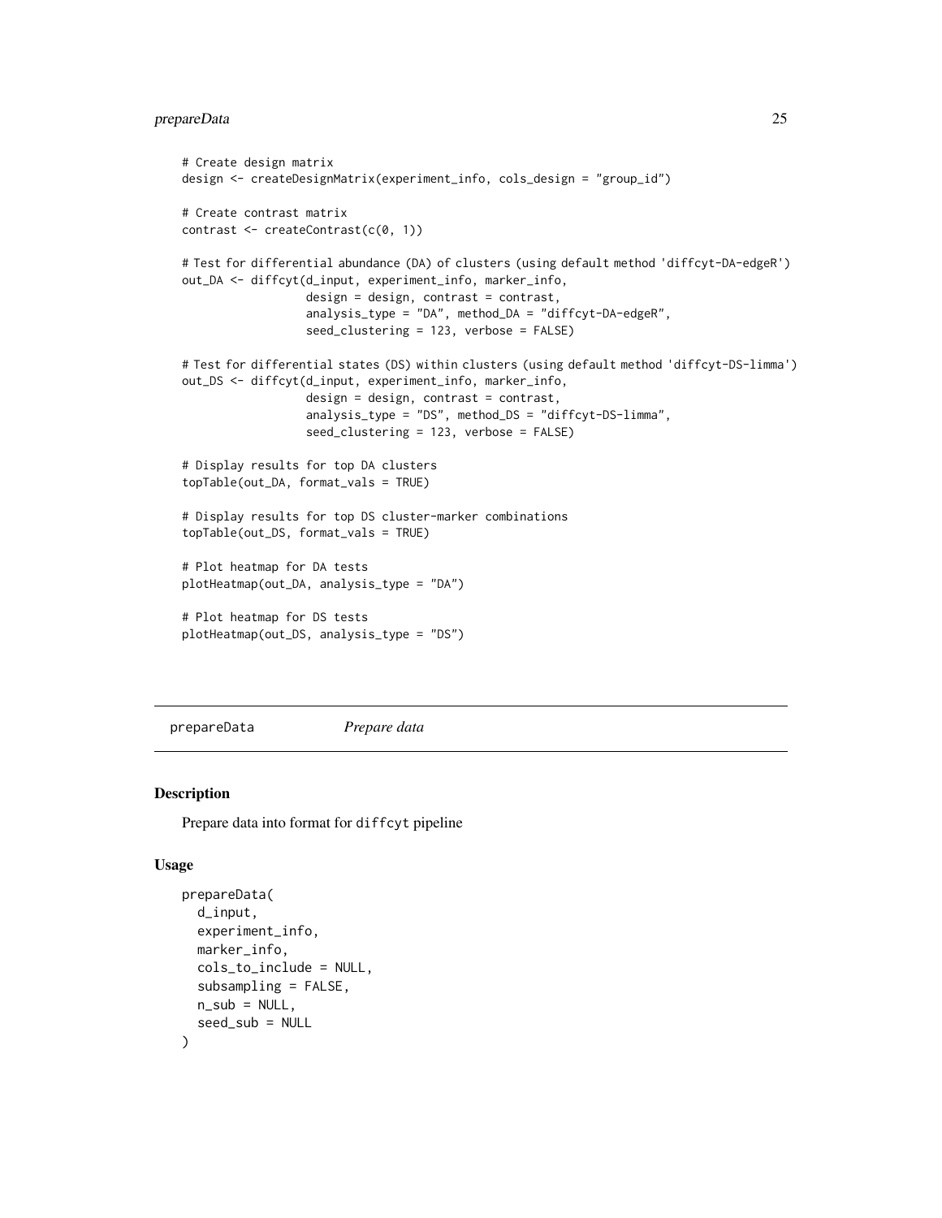```
# Create design matrix
design <- createDesignMatrix(experiment_info, cols_design = "group_id")

# Create contrast matrix
contrast <- createContrast(c(0, 1))

# Test for differential abundance (DA) of clusters (using default method 'diffcyt-DA-edgeR')
out_DA <- diffcyt(d_input, experiment_info, marker_info,
                  design = design, contrast = contrast,
                  analysis_type = "DA", method_DA = "diffcyt-DA-edgeR",
                  seed_clustering = 123, verbose = FALSE)

# Test for differential states (DS) within clusters (using default method 'diffcyt-DS-limma')
out_DS <- diffcyt(d_input, experiment_info, marker_info,
                  design = design, contrast = contrast,
                  analysis_type = "DS", method_DS = "diffcyt-DS-limma",
                  seed_clustering = 123, verbose = FALSE)

# Display results for top DA clusters
topTable(out_DA, format_vals = TRUE)

# Display results for top DS cluster-marker combinations
topTable(out_DS, format_vals = TRUE)

# Plot heatmap for DA tests
plotHeatmap(out_DA, analysis_type = "DA")

# Plot heatmap for DS tests
plotHeatmap(out_DS, analysis_type = "DS")
```

---

## prepareData    *Prepare data*

### Description

Prepare data into format for diffcyt pipeline

### Usage

```
prepareData(
  d_input,
  experiment_info,
  marker_info,
  cols_to_include = NULL,
  subsampling = FALSE,
  n_sub = NULL,
  seed_sub = NULL
)
```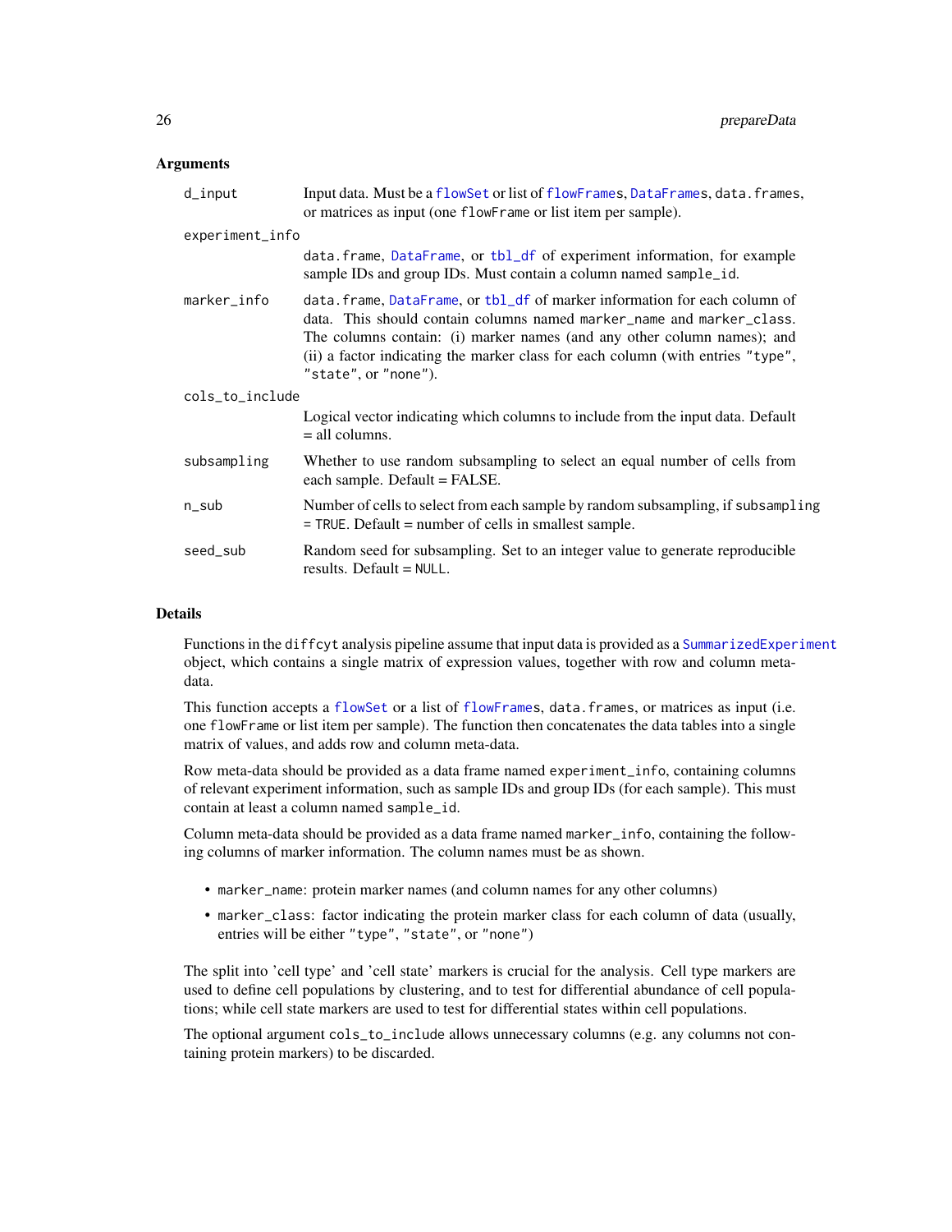## Arguments

- **d_input**: Input data. Must be a `flowSet` or list of `flowFrame`s, `DataFrame`s, `data.frame`s, or matrices as input (one `flowFrame` or list item per sample).
- **experiment_info**: `data.frame`, `DataFrame`, or `tbl_df` of experiment information, for example sample IDs and group IDs. Must contain a column named `sample_id`.
- **marker_info**: `data.frame`, `DataFrame`, or `tbl_df` of marker information for each column of data. This should contain columns named `marker_name` and `marker_class`. The columns contain: (i) marker names (and any other column names); and (ii) a factor indicating the marker class for each column (with entries `"type"`, `"state"`, or `"none"`).
- **cols_to_include**: Logical vector indicating which columns to include from the input data. Default = all columns.
- **subsampling**: Whether to use random subsampling to select an equal number of cells from each sample. Default = FALSE.
- **n_sub**: Number of cells to select from each sample by random subsampling, if `subsampling = TRUE`. Default = number of cells in smallest sample.
- **seed_sub**: Random seed for subsampling. Set to an integer value to generate reproducible results. Default = `NULL`.

## Details

Functions in the `diffcyt` analysis pipeline assume that input data is provided as a `SummarizedExperiment` object, which contains a single matrix of expression values, together with row and column meta-data.

This function accepts a `flowSet` or a list of `flowFrame`s, `data.frame`s, or matrices as input (i.e. one `flowFrame` or list item per sample). The function then concatenates the data tables into a single matrix of values, and adds row and column meta-data.

Row meta-data should be provided as a data frame named `experiment_info`, containing columns of relevant experiment information, such as sample IDs and group IDs (for each sample). This must contain at least a column named `sample_id`.

Column meta-data should be provided as a data frame named `marker_info`, containing the following columns of marker information. The column names must be as shown.

- `marker_name`: protein marker names (and column names for any other columns)
- `marker_class`: factor indicating the protein marker class for each column of data (usually, entries will be either `"type"`, `"state"`, or `"none"`)

The split into 'cell type' and 'cell state' markers is crucial for the analysis. Cell type markers are used to define cell populations by clustering, and to test for differential abundance of cell populations; while cell state markers are used to test for differential states within cell populations.

The optional argument `cols_to_include` allows unnecessary columns (e.g. any columns not containing protein markers) to be discarded.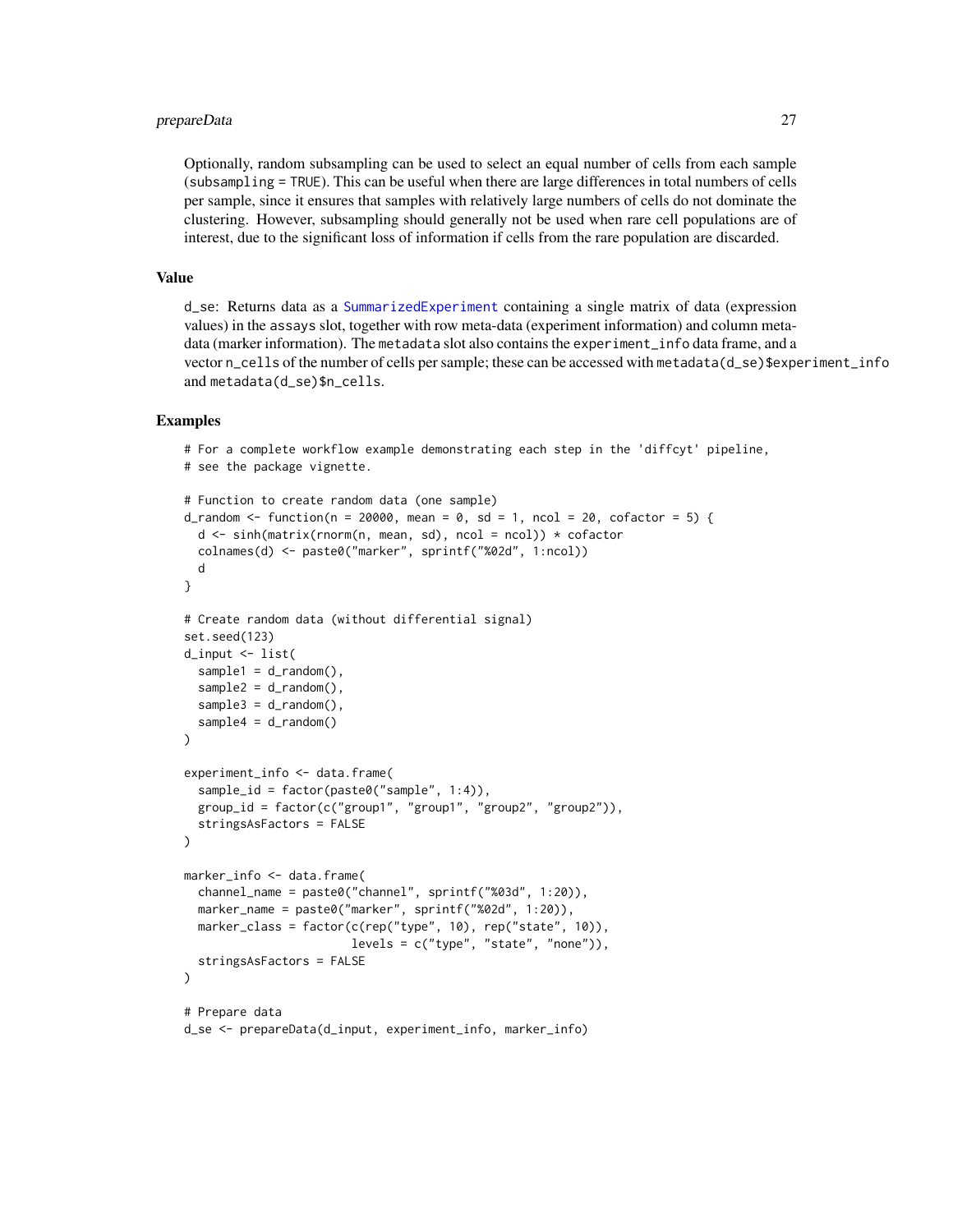Optionally, random subsampling can be used to select an equal number of cells from each sample (subsampling = TRUE). This can be useful when there are large differences in total numbers of cells per sample, since it ensures that samples with relatively large numbers of cells do not dominate the clustering. However, subsampling should generally not be used when rare cell populations are of interest, due to the significant loss of information if cells from the rare population are discarded.

## Value

d_se: Returns data as a SummarizedExperiment containing a single matrix of data (expression values) in the assays slot, together with row meta-data (experiment information) and column meta-data (marker information). The metadata slot also contains the experiment_info data frame, and a vector n_cells of the number of cells per sample; these can be accessed with metadata(d_se)$experiment_info and metadata(d_se)$n_cells.

## Examples

```
# For a complete workflow example demonstrating each step in the 'diffcyt' pipeline,
# see the package vignette.

# Function to create random data (one sample)
d_random <- function(n = 20000, mean = 0, sd = 1, ncol = 20, cofactor = 5) {
  d <- sinh(matrix(rnorm(n, mean, sd), ncol = ncol)) * cofactor
  colnames(d) <- paste0("marker", sprintf("%02d", 1:ncol))
  d
}

# Create random data (without differential signal)
set.seed(123)
d_input <- list(
  sample1 = d_random(),
  sample2 = d_random(),
  sample3 = d_random(),
  sample4 = d_random()
)

experiment_info <- data.frame(
  sample_id = factor(paste0("sample", 1:4)),
  group_id = factor(c("group1", "group1", "group2", "group2")),
  stringsAsFactors = FALSE
)

marker_info <- data.frame(
  channel_name = paste0("channel", sprintf("%03d", 1:20)),
  marker_name = paste0("marker", sprintf("%02d", 1:20)),
  marker_class = factor(c(rep("type", 10), rep("state", 10)),
                        levels = c("type", "state", "none")),
  stringsAsFactors = FALSE
)

# Prepare data
d_se <- prepareData(d_input, experiment_info, marker_info)
```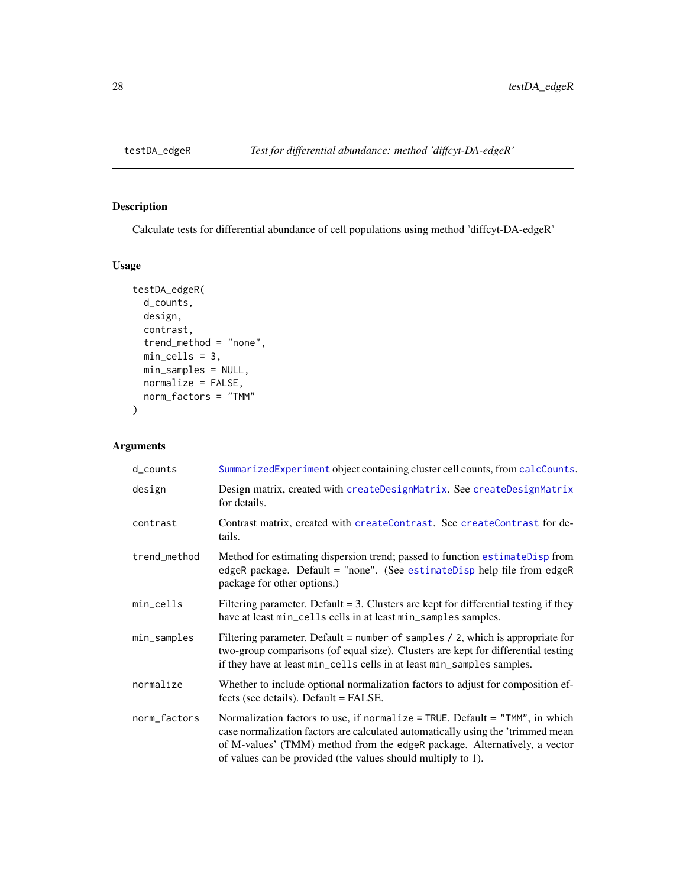testDA_edgeR    *Test for differential abundance: method 'diffcyt-DA-edgeR'*

## Description

Calculate tests for differential abundance of cell populations using method 'diffcyt-DA-edgeR'

## Usage

```
testDA_edgeR(
  d_counts,
  design,
  contrast,
  trend_method = "none",
  min_cells = 3,
  min_samples = NULL,
  normalize = FALSE,
  norm_factors = "TMM"
)
```

## Arguments

| | |
|---|---|
| d_counts | SummarizedExperiment object containing cluster cell counts, from calcCounts. |
| design | Design matrix, created with createDesignMatrix. See createDesignMatrix for details. |
| contrast | Contrast matrix, created with createContrast. See createContrast for details. |
| trend_method | Method for estimating dispersion trend; passed to function estimateDisp from edgeR package. Default = "none". (See estimateDisp help file from edgeR package for other options.) |
| min_cells | Filtering parameter. Default = 3. Clusters are kept for differential testing if they have at least min_cells cells in at least min_samples samples. |
| min_samples | Filtering parameter. Default = number of samples / 2, which is appropriate for two-group comparisons (of equal size). Clusters are kept for differential testing if they have at least min_cells cells in at least min_samples samples. |
| normalize | Whether to include optional normalization factors to adjust for composition effects (see details). Default = FALSE. |
| norm_factors | Normalization factors to use, if normalize = TRUE. Default = "TMM", in which case normalization factors are calculated automatically using the 'trimmed mean of M-values' (TMM) method from the edgeR package. Alternatively, a vector of values can be provided (the values should multiply to 1). |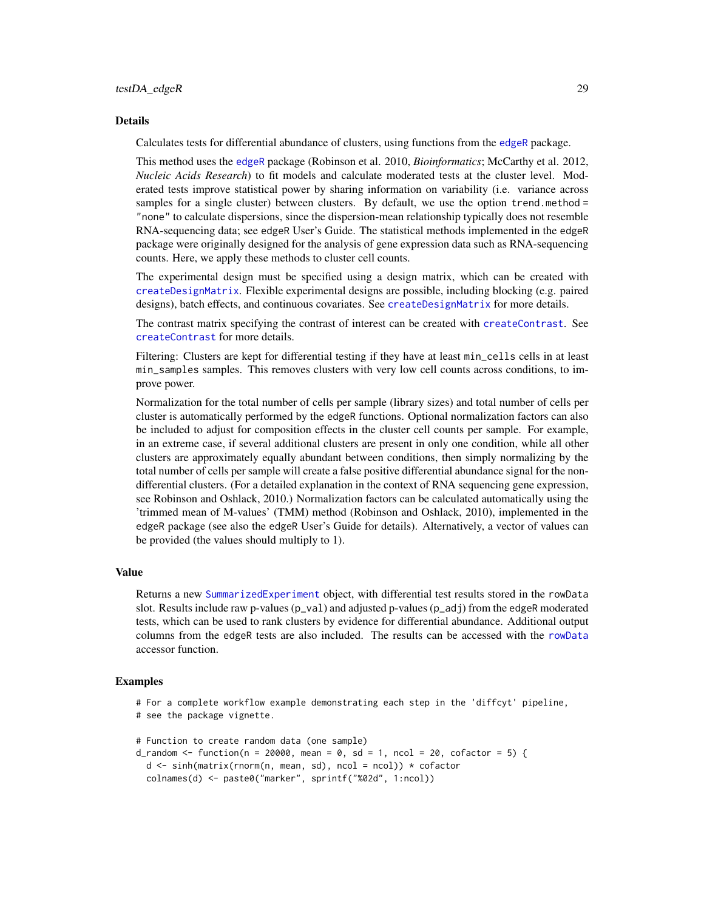## Details

Calculates tests for differential abundance of clusters, using functions from the edgeR package.

This method uses the edgeR package (Robinson et al. 2010, *Bioinformatics*; McCarthy et al. 2012, *Nucleic Acids Research*) to fit models and calculate moderated tests at the cluster level. Moderated tests improve statistical power by sharing information on variability (i.e. variance across samples for a single cluster) between clusters. By default, we use the option `trend.method = "none"` to calculate dispersions, since the dispersion-mean relationship typically does not resemble RNA-sequencing data; see edgeR User's Guide. The statistical methods implemented in the `edgeR` package were originally designed for the analysis of gene expression data such as RNA-sequencing counts. Here, we apply these methods to cluster cell counts.

The experimental design must be specified using a design matrix, which can be created with `createDesignMatrix`. Flexible experimental designs are possible, including blocking (e.g. paired designs), batch effects, and continuous covariates. See `createDesignMatrix` for more details.

The contrast matrix specifying the contrast of interest can be created with `createContrast`. See `createContrast` for more details.

Filtering: Clusters are kept for differential testing if they have at least `min_cells` cells in at least `min_samples` samples. This removes clusters with very low cell counts across conditions, to improve power.

Normalization for the total number of cells per sample (library sizes) and total number of cells per cluster is automatically performed by the `edgeR` functions. Optional normalization factors can also be included to adjust for composition effects in the cluster cell counts per sample. For example, in an extreme case, if several additional clusters are present in only one condition, while all other clusters are approximately equally abundant between conditions, then simply normalizing by the total number of cells per sample will create a false positive differential abundance signal for the non-differential clusters. (For a detailed explanation in the context of RNA sequencing gene expression, see Robinson and Oshlack, 2010.) Normalization factors can be calculated automatically using the 'trimmed mean of M-values' (TMM) method (Robinson and Oshlack, 2010), implemented in the `edgeR` package (see also the `edgeR` User's Guide for details). Alternatively, a vector of values can be provided (the values should multiply to 1).

## Value

Returns a new `SummarizedExperiment` object, with differential test results stored in the `rowData` slot. Results include raw p-values (`p_val`) and adjusted p-values (`p_adj`) from the `edgeR` moderated tests, which can be used to rank clusters by evidence for differential abundance. Additional output columns from the `edgeR` tests are also included. The results can be accessed with the `rowData` accessor function.

## Examples

```
# For a complete workflow example demonstrating each step in the 'diffcyt' pipeline,
# see the package vignette.

# Function to create random data (one sample)
d_random <- function(n = 20000, mean = 0, sd = 1, ncol = 20, cofactor = 5) {
  d <- sinh(matrix(rnorm(n, mean, sd), ncol = ncol)) * cofactor
  colnames(d) <- paste0("marker", sprintf("%02d", 1:ncol))
```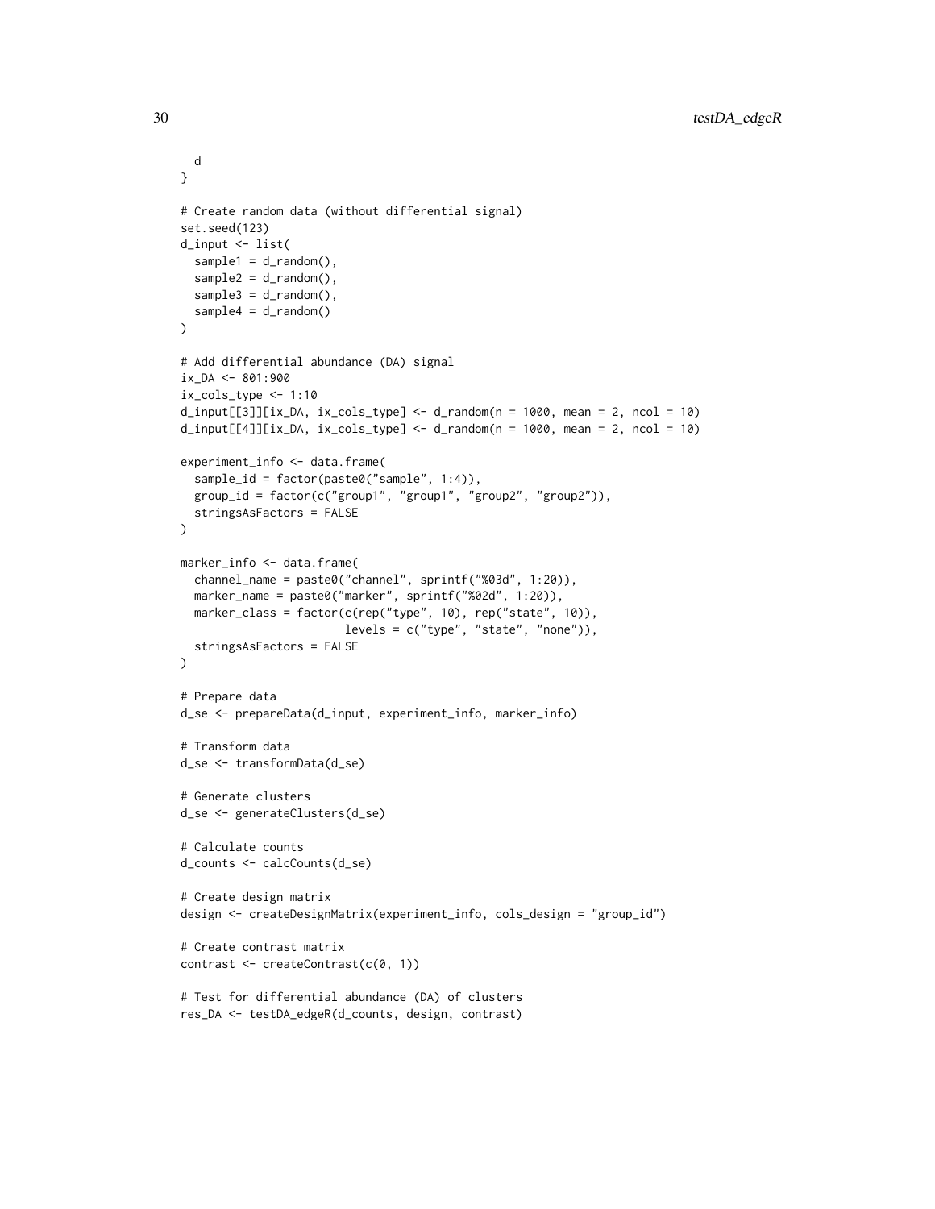```
  d
}

# Create random data (without differential signal)
set.seed(123)
d_input <- list(
  sample1 = d_random(),
  sample2 = d_random(),
  sample3 = d_random(),
  sample4 = d_random()
)

# Add differential abundance (DA) signal
ix_DA <- 801:900
ix_cols_type <- 1:10
d_input[[3]][ix_DA, ix_cols_type] <- d_random(n = 1000, mean = 2, ncol = 10)
d_input[[4]][ix_DA, ix_cols_type] <- d_random(n = 1000, mean = 2, ncol = 10)

experiment_info <- data.frame(
  sample_id = factor(paste0("sample", 1:4)),
  group_id = factor(c("group1", "group1", "group2", "group2")),
  stringsAsFactors = FALSE
)

marker_info <- data.frame(
  channel_name = paste0("channel", sprintf("%03d", 1:20)),
  marker_name = paste0("marker", sprintf("%02d", 1:20)),
  marker_class = factor(c(rep("type", 10), rep("state", 10)),
                        levels = c("type", "state", "none")),
  stringsAsFactors = FALSE
)

# Prepare data
d_se <- prepareData(d_input, experiment_info, marker_info)

# Transform data
d_se <- transformData(d_se)

# Generate clusters
d_se <- generateClusters(d_se)

# Calculate counts
d_counts <- calcCounts(d_se)

# Create design matrix
design <- createDesignMatrix(experiment_info, cols_design = "group_id")

# Create contrast matrix
contrast <- createContrast(c(0, 1))

# Test for differential abundance (DA) of clusters
res_DA <- testDA_edgeR(d_counts, design, contrast)
```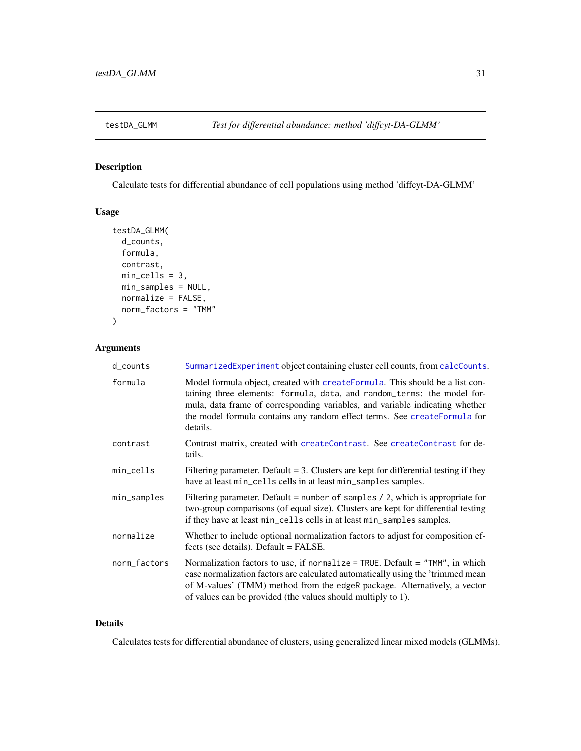testDA_GLMM *Test for differential abundance: method 'diffcyt-DA-GLMM'*

## Description

Calculate tests for differential abundance of cell populations using method 'diffcyt-DA-GLMM'

## Usage

```
testDA_GLMM(
  d_counts,
  formula,
  contrast,
  min_cells = 3,
  min_samples = NULL,
  normalize = FALSE,
  norm_factors = "TMM"
)
```

## Arguments

| | |
|---|---|
| d_counts | SummarizedExperiment object containing cluster cell counts, from calcCounts. |
| formula | Model formula object, created with createFormula. This should be a list containing three elements: formula, data, and random_terms: the model formula, data frame of corresponding variables, and variable indicating whether the model formula contains any random effect terms. See createFormula for details. |
| contrast | Contrast matrix, created with createContrast. See createContrast for details. |
| min_cells | Filtering parameter. Default = 3. Clusters are kept for differential testing if they have at least min_cells cells in at least min_samples samples. |
| min_samples | Filtering parameter. Default = number of samples / 2, which is appropriate for two-group comparisons (of equal size). Clusters are kept for differential testing if they have at least min_cells cells in at least min_samples samples. |
| normalize | Whether to include optional normalization factors to adjust for composition effects (see details). Default = FALSE. |
| norm_factors | Normalization factors to use, if normalize = TRUE. Default = "TMM", in which case normalization factors are calculated automatically using the 'trimmed mean of M-values' (TMM) method from the edgeR package. Alternatively, a vector of values can be provided (the values should multiply to 1). |

## Details

Calculates tests for differential abundance of clusters, using generalized linear mixed models (GLMMs).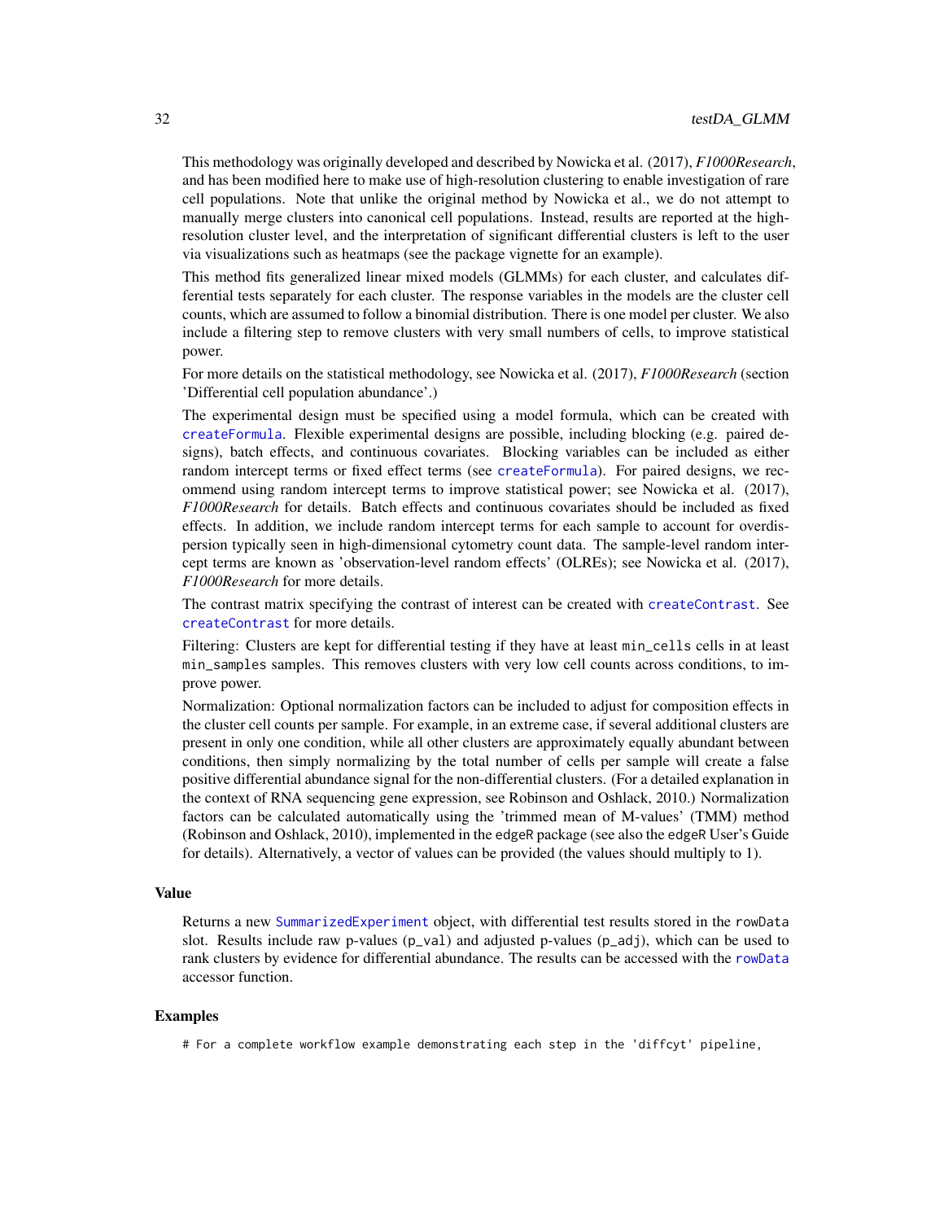This methodology was originally developed and described by Nowicka et al. (2017), *F1000Research*, and has been modified here to make use of high-resolution clustering to enable investigation of rare cell populations. Note that unlike the original method by Nowicka et al., we do not attempt to manually merge clusters into canonical cell populations. Instead, results are reported at the high-resolution cluster level, and the interpretation of significant differential clusters is left to the user via visualizations such as heatmaps (see the package vignette for an example).

This method fits generalized linear mixed models (GLMMs) for each cluster, and calculates differential tests separately for each cluster. The response variables in the models are the cluster cell counts, which are assumed to follow a binomial distribution. There is one model per cluster. We also include a filtering step to remove clusters with very small numbers of cells, to improve statistical power.

For more details on the statistical methodology, see Nowicka et al. (2017), *F1000Research* (section 'Differential cell population abundance'.)

The experimental design must be specified using a model formula, which can be created with `createFormula`. Flexible experimental designs are possible, including blocking (e.g. paired designs), batch effects, and continuous covariates. Blocking variables can be included as either random intercept terms or fixed effect terms (see `createFormula`). For paired designs, we recommend using random intercept terms to improve statistical power; see Nowicka et al. (2017), *F1000Research* for details. Batch effects and continuous covariates should be included as fixed effects. In addition, we include random intercept terms for each sample to account for overdispersion typically seen in high-dimensional cytometry count data. The sample-level random intercept terms are known as 'observation-level random effects' (OLREs); see Nowicka et al. (2017), *F1000Research* for more details.

The contrast matrix specifying the contrast of interest can be created with `createContrast`. See `createContrast` for more details.

Filtering: Clusters are kept for differential testing if they have at least `min_cells` cells in at least `min_samples` samples. This removes clusters with very low cell counts across conditions, to improve power.

Normalization: Optional normalization factors can be included to adjust for composition effects in the cluster cell counts per sample. For example, in an extreme case, if several additional clusters are present in only one condition, while all other clusters are approximately equally abundant between conditions, then simply normalizing by the total number of cells per sample will create a false positive differential abundance signal for the non-differential clusters. (For a detailed explanation in the context of RNA sequencing gene expression, see Robinson and Oshlack, 2010.) Normalization factors can be calculated automatically using the 'trimmed mean of M-values' (TMM) method (Robinson and Oshlack, 2010), implemented in the `edgeR` package (see also the `edgeR` User's Guide for details). Alternatively, a vector of values can be provided (the values should multiply to 1).

### Value

Returns a new `SummarizedExperiment` object, with differential test results stored in the `rowData` slot. Results include raw p-values (`p_val`) and adjusted p-values (`p_adj`), which can be used to rank clusters by evidence for differential abundance. The results can be accessed with the `rowData` accessor function.

### Examples

```
# For a complete workflow example demonstrating each step in the 'diffcyt' pipeline,
```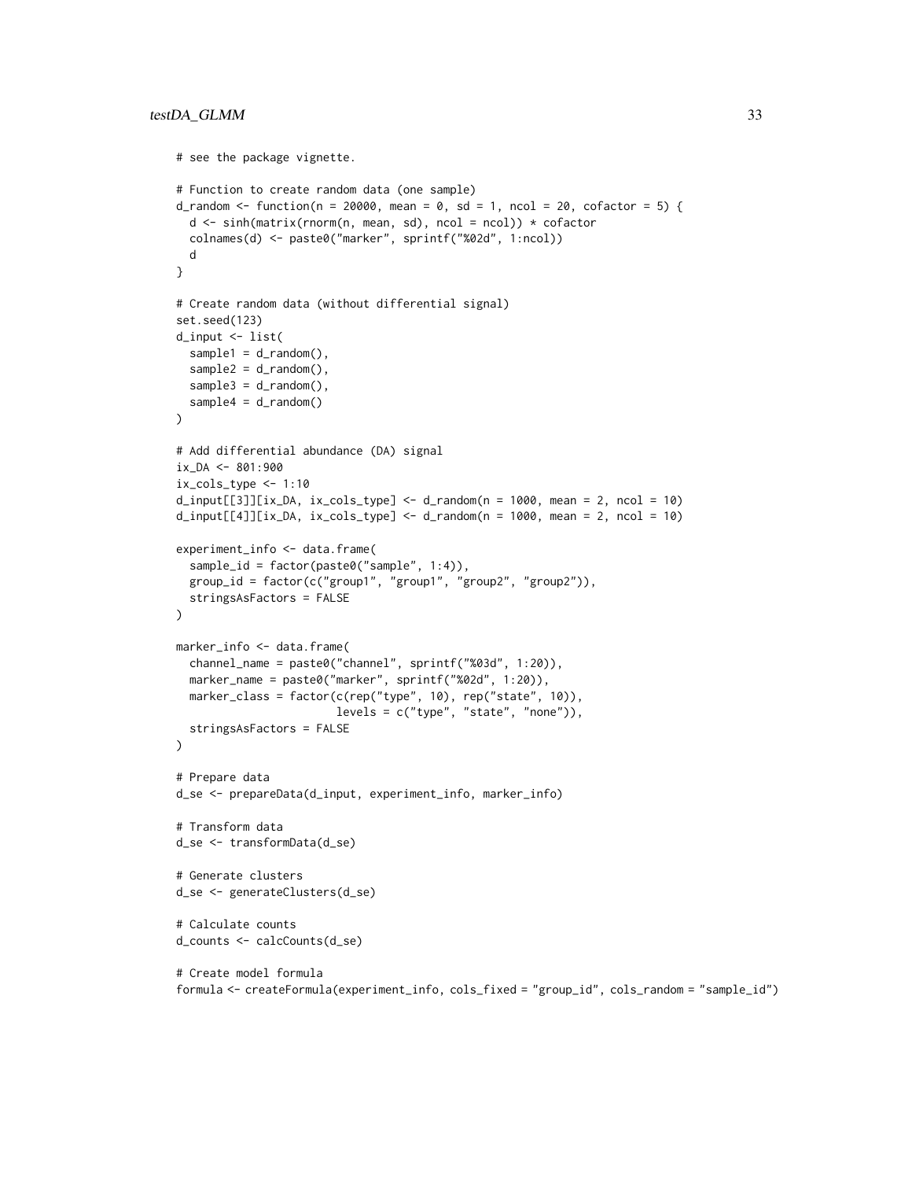```
# see the package vignette.

# Function to create random data (one sample)
d_random <- function(n = 20000, mean = 0, sd = 1, ncol = 20, cofactor = 5) {
  d <- sinh(matrix(rnorm(n, mean, sd), ncol = ncol)) * cofactor
  colnames(d) <- paste0("marker", sprintf("%02d", 1:ncol))
  d
}

# Create random data (without differential signal)
set.seed(123)
d_input <- list(
  sample1 = d_random(),
  sample2 = d_random(),
  sample3 = d_random(),
  sample4 = d_random()
)

# Add differential abundance (DA) signal
ix_DA <- 801:900
ix_cols_type <- 1:10
d_input[[3]][ix_DA, ix_cols_type] <- d_random(n = 1000, mean = 2, ncol = 10)
d_input[[4]][ix_DA, ix_cols_type] <- d_random(n = 1000, mean = 2, ncol = 10)

experiment_info <- data.frame(
  sample_id = factor(paste0("sample", 1:4)),
  group_id = factor(c("group1", "group1", "group2", "group2")),
  stringsAsFactors = FALSE
)

marker_info <- data.frame(
  channel_name = paste0("channel", sprintf("%03d", 1:20)),
  marker_name = paste0("marker", sprintf("%02d", 1:20)),
  marker_class = factor(c(rep("type", 10), rep("state", 10)),
                        levels = c("type", "state", "none")),
  stringsAsFactors = FALSE
)

# Prepare data
d_se <- prepareData(d_input, experiment_info, marker_info)

# Transform data
d_se <- transformData(d_se)

# Generate clusters
d_se <- generateClusters(d_se)

# Calculate counts
d_counts <- calcCounts(d_se)

# Create model formula
formula <- createFormula(experiment_info, cols_fixed = "group_id", cols_random = "sample_id")
```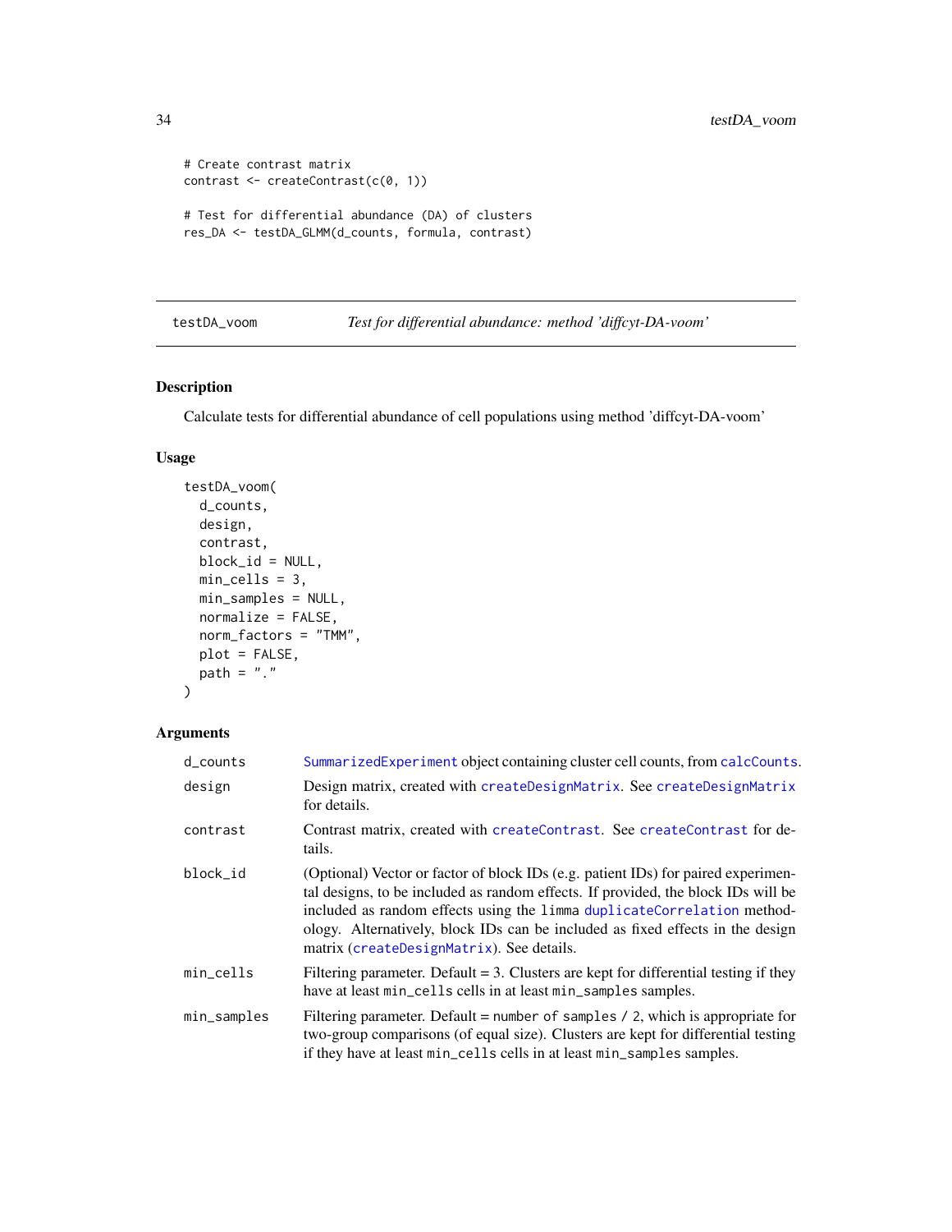```
# Create contrast matrix
contrast <- createContrast(c(0, 1))

# Test for differential abundance (DA) of clusters
res_DA <- testDA_GLMM(d_counts, formula, contrast)
```

---

## testDA_voom — *Test for differential abundance: method 'diffcyt-DA-voom'*

### Description

Calculate tests for differential abundance of cell populations using method 'diffcyt-DA-voom'

### Usage

```
testDA_voom(
  d_counts,
  design,
  contrast,
  block_id = NULL,
  min_cells = 3,
  min_samples = NULL,
  normalize = FALSE,
  norm_factors = "TMM",
  plot = FALSE,
  path = "."
)
```

### Arguments

| | |
|---|---|
| `d_counts` | `SummarizedExperiment` object containing cluster cell counts, from `calcCounts`. |
| `design` | Design matrix, created with `createDesignMatrix`. See `createDesignMatrix` for details. |
| `contrast` | Contrast matrix, created with `createContrast`. See `createContrast` for details. |
| `block_id` | (Optional) Vector or factor of block IDs (e.g. patient IDs) for paired experimental designs, to be included as random effects. If provided, the block IDs will be included as random effects using the `limma` `duplicateCorrelation` methodology. Alternatively, block IDs can be included as fixed effects in the design matrix (`createDesignMatrix`). See details. |
| `min_cells` | Filtering parameter. Default = 3. Clusters are kept for differential testing if they have at least `min_cells` cells in at least `min_samples` samples. |
| `min_samples` | Filtering parameter. Default = `number of samples / 2`, which is appropriate for two-group comparisons (of equal size). Clusters are kept for differential testing if they have at least `min_cells` cells in at least `min_samples` samples. |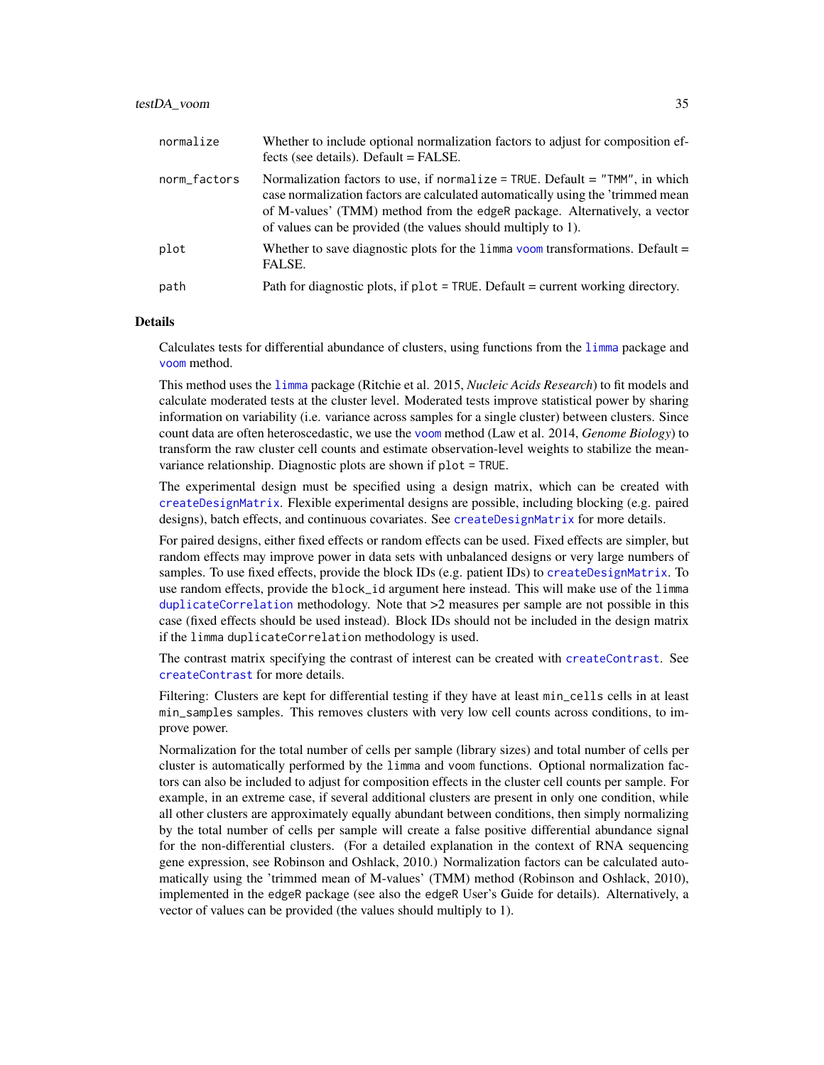| | |
|---|---|
| `normalize` | Whether to include optional normalization factors to adjust for composition effects (see details). Default = FALSE. |
| `norm_factors` | Normalization factors to use, if `normalize = TRUE`. Default = `"TMM"`, in which case normalization factors are calculated automatically using the 'trimmed mean of M-values' (TMM) method from the `edgeR` package. Alternatively, a vector of values can be provided (the values should multiply to 1). |
| `plot` | Whether to save diagnostic plots for the `limma` `voom` transformations. Default = FALSE. |
| `path` | Path for diagnostic plots, if `plot = TRUE`. Default = current working directory. |

## Details

Calculates tests for differential abundance of clusters, using functions from the `limma` package and `voom` method.

This method uses the `limma` package (Ritchie et al. 2015, *Nucleic Acids Research*) to fit models and calculate moderated tests at the cluster level. Moderated tests improve statistical power by sharing information on variability (i.e. variance across samples for a single cluster) between clusters. Since count data are often heteroscedastic, we use the `voom` method (Law et al. 2014, *Genome Biology*) to transform the raw cluster cell counts and estimate observation-level weights to stabilize the mean-variance relationship. Diagnostic plots are shown if `plot = TRUE`.

The experimental design must be specified using a design matrix, which can be created with `createDesignMatrix`. Flexible experimental designs are possible, including blocking (e.g. paired designs), batch effects, and continuous covariates. See `createDesignMatrix` for more details.

For paired designs, either fixed effects or random effects can be used. Fixed effects are simpler, but random effects may improve power in data sets with unbalanced designs or very large numbers of samples. To use fixed effects, provide the block IDs (e.g. patient IDs) to `createDesignMatrix`. To use random effects, provide the `block_id` argument here instead. This will make use of the `limma` `duplicateCorrelation` methodology. Note that >2 measures per sample are not possible in this case (fixed effects should be used instead). Block IDs should not be included in the design matrix if the `limma` `duplicateCorrelation` methodology is used.

The contrast matrix specifying the contrast of interest can be created with `createContrast`. See `createContrast` for more details.

Filtering: Clusters are kept for differential testing if they have at least `min_cells` cells in at least `min_samples` samples. This removes clusters with very low cell counts across conditions, to improve power.

Normalization for the total number of cells per sample (library sizes) and total number of cells per cluster is automatically performed by the `limma` and `voom` functions. Optional normalization factors can also be included to adjust for composition effects in the cluster cell counts per sample. For example, in an extreme case, if several additional clusters are present in only one condition, while all other clusters are approximately equally abundant between conditions, then simply normalizing by the total number of cells per sample will create a false positive differential abundance signal for the non-differential clusters. (For a detailed explanation in the context of RNA sequencing gene expression, see Robinson and Oshlack, 2010.) Normalization factors can be calculated automatically using the 'trimmed mean of M-values' (TMM) method (Robinson and Oshlack, 2010), implemented in the `edgeR` package (see also the `edgeR` User's Guide for details). Alternatively, a vector of values can be provided (the values should multiply to 1).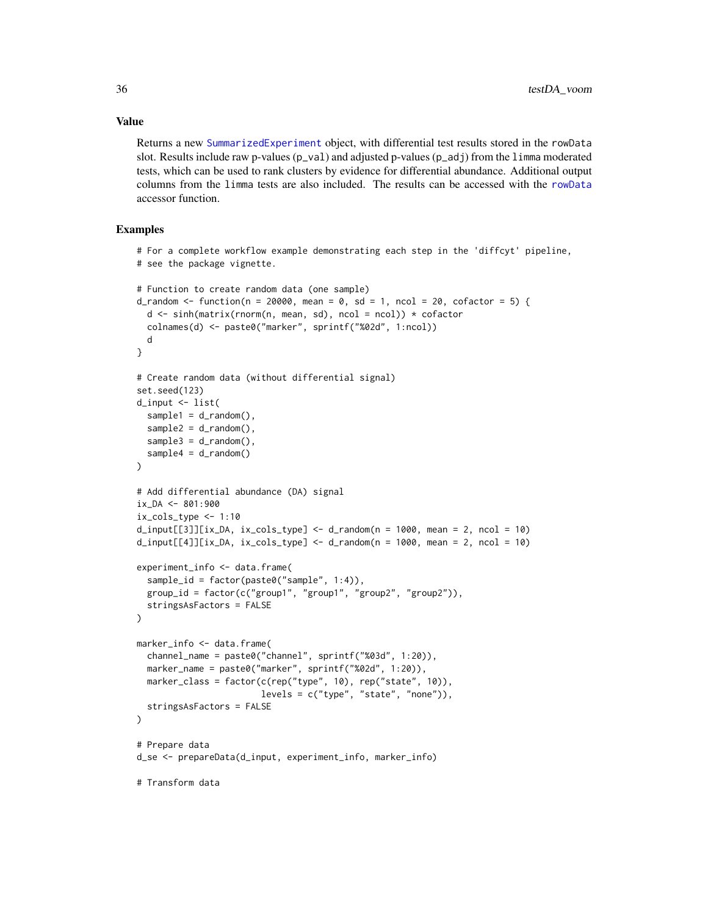## Value

Returns a new SummarizedExperiment object, with differential test results stored in the rowData slot. Results include raw p-values (p_val) and adjusted p-values (p_adj) from the limma moderated tests, which can be used to rank clusters by evidence for differential abundance. Additional output columns from the limma tests are also included. The results can be accessed with the rowData accessor function.

## Examples

```
# For a complete workflow example demonstrating each step in the 'diffcyt' pipeline,
# see the package vignette.

# Function to create random data (one sample)
d_random <- function(n = 20000, mean = 0, sd = 1, ncol = 20, cofactor = 5) {
  d <- sinh(matrix(rnorm(n, mean, sd), ncol = ncol)) * cofactor
  colnames(d) <- paste0("marker", sprintf("%02d", 1:ncol))
  d
}

# Create random data (without differential signal)
set.seed(123)
d_input <- list(
  sample1 = d_random(),
  sample2 = d_random(),
  sample3 = d_random(),
  sample4 = d_random()
)

# Add differential abundance (DA) signal
ix_DA <- 801:900
ix_cols_type <- 1:10
d_input[[3]][ix_DA, ix_cols_type] <- d_random(n = 1000, mean = 2, ncol = 10)
d_input[[4]][ix_DA, ix_cols_type] <- d_random(n = 1000, mean = 2, ncol = 10)

experiment_info <- data.frame(
  sample_id = factor(paste0("sample", 1:4)),
  group_id = factor(c("group1", "group1", "group2", "group2")),
  stringsAsFactors = FALSE
)

marker_info <- data.frame(
  channel_name = paste0("channel", sprintf("%03d", 1:20)),
  marker_name = paste0("marker", sprintf("%02d", 1:20)),
  marker_class = factor(c(rep("type", 10), rep("state", 10)),
                        levels = c("type", "state", "none")),
  stringsAsFactors = FALSE
)

# Prepare data
d_se <- prepareData(d_input, experiment_info, marker_info)

# Transform data
```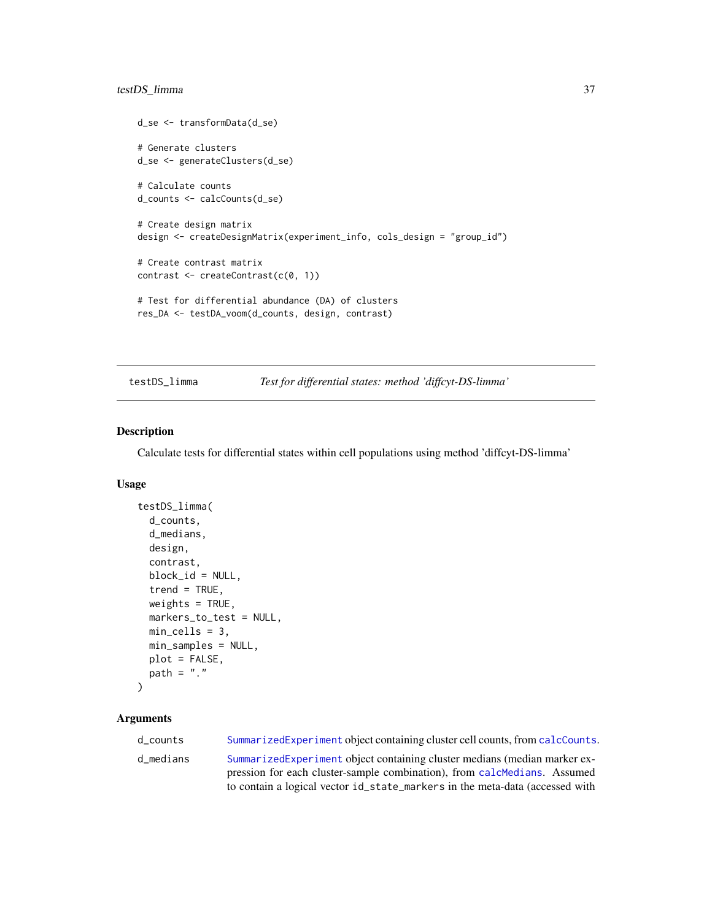```
d_se <- transformData(d_se)

# Generate clusters
d_se <- generateClusters(d_se)

# Calculate counts
d_counts <- calcCounts(d_se)

# Create design matrix
design <- createDesignMatrix(experiment_info, cols_design = "group_id")

# Create contrast matrix
contrast <- createContrast(c(0, 1))

# Test for differential abundance (DA) of clusters
res_DA <- testDA_voom(d_counts, design, contrast)
```

---

testDS_limma    *Test for differential states: method 'diffcyt-DS-limma'*

---

## Description

Calculate tests for differential states within cell populations using method 'diffcyt-DS-limma'

## Usage

```
testDS_limma(
  d_counts,
  d_medians,
  design,
  contrast,
  block_id = NULL,
  trend = TRUE,
  weights = TRUE,
  markers_to_test = NULL,
  min_cells = 3,
  min_samples = NULL,
  plot = FALSE,
  path = "."
)
```

## Arguments

| | |
|---|---|
| d_counts | `SummarizedExperiment` object containing cluster cell counts, from `calcCounts`. |
| d_medians | `SummarizedExperiment` object containing cluster medians (median marker expression for each cluster-sample combination), from `calcMedians`. Assumed to contain a logical vector `id_state_markers` in the meta-data (accessed with |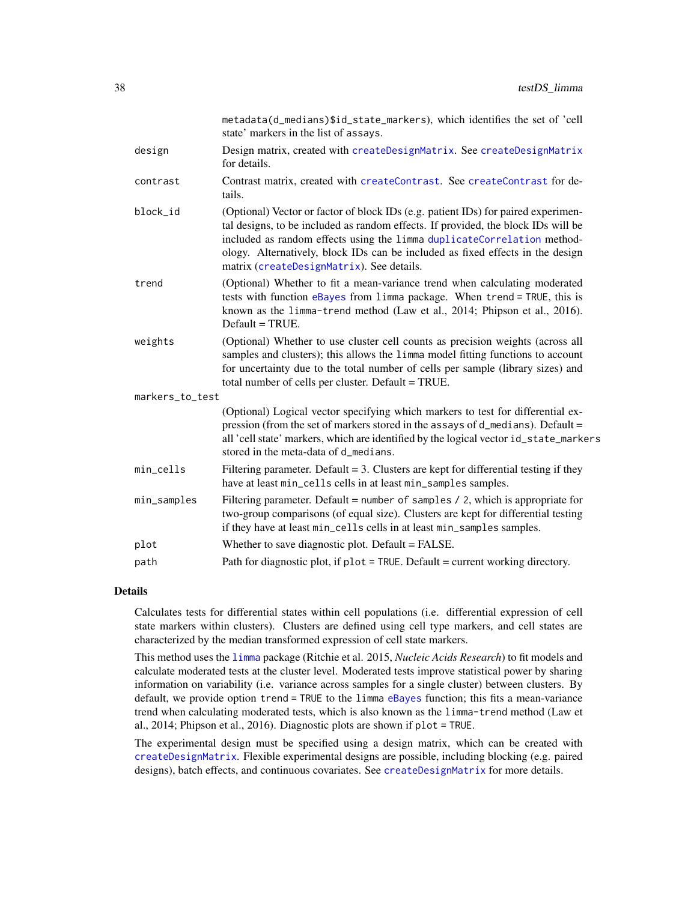metadata(d_medians)$id_state_markers), which identifies the set of 'cell state' markers in the list of assays.

| | |
|---|---|
| design | Design matrix, created with `createDesignMatrix`. See `createDesignMatrix` for details. |
| contrast | Contrast matrix, created with `createContrast`. See `createContrast` for details. |
| block_id | (Optional) Vector or factor of block IDs (e.g. patient IDs) for paired experimental designs, to be included as random effects. If provided, the block IDs will be included as random effects using the `limma` `duplicateCorrelation` methodology. Alternatively, block IDs can be included as fixed effects in the design matrix (`createDesignMatrix`). See details. |
| trend | (Optional) Whether to fit a mean-variance trend when calculating moderated tests with function `eBayes` from `limma` package. When `trend = TRUE`, this is known as the `limma-trend` method (Law et al., 2014; Phipson et al., 2016). Default = TRUE. |
| weights | (Optional) Whether to use cluster cell counts as precision weights (across all samples and clusters); this allows the `limma` model fitting functions to account for uncertainty due to the total number of cells per sample (library sizes) and total number of cells per cluster. Default = TRUE. |
| markers_to_test | (Optional) Logical vector specifying which markers to test for differential expression (from the set of markers stored in the `assays` of `d_medians`). Default = all 'cell state' markers, which are identified by the logical vector `id_state_markers` stored in the meta-data of `d_medians`. |
| min_cells | Filtering parameter. Default = 3. Clusters are kept for differential testing if they have at least `min_cells` cells in at least `min_samples` samples. |
| min_samples | Filtering parameter. Default = `number of samples / 2`, which is appropriate for two-group comparisons (of equal size). Clusters are kept for differential testing if they have at least `min_cells` cells in at least `min_samples` samples. |
| plot | Whether to save diagnostic plot. Default = FALSE. |
| path | Path for diagnostic plot, if `plot = TRUE`. Default = current working directory. |

## Details

Calculates tests for differential states within cell populations (i.e. differential expression of cell state markers within clusters). Clusters are defined using cell type markers, and cell states are characterized by the median transformed expression of cell state markers.

This method uses the `limma` package (Ritchie et al. 2015, *Nucleic Acids Research*) to fit models and calculate moderated tests at the cluster level. Moderated tests improve statistical power by sharing information on variability (i.e. variance across samples for a single cluster) between clusters. By default, we provide option `trend = TRUE` to the `limma` `eBayes` function; this fits a mean-variance trend when calculating moderated tests, which is also known as the `limma-trend` method (Law et al., 2014; Phipson et al., 2016). Diagnostic plots are shown if `plot = TRUE`.

The experimental design must be specified using a design matrix, which can be created with `createDesignMatrix`. Flexible experimental designs are possible, including blocking (e.g. paired designs), batch effects, and continuous covariates. See `createDesignMatrix` for more details.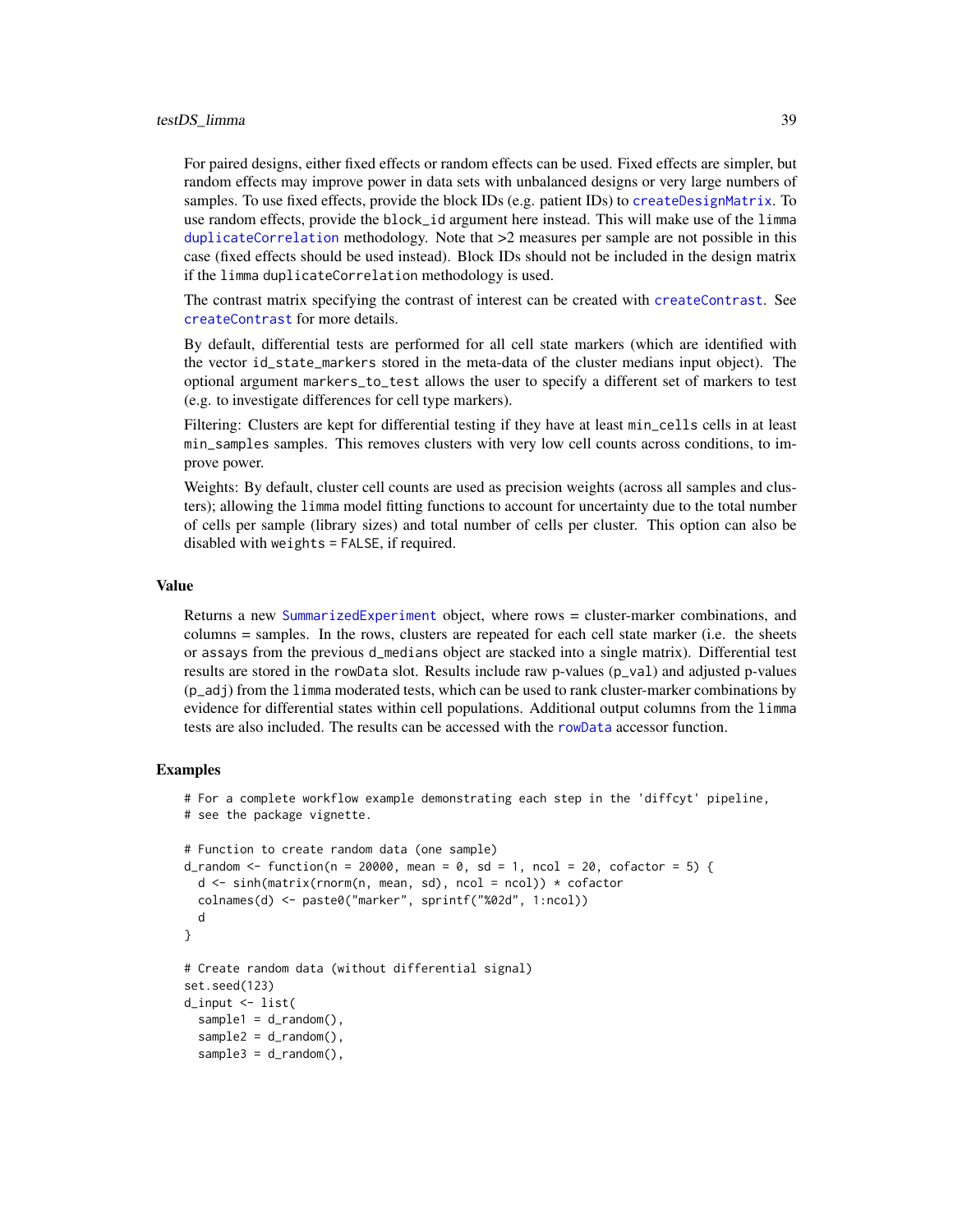For paired designs, either fixed effects or random effects can be used. Fixed effects are simpler, but random effects may improve power in data sets with unbalanced designs or very large numbers of samples. To use fixed effects, provide the block IDs (e.g. patient IDs) to `createDesignMatrix`. To use random effects, provide the `block_id` argument here instead. This will make use of the `limma` `duplicateCorrelation` methodology. Note that >2 measures per sample are not possible in this case (fixed effects should be used instead). Block IDs should not be included in the design matrix if the `limma` `duplicateCorrelation` methodology is used.

The contrast matrix specifying the contrast of interest can be created with `createContrast`. See `createContrast` for more details.

By default, differential tests are performed for all cell state markers (which are identified with the vector `id_state_markers` stored in the meta-data of the cluster medians input object). The optional argument `markers_to_test` allows the user to specify a different set of markers to test (e.g. to investigate differences for cell type markers).

Filtering: Clusters are kept for differential testing if they have at least `min_cells` cells in at least `min_samples` samples. This removes clusters with very low cell counts across conditions, to improve power.

Weights: By default, cluster cell counts are used as precision weights (across all samples and clusters); allowing the `limma` model fitting functions to account for uncertainty due to the total number of cells per sample (library sizes) and total number of cells per cluster. This option can also be disabled with `weights = FALSE`, if required.

## Value

Returns a new `SummarizedExperiment` object, where rows = cluster-marker combinations, and columns = samples. In the rows, clusters are repeated for each cell state marker (i.e. the sheets or `assays` from the previous `d_medians` object are stacked into a single matrix). Differential test results are stored in the `rowData` slot. Results include raw p-values (`p_val`) and adjusted p-values (`p_adj`) from the `limma` moderated tests, which can be used to rank cluster-marker combinations by evidence for differential states within cell populations. Additional output columns from the `limma` tests are also included. The results can be accessed with the `rowData` accessor function.

## Examples

```
# For a complete workflow example demonstrating each step in the 'diffcyt' pipeline,
# see the package vignette.

# Function to create random data (one sample)
d_random <- function(n = 20000, mean = 0, sd = 1, ncol = 20, cofactor = 5) {
  d <- sinh(matrix(rnorm(n, mean, sd), ncol = ncol)) * cofactor
  colnames(d) <- paste0("marker", sprintf("%02d", 1:ncol))
  d
}

# Create random data (without differential signal)
set.seed(123)
d_input <- list(
  sample1 = d_random(),
  sample2 = d_random(),
  sample3 = d_random(),
```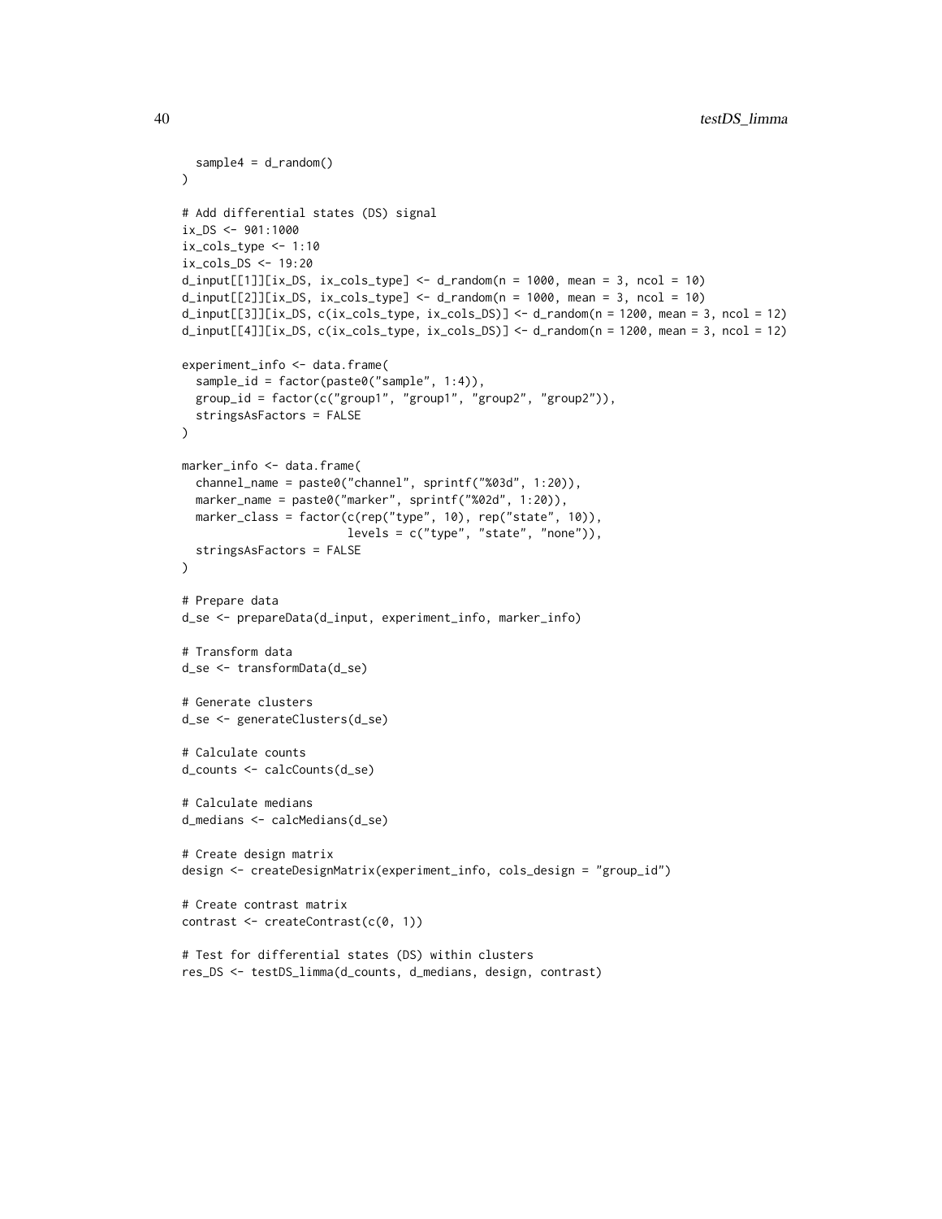```
  sample4 = d_random()
)

# Add differential states (DS) signal
ix_DS <- 901:1000
ix_cols_type <- 1:10
ix_cols_DS <- 19:20
d_input[[1]][ix_DS, ix_cols_type] <- d_random(n = 1000, mean = 3, ncol = 10)
d_input[[2]][ix_DS, ix_cols_type] <- d_random(n = 1000, mean = 3, ncol = 10)
d_input[[3]][ix_DS, c(ix_cols_type, ix_cols_DS)] <- d_random(n = 1200, mean = 3, ncol = 12)
d_input[[4]][ix_DS, c(ix_cols_type, ix_cols_DS)] <- d_random(n = 1200, mean = 3, ncol = 12)

experiment_info <- data.frame(
  sample_id = factor(paste0("sample", 1:4)),
  group_id = factor(c("group1", "group1", "group2", "group2")),
  stringsAsFactors = FALSE
)

marker_info <- data.frame(
  channel_name = paste0("channel", sprintf("%03d", 1:20)),
  marker_name = paste0("marker", sprintf("%02d", 1:20)),
  marker_class = factor(c(rep("type", 10), rep("state", 10)),
                        levels = c("type", "state", "none")),
  stringsAsFactors = FALSE
)

# Prepare data
d_se <- prepareData(d_input, experiment_info, marker_info)

# Transform data
d_se <- transformData(d_se)

# Generate clusters
d_se <- generateClusters(d_se)

# Calculate counts
d_counts <- calcCounts(d_se)

# Calculate medians
d_medians <- calcMedians(d_se)

# Create design matrix
design <- createDesignMatrix(experiment_info, cols_design = "group_id")

# Create contrast matrix
contrast <- createContrast(c(0, 1))

# Test for differential states (DS) within clusters
res_DS <- testDS_limma(d_counts, d_medians, design, contrast)
```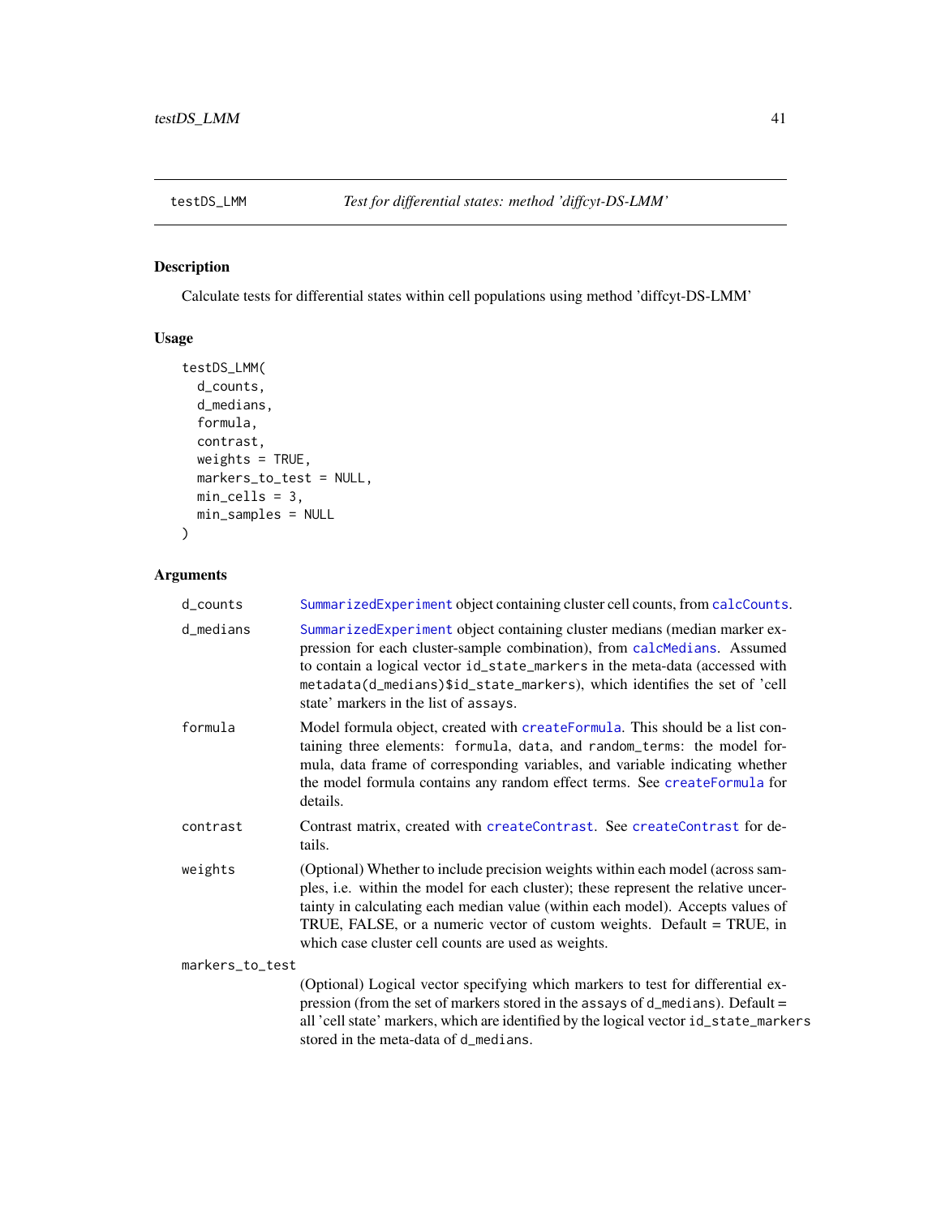## testDS_LMM    *Test for differential states: method 'diffcyt-DS-LMM'*

### Description

Calculate tests for differential states within cell populations using method 'diffcyt-DS-LMM'

### Usage

```
testDS_LMM(
  d_counts,
  d_medians,
  formula,
  contrast,
  weights = TRUE,
  markers_to_test = NULL,
  min_cells = 3,
  min_samples = NULL
)
```

### Arguments

| | |
|---|---|
| `d_counts` | `SummarizedExperiment` object containing cluster cell counts, from `calcCounts`. |
| `d_medians` | `SummarizedExperiment` object containing cluster medians (median marker expression for each cluster-sample combination), from `calcMedians`. Assumed to contain a logical vector `id_state_markers` in the meta-data (accessed with `metadata(d_medians)$id_state_markers`), which identifies the set of 'cell state' markers in the list of `assays`. |
| `formula` | Model formula object, created with `createFormula`. This should be a list containing three elements: `formula`, `data`, and `random_terms`: the model formula, data frame of corresponding variables, and variable indicating whether the model formula contains any random effect terms. See `createFormula` for details. |
| `contrast` | Contrast matrix, created with `createContrast`. See `createContrast` for details. |
| `weights` | (Optional) Whether to include precision weights within each model (across samples, i.e. within the model for each cluster); these represent the relative uncertainty in calculating each median value (within each model). Accepts values of TRUE, FALSE, or a numeric vector of custom weights. Default = TRUE, in which case cluster cell counts are used as weights. |
| `markers_to_test` | (Optional) Logical vector specifying which markers to test for differential expression (from the set of markers stored in the `assays` of `d_medians`). Default = all 'cell state' markers, which are identified by the logical vector `id_state_markers` stored in the meta-data of `d_medians`. |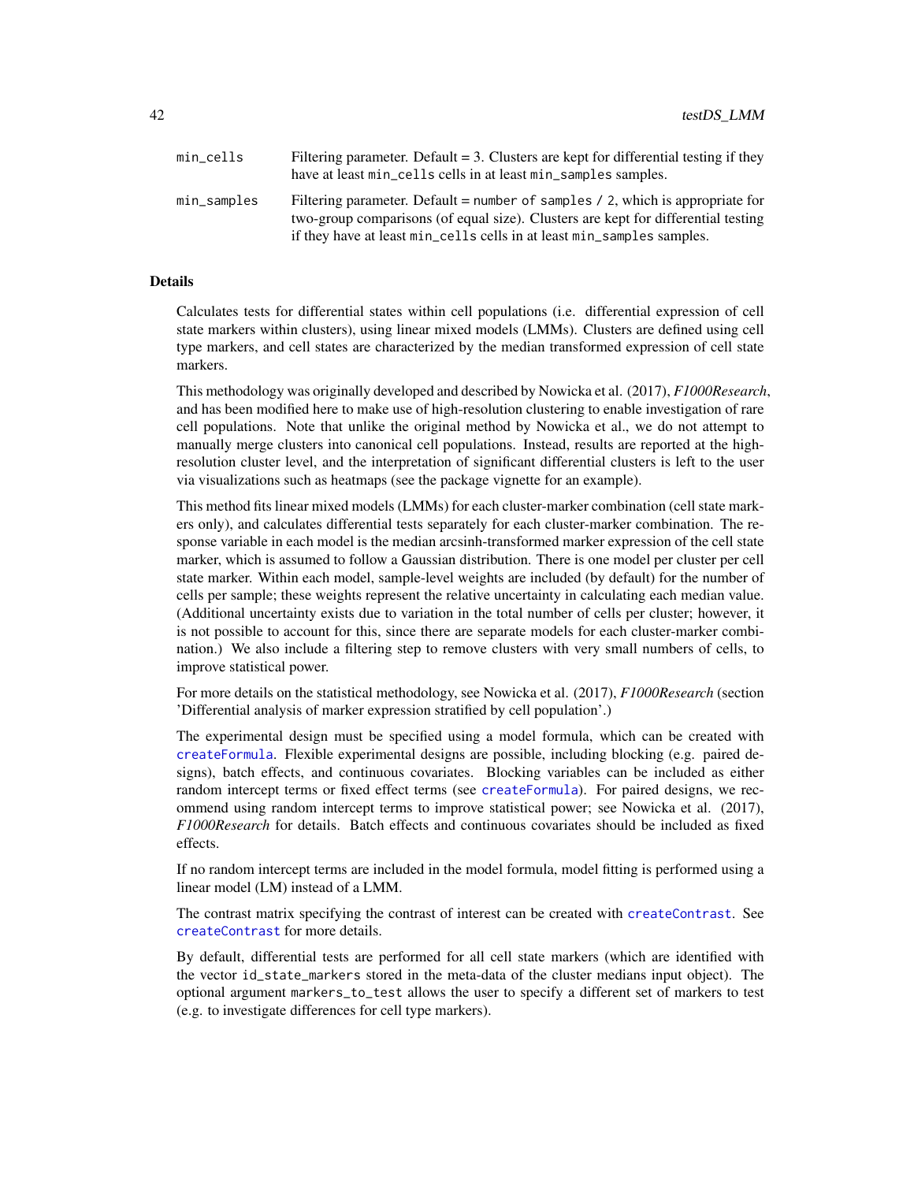| | |
|---|---|
| `min_cells` | Filtering parameter. Default = 3. Clusters are kept for differential testing if they have at least `min_cells` cells in at least `min_samples` samples. |
| `min_samples` | Filtering parameter. Default = `number of samples / 2`, which is appropriate for two-group comparisons (of equal size). Clusters are kept for differential testing if they have at least `min_cells` cells in at least `min_samples` samples. |

## Details

Calculates tests for differential states within cell populations (i.e. differential expression of cell state markers within clusters), using linear mixed models (LMMs). Clusters are defined using cell type markers, and cell states are characterized by the median transformed expression of cell state markers.

This methodology was originally developed and described by Nowicka et al. (2017), *F1000Research*, and has been modified here to make use of high-resolution clustering to enable investigation of rare cell populations. Note that unlike the original method by Nowicka et al., we do not attempt to manually merge clusters into canonical cell populations. Instead, results are reported at the high-resolution cluster level, and the interpretation of significant differential clusters is left to the user via visualizations such as heatmaps (see the package vignette for an example).

This method fits linear mixed models (LMMs) for each cluster-marker combination (cell state markers only), and calculates differential tests separately for each cluster-marker combination. The response variable in each model is the median arcsinh-transformed marker expression of the cell state marker, which is assumed to follow a Gaussian distribution. There is one model per cluster per cell state marker. Within each model, sample-level weights are included (by default) for the number of cells per sample; these weights represent the relative uncertainty in calculating each median value. (Additional uncertainty exists due to variation in the total number of cells per cluster; however, it is not possible to account for this, since there are separate models for each cluster-marker combination.) We also include a filtering step to remove clusters with very small numbers of cells, to improve statistical power.

For more details on the statistical methodology, see Nowicka et al. (2017), *F1000Research* (section 'Differential analysis of marker expression stratified by cell population'.)

The experimental design must be specified using a model formula, which can be created with `createFormula`. Flexible experimental designs are possible, including blocking (e.g. paired designs), batch effects, and continuous covariates. Blocking variables can be included as either random intercept terms or fixed effect terms (see `createFormula`). For paired designs, we recommend using random intercept terms to improve statistical power; see Nowicka et al. (2017), *F1000Research* for details. Batch effects and continuous covariates should be included as fixed effects.

If no random intercept terms are included in the model formula, model fitting is performed using a linear model (LM) instead of a LMM.

The contrast matrix specifying the contrast of interest can be created with `createContrast`. See `createContrast` for more details.

By default, differential tests are performed for all cell state markers (which are identified with the vector `id_state_markers` stored in the meta-data of the cluster medians input object). The optional argument `markers_to_test` allows the user to specify a different set of markers to test (e.g. to investigate differences for cell type markers).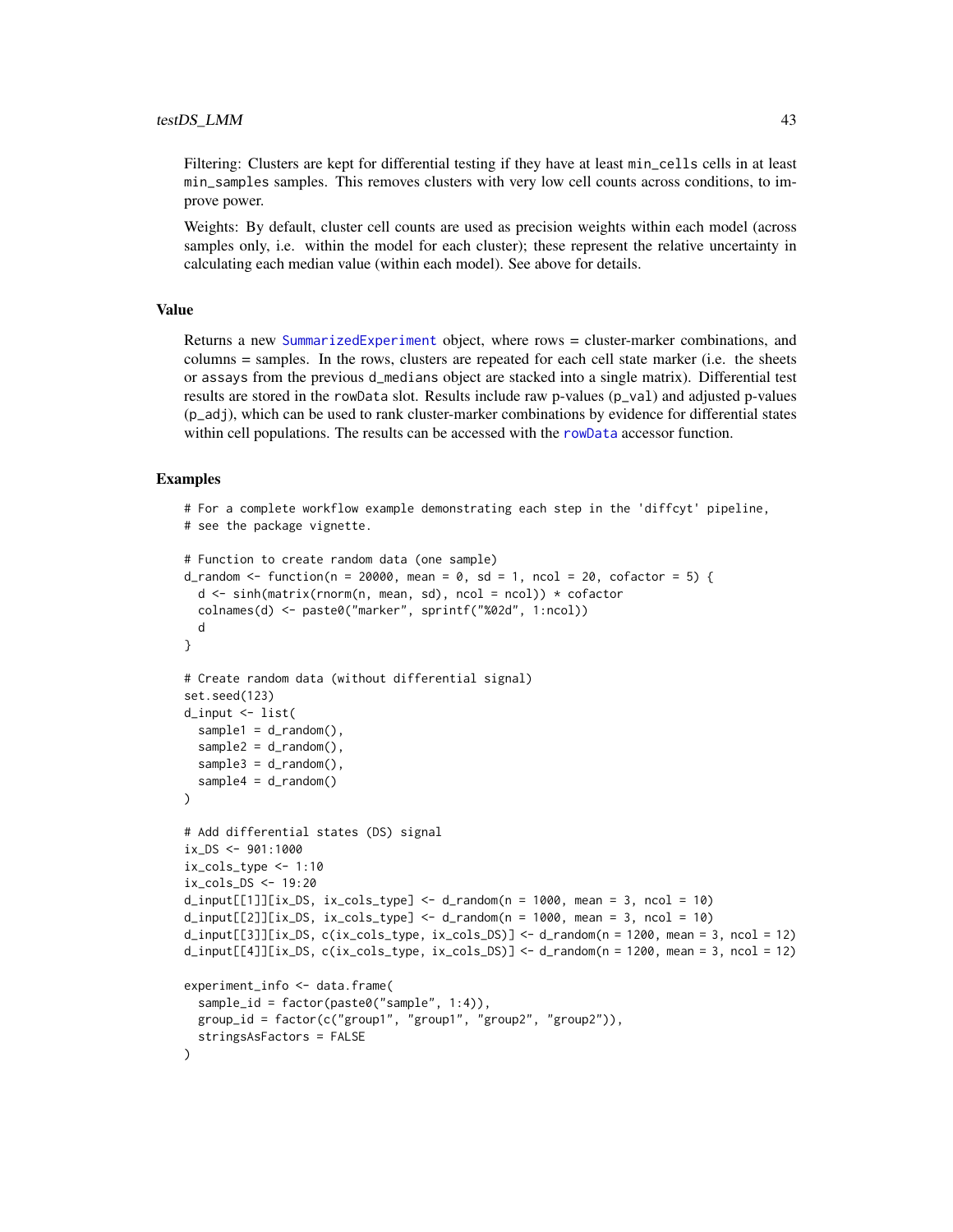Filtering: Clusters are kept for differential testing if they have at least `min_cells` cells in at least `min_samples` samples. This removes clusters with very low cell counts across conditions, to improve power.

Weights: By default, cluster cell counts are used as precision weights within each model (across samples only, i.e. within the model for each cluster); these represent the relative uncertainty in calculating each median value (within each model). See above for details.

## Value

Returns a new SummarizedExperiment object, where rows = cluster-marker combinations, and columns = samples. In the rows, clusters are repeated for each cell state marker (i.e. the sheets or `assays` from the previous `d_medians` object are stacked into a single matrix). Differential test results are stored in the `rowData` slot. Results include raw p-values (`p_val`) and adjusted p-values (`p_adj`), which can be used to rank cluster-marker combinations by evidence for differential states within cell populations. The results can be accessed with the rowData accessor function.

## Examples

```
# For a complete workflow example demonstrating each step in the 'diffcyt' pipeline,
# see the package vignette.

# Function to create random data (one sample)
d_random <- function(n = 20000, mean = 0, sd = 1, ncol = 20, cofactor = 5) {
  d <- sinh(matrix(rnorm(n, mean, sd), ncol = ncol)) * cofactor
  colnames(d) <- paste0("marker", sprintf("%02d", 1:ncol))
  d
}

# Create random data (without differential signal)
set.seed(123)
d_input <- list(
  sample1 = d_random(),
  sample2 = d_random(),
  sample3 = d_random(),
  sample4 = d_random()
)

# Add differential states (DS) signal
ix_DS <- 901:1000
ix_cols_type <- 1:10
ix_cols_DS <- 19:20
d_input[[1]][ix_DS, ix_cols_type] <- d_random(n = 1000, mean = 3, ncol = 10)
d_input[[2]][ix_DS, ix_cols_type] <- d_random(n = 1000, mean = 3, ncol = 10)
d_input[[3]][ix_DS, c(ix_cols_type, ix_cols_DS)] <- d_random(n = 1200, mean = 3, ncol = 12)
d_input[[4]][ix_DS, c(ix_cols_type, ix_cols_DS)] <- d_random(n = 1200, mean = 3, ncol = 12)

experiment_info <- data.frame(
  sample_id = factor(paste0("sample", 1:4)),
  group_id = factor(c("group1", "group1", "group2", "group2")),
  stringsAsFactors = FALSE
)
```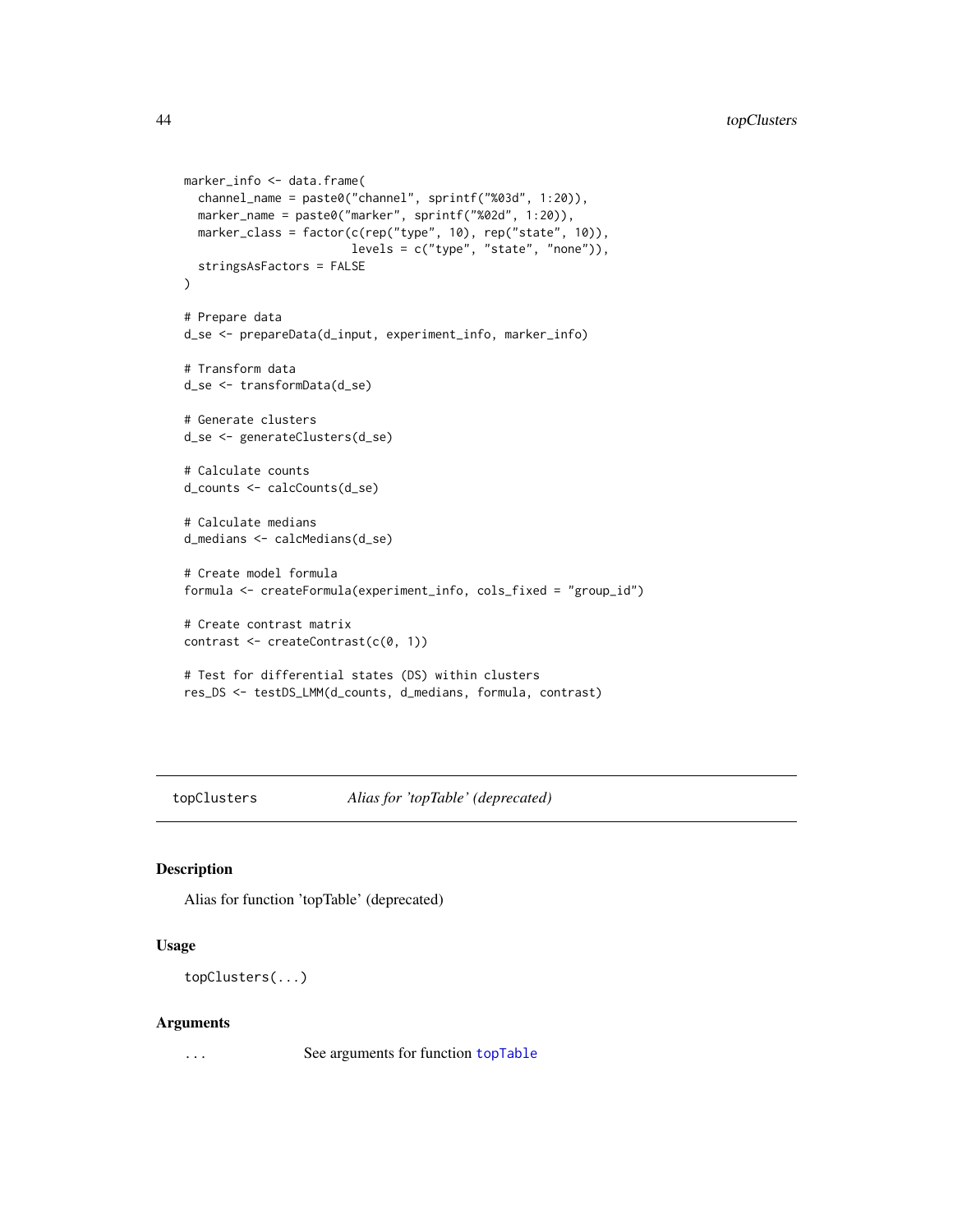```
marker_info <- data.frame(
  channel_name = paste0("channel", sprintf("%03d", 1:20)),
  marker_name = paste0("marker", sprintf("%02d", 1:20)),
  marker_class = factor(c(rep("type", 10), rep("state", 10)),
                        levels = c("type", "state", "none")),
  stringsAsFactors = FALSE
)

# Prepare data
d_se <- prepareData(d_input, experiment_info, marker_info)

# Transform data
d_se <- transformData(d_se)

# Generate clusters
d_se <- generateClusters(d_se)

# Calculate counts
d_counts <- calcCounts(d_se)

# Calculate medians
d_medians <- calcMedians(d_se)

# Create model formula
formula <- createFormula(experiment_info, cols_fixed = "group_id")

# Create contrast matrix
contrast <- createContrast(c(0, 1))

# Test for differential states (DS) within clusters
res_DS <- testDS_LMM(d_counts, d_medians, formula, contrast)
```

## topClusters — *Alias for 'topTable' (deprecated)*

### Description

Alias for function 'topTable' (deprecated)

### Usage

```
topClusters(...)
```

### Arguments

| | |
|---|---|
| ... | See arguments for function topTable |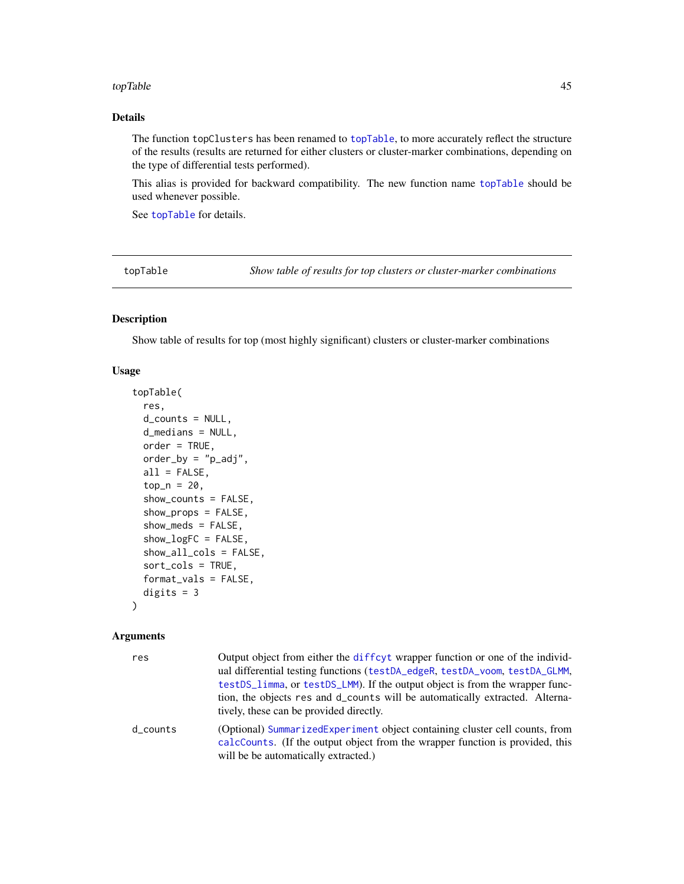## Details

The function topClusters has been renamed to topTable, to more accurately reflect the structure of the results (results are returned for either clusters or cluster-marker combinations, depending on the type of differential tests performed).

This alias is provided for backward compatibility. The new function name topTable should be used whenever possible.

See topTable for details.

---

# topTable — *Show table of results for top clusters or cluster-marker combinations*

## Description

Show table of results for top (most highly significant) clusters or cluster-marker combinations

## Usage

```
topTable(
  res,
  d_counts = NULL,
  d_medians = NULL,
  order = TRUE,
  order_by = "p_adj",
  all = FALSE,
  top_n = 20,
  show_counts = FALSE,
  show_props = FALSE,
  show_meds = FALSE,
  show_logFC = FALSE,
  show_all_cols = FALSE,
  sort_cols = TRUE,
  format_vals = FALSE,
  digits = 3
)
```

## Arguments

| | |
|---|---|
| res | Output object from either the diffcyt wrapper function or one of the individual differential testing functions (testDA_edgeR, testDA_voom, testDA_GLMM, testDS_limma, or testDS_LMM). If the output object is from the wrapper function, the objects res and d_counts will be automatically extracted. Alternatively, these can be provided directly. |
| d_counts | (Optional) SummarizedExperiment object containing cluster cell counts, from calcCounts. (If the output object from the wrapper function is provided, this will be be automatically extracted.) |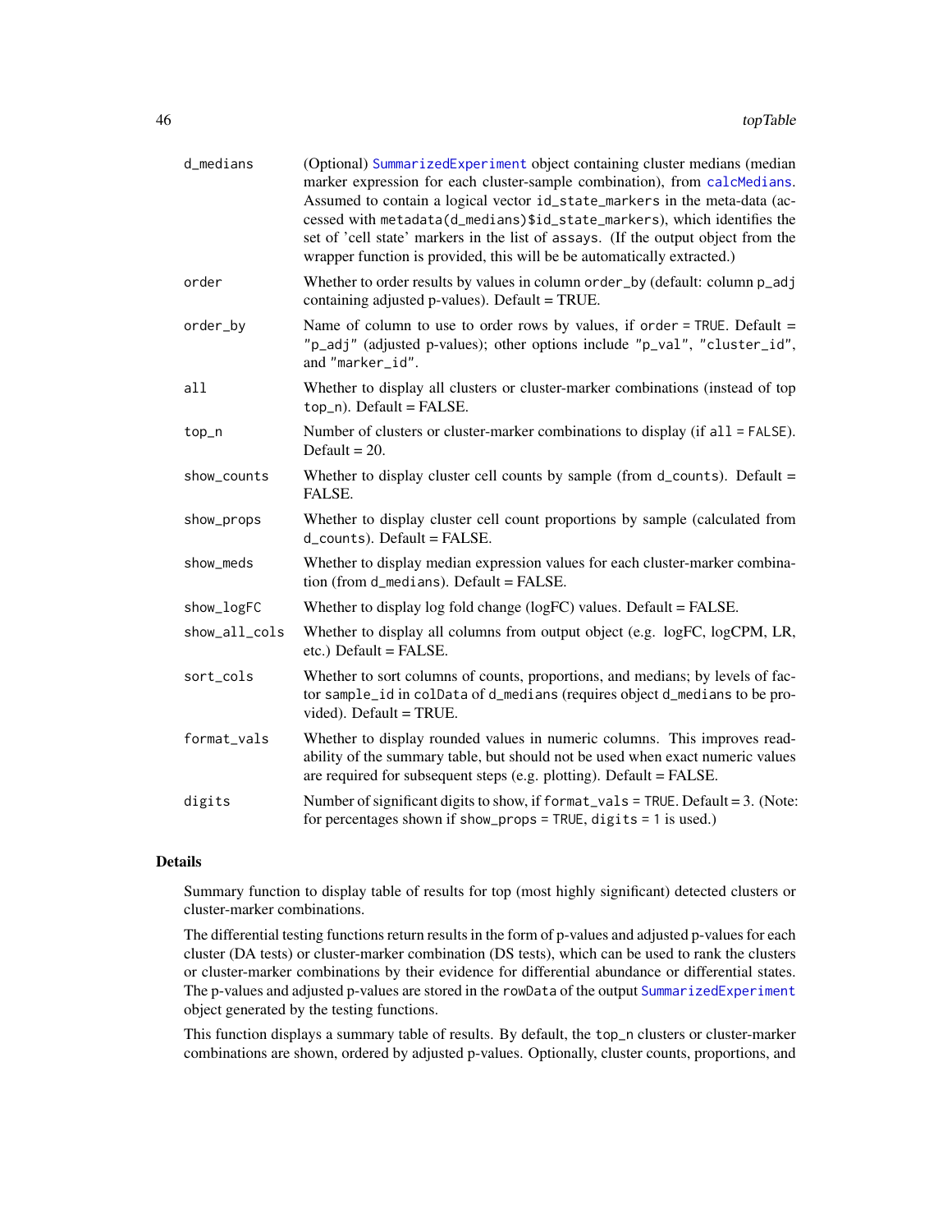| | |
|---|---|
| d_medians | (Optional) SummarizedExperiment object containing cluster medians (median marker expression for each cluster-sample combination), from calcMedians. Assumed to contain a logical vector id_state_markers in the meta-data (accessed with metadata(d_medians)$id_state_markers), which identifies the set of 'cell state' markers in the list of assays. (If the output object from the wrapper function is provided, this will be be automatically extracted.) |
| order | Whether to order results by values in column order_by (default: column p_adj containing adjusted p-values). Default = TRUE. |
| order_by | Name of column to use to order rows by values, if order = TRUE. Default = "p_adj" (adjusted p-values); other options include "p_val", "cluster_id", and "marker_id". |
| all | Whether to display all clusters or cluster-marker combinations (instead of top top_n). Default = FALSE. |
| top_n | Number of clusters or cluster-marker combinations to display (if all = FALSE). Default = 20. |
| show_counts | Whether to display cluster cell counts by sample (from d_counts). Default = FALSE. |
| show_props | Whether to display cluster cell count proportions by sample (calculated from d_counts). Default = FALSE. |
| show_meds | Whether to display median expression values for each cluster-marker combination (from d_medians). Default = FALSE. |
| show_logFC | Whether to display log fold change (logFC) values. Default = FALSE. |
| show_all_cols | Whether to display all columns from output object (e.g. logFC, logCPM, LR, etc.) Default = FALSE. |
| sort_cols | Whether to sort columns of counts, proportions, and medians; by levels of factor sample_id in colData of d_medians (requires object d_medians to be provided). Default = TRUE. |
| format_vals | Whether to display rounded values in numeric columns. This improves readability of the summary table, but should not be used when exact numeric values are required for subsequent steps (e.g. plotting). Default = FALSE. |
| digits | Number of significant digits to show, if format_vals = TRUE. Default = 3. (Note: for percentages shown if show_props = TRUE, digits = 1 is used.) |

## Details

Summary function to display table of results for top (most highly significant) detected clusters or cluster-marker combinations.

The differential testing functions return results in the form of p-values and adjusted p-values for each cluster (DA tests) or cluster-marker combination (DS tests), which can be used to rank the clusters or cluster-marker combinations by their evidence for differential abundance or differential states. The p-values and adjusted p-values are stored in the rowData of the output SummarizedExperiment object generated by the testing functions.

This function displays a summary table of results. By default, the top_n clusters or cluster-marker combinations are shown, ordered by adjusted p-values. Optionally, cluster counts, proportions, and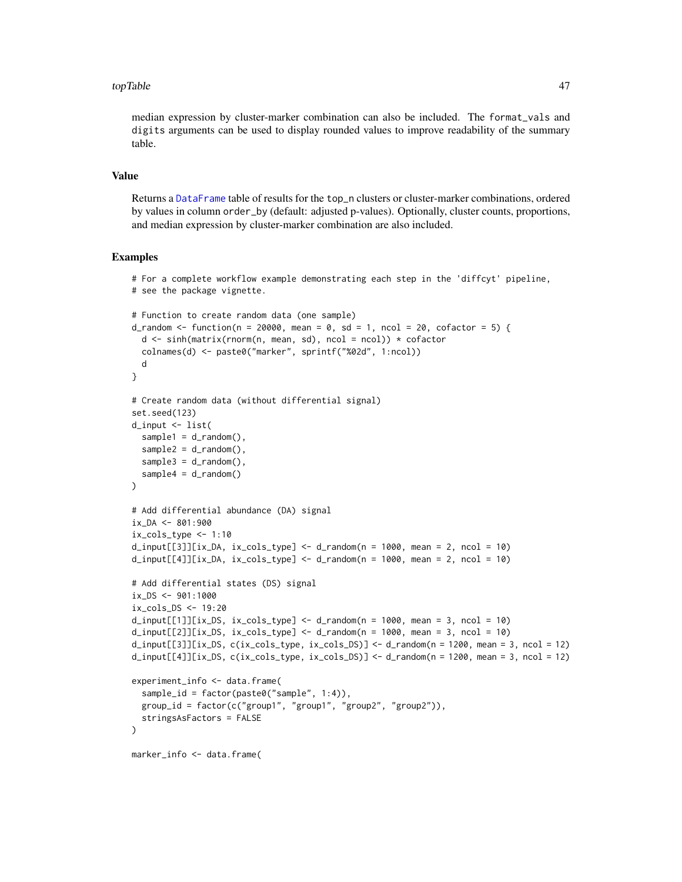median expression by cluster-marker combination can also be included. The format_vals and digits arguments can be used to display rounded values to improve readability of the summary table.

## Value

Returns a DataFrame table of results for the top_n clusters or cluster-marker combinations, ordered by values in column order_by (default: adjusted p-values). Optionally, cluster counts, proportions, and median expression by cluster-marker combination are also included.

## Examples

```
# For a complete workflow example demonstrating each step in the 'diffcyt' pipeline,
# see the package vignette.

# Function to create random data (one sample)
d_random <- function(n = 20000, mean = 0, sd = 1, ncol = 20, cofactor = 5) {
  d <- sinh(matrix(rnorm(n, mean, sd), ncol = ncol)) * cofactor
  colnames(d) <- paste0("marker", sprintf("%02d", 1:ncol))
  d
}

# Create random data (without differential signal)
set.seed(123)
d_input <- list(
  sample1 = d_random(),
  sample2 = d_random(),
  sample3 = d_random(),
  sample4 = d_random()
)

# Add differential abundance (DA) signal
ix_DA <- 801:900
ix_cols_type <- 1:10
d_input[[3]][ix_DA, ix_cols_type] <- d_random(n = 1000, mean = 2, ncol = 10)
d_input[[4]][ix_DA, ix_cols_type] <- d_random(n = 1000, mean = 2, ncol = 10)

# Add differential states (DS) signal
ix_DS <- 901:1000
ix_cols_DS <- 19:20
d_input[[1]][ix_DS, ix_cols_type] <- d_random(n = 1000, mean = 3, ncol = 10)
d_input[[2]][ix_DS, ix_cols_type] <- d_random(n = 1000, mean = 3, ncol = 10)
d_input[[3]][ix_DS, c(ix_cols_type, ix_cols_DS)] <- d_random(n = 1200, mean = 3, ncol = 12)
d_input[[4]][ix_DS, c(ix_cols_type, ix_cols_DS)] <- d_random(n = 1200, mean = 3, ncol = 12)

experiment_info <- data.frame(
  sample_id = factor(paste0("sample", 1:4)),
  group_id = factor(c("group1", "group1", "group2", "group2")),
  stringsAsFactors = FALSE
)

marker_info <- data.frame(
```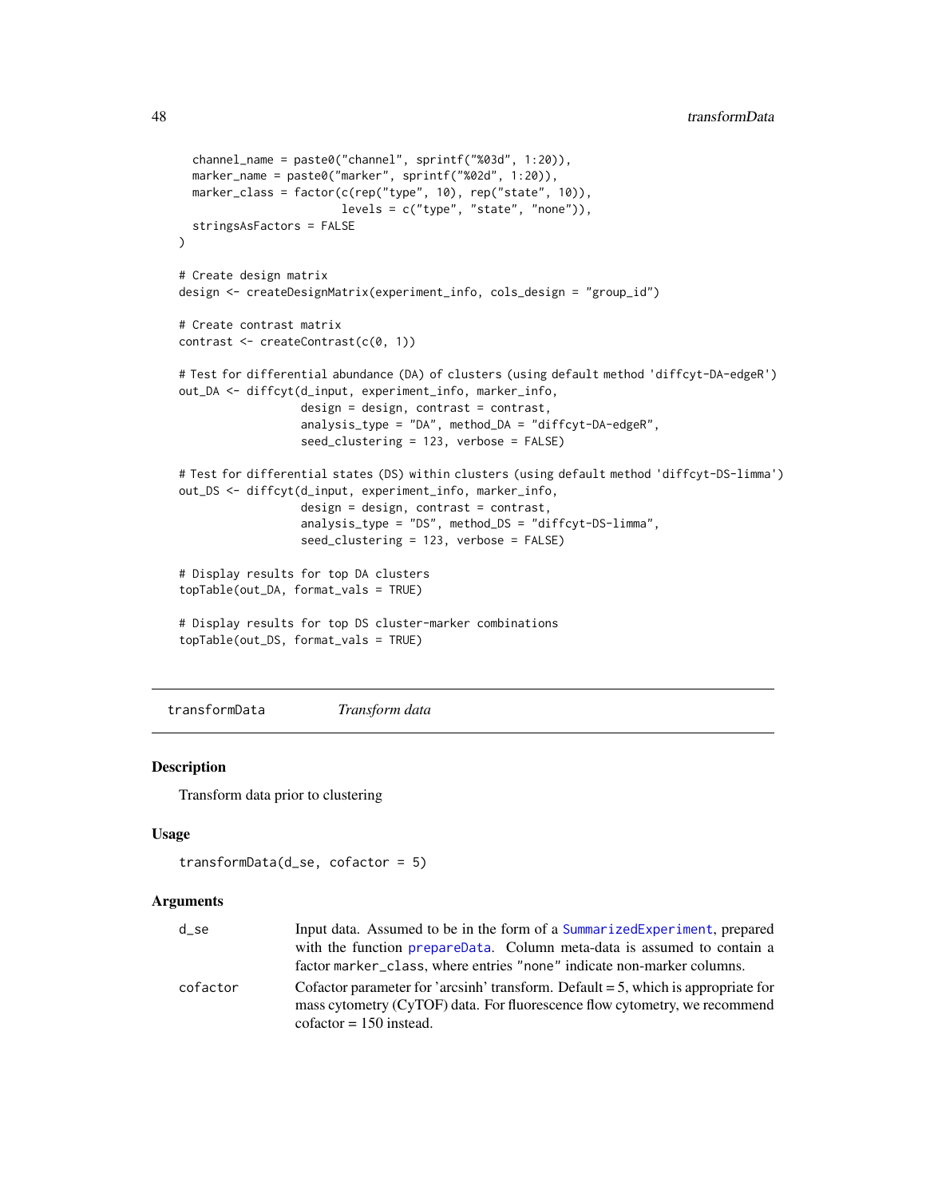```
  channel_name = paste0("channel", sprintf("%03d", 1:20)),
  marker_name = paste0("marker", sprintf("%02d", 1:20)),
  marker_class = factor(c(rep("type", 10), rep("state", 10)),
                        levels = c("type", "state", "none")),
  stringsAsFactors = FALSE
)

# Create design matrix
design <- createDesignMatrix(experiment_info, cols_design = "group_id")

# Create contrast matrix
contrast <- createContrast(c(0, 1))

# Test for differential abundance (DA) of clusters (using default method 'diffcyt-DA-edgeR')
out_DA <- diffcyt(d_input, experiment_info, marker_info,
                  design = design, contrast = contrast,
                  analysis_type = "DA", method_DA = "diffcyt-DA-edgeR",
                  seed_clustering = 123, verbose = FALSE)

# Test for differential states (DS) within clusters (using default method 'diffcyt-DS-limma')
out_DS <- diffcyt(d_input, experiment_info, marker_info,
                  design = design, contrast = contrast,
                  analysis_type = "DS", method_DS = "diffcyt-DS-limma",
                  seed_clustering = 123, verbose = FALSE)

# Display results for top DA clusters
topTable(out_DA, format_vals = TRUE)

# Display results for top DS cluster-marker combinations
topTable(out_DS, format_vals = TRUE)
```

---

## transformData &nbsp;&nbsp;&nbsp; *Transform data*

---

### Description

Transform data prior to clustering

### Usage

```
transformData(d_se, cofactor = 5)
```

### Arguments

| | |
|---|---|
| d_se | Input data. Assumed to be in the form of a SummarizedExperiment, prepared with the function prepareData. Column meta-data is assumed to contain a factor marker_class, where entries "none" indicate non-marker columns. |
| cofactor | Cofactor parameter for 'arcsinh' transform. Default = 5, which is appropriate for mass cytometry (CyTOF) data. For fluorescence flow cytometry, we recommend cofactor = 150 instead. |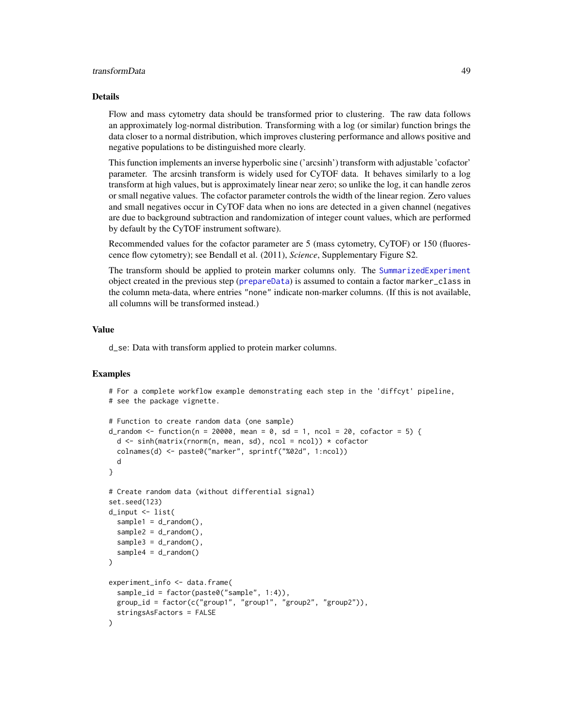## Details

Flow and mass cytometry data should be transformed prior to clustering. The raw data follows an approximately log-normal distribution. Transforming with a log (or similar) function brings the data closer to a normal distribution, which improves clustering performance and allows positive and negative populations to be distinguished more clearly.

This function implements an inverse hyperbolic sine ('arcsinh') transform with adjustable 'cofactor' parameter. The arcsinh transform is widely used for CyTOF data. It behaves similarly to a log transform at high values, but is approximately linear near zero; so unlike the log, it can handle zeros or small negative values. The cofactor parameter controls the width of the linear region. Zero values and small negatives occur in CyTOF data when no ions are detected in a given channel (negatives are due to background subtraction and randomization of integer count values, which are performed by default by the CyTOF instrument software).

Recommended values for the cofactor parameter are 5 (mass cytometry, CyTOF) or 150 (fluorescence flow cytometry); see Bendall et al. (2011), *Science*, Supplementary Figure S2.

The transform should be applied to protein marker columns only. The `SummarizedExperiment` object created in the previous step (`prepareData`) is assumed to contain a factor `marker_class` in the column meta-data, where entries `"none"` indicate non-marker columns. (If this is not available, all columns will be transformed instead.)

## Value

d_se: Data with transform applied to protein marker columns.

## Examples

```
# For a complete workflow example demonstrating each step in the 'diffcyt' pipeline,
# see the package vignette.

# Function to create random data (one sample)
d_random <- function(n = 20000, mean = 0, sd = 1, ncol = 20, cofactor = 5) {
  d <- sinh(matrix(rnorm(n, mean, sd), ncol = ncol)) * cofactor
  colnames(d) <- paste0("marker", sprintf("%02d", 1:ncol))
  d
}

# Create random data (without differential signal)
set.seed(123)
d_input <- list(
  sample1 = d_random(),
  sample2 = d_random(),
  sample3 = d_random(),
  sample4 = d_random()
)

experiment_info <- data.frame(
  sample_id = factor(paste0("sample", 1:4)),
  group_id = factor(c("group1", "group1", "group2", "group2")),
  stringsAsFactors = FALSE
)
```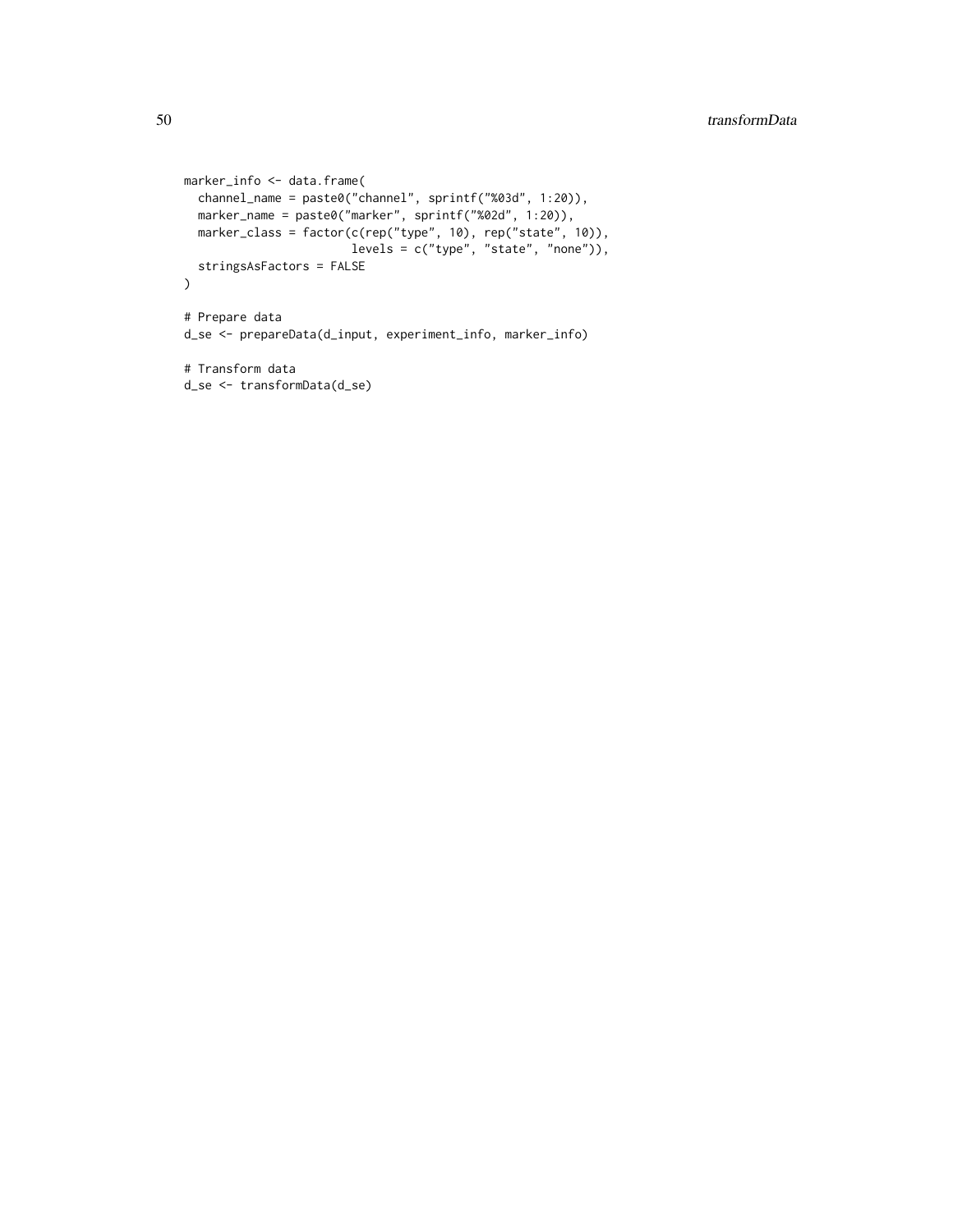```
marker_info <- data.frame(
  channel_name = paste0("channel", sprintf("%03d", 1:20)),
  marker_name = paste0("marker", sprintf("%02d", 1:20)),
  marker_class = factor(c(rep("type", 10), rep("state", 10)),
                        levels = c("type", "state", "none")),
  stringsAsFactors = FALSE
)

# Prepare data
d_se <- prepareData(d_input, experiment_info, marker_info)

# Transform data
d_se <- transformData(d_se)
```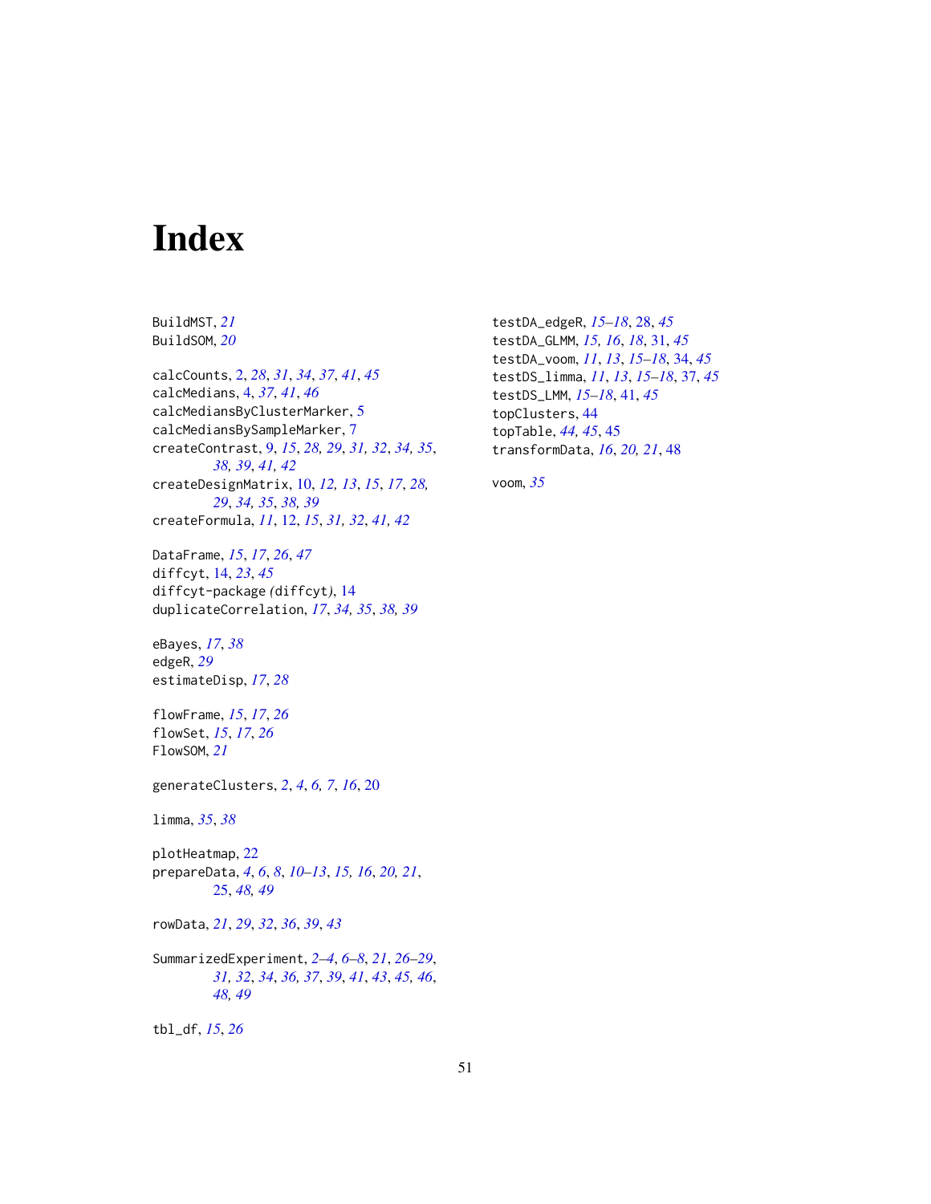# Index

BuildMST, *21*
BuildSOM, *20*

calcCounts, 2, *28*, *31*, *34*, *37*, *41*, *45*
calcMedians, 4, *37*, *41*, *46*
calcMediansByClusterMarker, 5
calcMediansBySampleMarker, 7
createContrast, 9, *15*, *28, 29*, *31, 32*, *34, 35*, *38, 39*, *41, 42*
createDesignMatrix, 10, *12, 13*, *15*, *17*, *28, 29*, *34, 35*, *38, 39*
createFormula, *11*, 12, *15*, *31, 32*, *41, 42*

DataFrame, *15*, *17*, *26*, *47*
diffcyt, 14, *23*, *45*
diffcyt-package *(*diffcyt*)*, 14
duplicateCorrelation, *17*, *34, 35*, *38, 39*

eBayes, *17*, *38*
edgeR, *29*
estimateDisp, *17*, *28*

flowFrame, *15*, *17*, *26*
flowSet, *15*, *17*, *26*
FlowSOM, *21*

generateClusters, *2*, *4*, *6, 7*, *16*, 20

limma, *35*, *38*

plotHeatmap, 22
prepareData, *4*, *6*, *8*, *10–13*, *15, 16*, *20, 21*, *25*, *48, 49*

rowData, *21*, *29*, *32*, *36*, *39*, *43*

SummarizedExperiment, *2–4*, *6–8*, *21*, *26–29*, *31, 32*, *34*, *36, 37*, *39*, *41*, *43*, *45, 46*, *48, 49*

tbl_df, *15*, *26*
testDA_edgeR, *15–18*, 28, *45*
testDA_GLMM, *15, 16*, *18*, 31, *45*
testDA_voom, *11*, *13*, *15–18*, 34, *45*
testDS_limma, *11*, *13*, *15–18*, 37, *45*
testDS_LMM, *15–18*, 41, *45*
topClusters, 44
topTable, *44, 45*, 45
transformData, *16*, *20, 21*, 48

voom, *35*